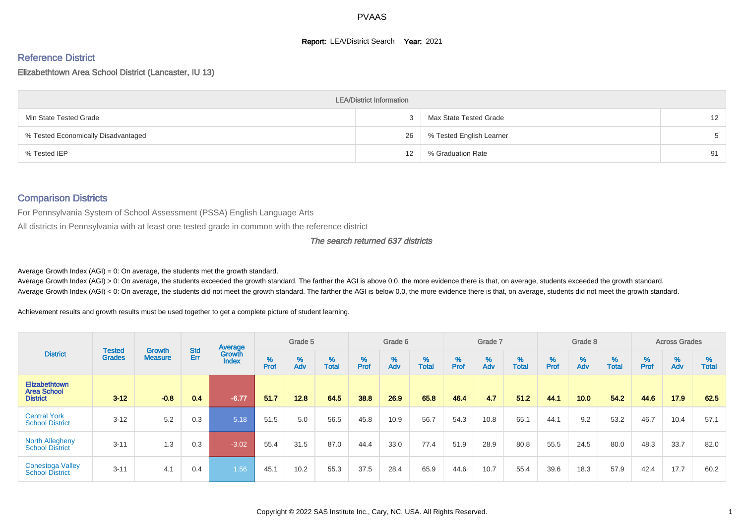# PVAAS

**Report:** LEA/District Search **Year:** 2021

## Reference District

Elizabethtown Area School District (Lancaster, IU 13)

| LEA/District Information | | | |
|---|---|---|---|
| Min State Tested Grade | 3 | Max State Tested Grade | 12 |
| % Tested Economically Disadvantaged | 26 | % Tested English Learner | 5 |
| % Tested IEP | 12 | % Graduation Rate | 91 |

## Comparison Districts

For Pennsylvania System of School Assessment (PSSA) English Language Arts

All districts in Pennsylvania with at least one tested grade in common with the reference district

*The search returned 637 districts*

Average Growth Index (AGI) = 0: On average, the students met the growth standard.

Average Growth Index (AGI) > 0: On average, the students exceeded the growth standard. The farther the AGI is above 0.0, the more evidence there is that, on average, students exceeded the growth standard.

Average Growth Index (AGI) < 0: On average, the students did not meet the growth standard. The farther the AGI is below 0.0, the more evidence there is that, on average, students did not meet the growth standard.

Achievement results and growth results must be used together to get a complete picture of student learning.

| District | Tested Grades | Growth Measure | Std Err | Average Growth Index | Grade 5 | | | Grade 6 | | | Grade 7 | | | Grade 8 | | | Across Grades | | |
|---|---|---|---|---|---|---|---|---|---|---|---|---|---|---|---|---|---|---|---|
| | | | | | % Prof | % Adv | % Total | % Prof | % Adv | % Total | % Prof | % Adv | % Total | % Prof | % Adv | % Total | % Prof | % Adv | % Total |
| **Elizabethtown Area School District** | **3-12** | **-0.8** | **0.4** | **-6.77** | **51.7** | **12.8** | **64.5** | **38.8** | **26.9** | **65.8** | **46.4** | **4.7** | **51.2** | **44.1** | **10.0** | **54.2** | **44.6** | **17.9** | **62.5** |
| Central York School District | 3-12 | 5.2 | 0.3 | 5.18 | 51.5 | 5.0 | 56.5 | 45.8 | 10.9 | 56.7 | 54.3 | 10.8 | 65.1 | 44.1 | 9.2 | 53.2 | 46.7 | 10.4 | 57.1 |
| North Allegheny School District | 3-11 | 1.3 | 0.3 | -3.02 | 55.4 | 31.5 | 87.0 | 44.4 | 33.0 | 77.4 | 51.9 | 28.9 | 80.8 | 55.5 | 24.5 | 80.0 | 48.3 | 33.7 | 82.0 |
| Conestoga Valley School District | 3-11 | 4.1 | 0.4 | 1.56 | 45.1 | 10.2 | 55.3 | 37.5 | 28.4 | 65.9 | 44.6 | 10.7 | 55.4 | 39.6 | 18.3 | 57.9 | 42.4 | 17.7 | 60.2 |

Copyright © 2022 SAS Institute Inc., Cary, NC, USA. All Rights Reserved.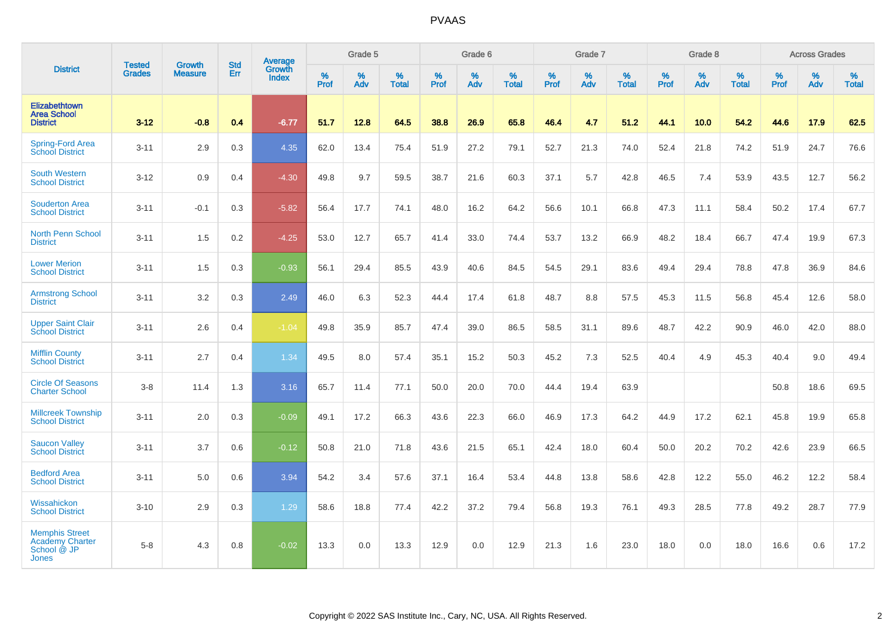| District | Tested Grades | Growth Measure | Std Err | Average Growth Index | Grade 5 | | | Grade 6 | | | Grade 7 | | | Grade 8 | | | Across Grades | | |
|---|---|---|---|---|---|---|---|---|---|---|---|---|---|---|---|---|---|---|---|
| | | | | | % Prof | % Adv | % Total | % Prof | % Adv | % Total | % Prof | % Adv | % Total | % Prof | % Adv | % Total | % Prof | % Adv | % Total |
| **Elizabethtown Area School District** | **3-12** | **-0.8** | **0.4** | **-6.77** | **51.7** | **12.8** | **64.5** | **38.8** | **26.9** | **65.8** | **46.4** | **4.7** | **51.2** | **44.1** | **10.0** | **54.2** | **44.6** | **17.9** | **62.5** |
| Spring-Ford Area School District | 3-11 | 2.9 | 0.3 | 4.35 | 62.0 | 13.4 | 75.4 | 51.9 | 27.2 | 79.1 | 52.7 | 21.3 | 74.0 | 52.4 | 21.8 | 74.2 | 51.9 | 24.7 | 76.6 |
| South Western School District | 3-12 | 0.9 | 0.4 | -4.30 | 49.8 | 9.7 | 59.5 | 38.7 | 21.6 | 60.3 | 37.1 | 5.7 | 42.8 | 46.5 | 7.4 | 53.9 | 43.5 | 12.7 | 56.2 |
| Souderton Area School District | 3-11 | -0.1 | 0.3 | -5.82 | 56.4 | 17.7 | 74.1 | 48.0 | 16.2 | 64.2 | 56.6 | 10.1 | 66.8 | 47.3 | 11.1 | 58.4 | 50.2 | 17.4 | 67.7 |
| North Penn School District | 3-11 | 1.5 | 0.2 | -4.25 | 53.0 | 12.7 | 65.7 | 41.4 | 33.0 | 74.4 | 53.7 | 13.2 | 66.9 | 48.2 | 18.4 | 66.7 | 47.4 | 19.9 | 67.3 |
| Lower Merion School District | 3-11 | 1.5 | 0.3 | -0.93 | 56.1 | 29.4 | 85.5 | 43.9 | 40.6 | 84.5 | 54.5 | 29.1 | 83.6 | 49.4 | 29.4 | 78.8 | 47.8 | 36.9 | 84.6 |
| Armstrong School District | 3-11 | 3.2 | 0.3 | 2.49 | 46.0 | 6.3 | 52.3 | 44.4 | 17.4 | 61.8 | 48.7 | 8.8 | 57.5 | 45.3 | 11.5 | 56.8 | 45.4 | 12.6 | 58.0 |
| Upper Saint Clair School District | 3-11 | 2.6 | 0.4 | -1.04 | 49.8 | 35.9 | 85.7 | 47.4 | 39.0 | 86.5 | 58.5 | 31.1 | 89.6 | 48.7 | 42.2 | 90.9 | 46.0 | 42.0 | 88.0 |
| Mifflin County School District | 3-11 | 2.7 | 0.4 | 1.34 | 49.5 | 8.0 | 57.4 | 35.1 | 15.2 | 50.3 | 45.2 | 7.3 | 52.5 | 40.4 | 4.9 | 45.3 | 40.4 | 9.0 | 49.4 |
| Circle Of Seasons Charter School | 3-8 | 11.4 | 1.3 | 3.16 | 65.7 | 11.4 | 77.1 | 50.0 | 20.0 | 70.0 | 44.4 | 19.4 | 63.9 | | | | 50.8 | 18.6 | 69.5 |
| Millcreek Township School District | 3-11 | 2.0 | 0.3 | -0.09 | 49.1 | 17.2 | 66.3 | 43.6 | 22.3 | 66.0 | 46.9 | 17.3 | 64.2 | 44.9 | 17.2 | 62.1 | 45.8 | 19.9 | 65.8 |
| Saucon Valley School District | 3-11 | 3.7 | 0.6 | -0.12 | 50.8 | 21.0 | 71.8 | 43.6 | 21.5 | 65.1 | 42.4 | 18.0 | 60.4 | 50.0 | 20.2 | 70.2 | 42.6 | 23.9 | 66.5 |
| Bedford Area School District | 3-11 | 5.0 | 0.6 | 3.94 | 54.2 | 3.4 | 57.6 | 37.1 | 16.4 | 53.4 | 44.8 | 13.8 | 58.6 | 42.8 | 12.2 | 55.0 | 46.2 | 12.2 | 58.4 |
| Wissahickon School District | 3-10 | 2.9 | 0.3 | 1.29 | 58.6 | 18.8 | 77.4 | 42.2 | 37.2 | 79.4 | 56.8 | 19.3 | 76.1 | 49.3 | 28.5 | 77.8 | 49.2 | 28.7 | 77.9 |
| Memphis Street Academy Charter School @ JP Jones | 5-8 | 4.3 | 0.8 | -0.02 | 13.3 | 0.0 | 13.3 | 12.9 | 0.0 | 12.9 | 21.3 | 1.6 | 23.0 | 18.0 | 0.0 | 18.0 | 16.6 | 0.6 | 17.2 |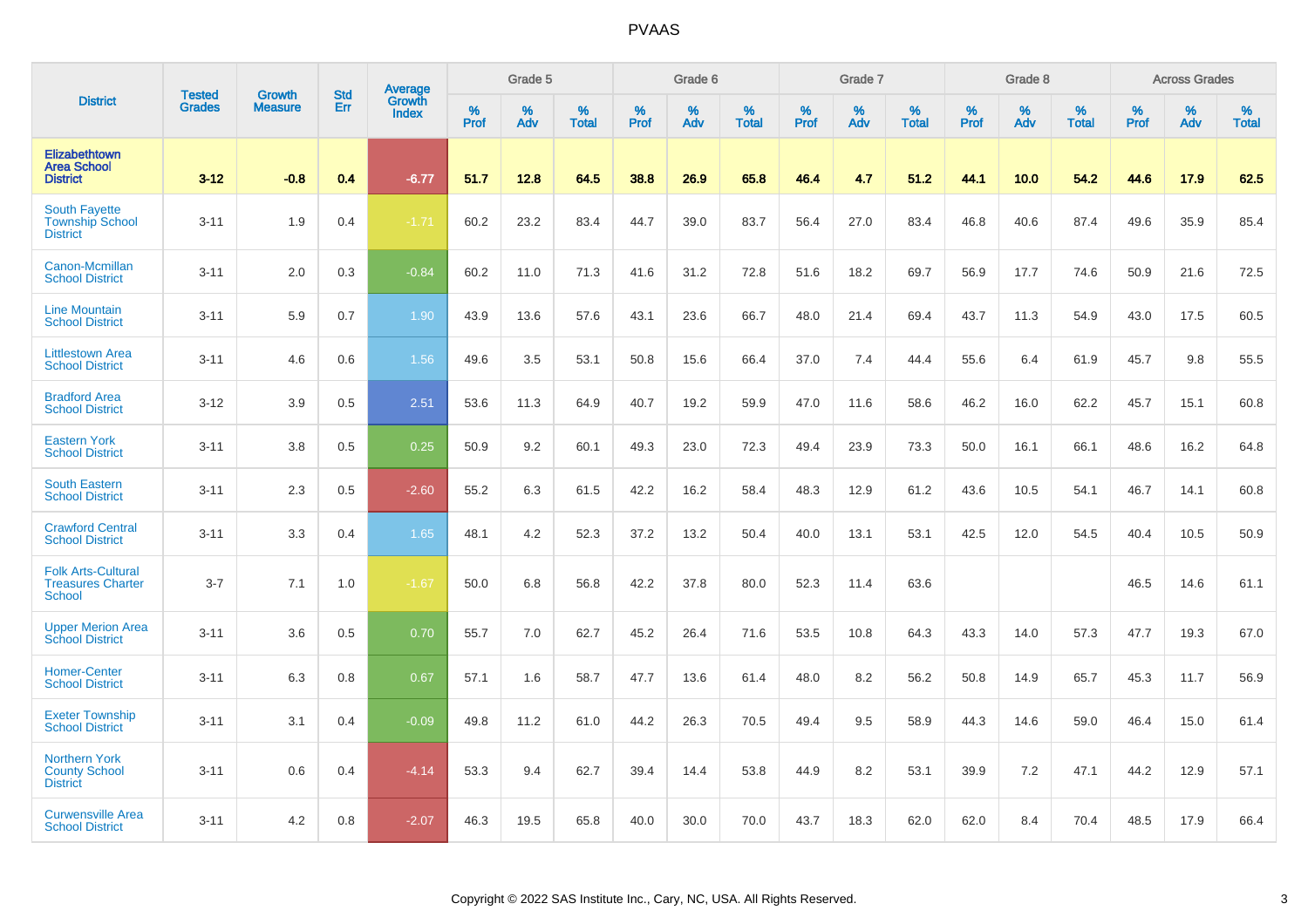# PVAAS

| District | Tested Grades | Growth Measure | Std Err | Average Growth Index | Grade 5 | | | Grade 6 | | | Grade 7 | | | Grade 8 | | | Across Grades | | |
|---|---|---|---|---|---|---|---|---|---|---|---|---|---|---|---|---|---|---|---|
| | | | | | % Prof | % Adv | % Total | % Prof | % Adv | % Total | % Prof | % Adv | % Total | % Prof | % Adv | % Total | % Prof | % Adv | % Total |
| **Elizabethtown Area School District** | **3-12** | **-0.8** | **0.4** | **-6.77** | **51.7** | **12.8** | **64.5** | **38.8** | **26.9** | **65.8** | **46.4** | **4.7** | **51.2** | **44.1** | **10.0** | **54.2** | **44.6** | **17.9** | **62.5** |
| South Fayette Township School District | 3-11 | 1.9 | 0.4 | -1.71 | 60.2 | 23.2 | 83.4 | 44.7 | 39.0 | 83.7 | 56.4 | 27.0 | 83.4 | 46.8 | 40.6 | 87.4 | 49.6 | 35.9 | 85.4 |
| Canon-Mcmillan School District | 3-11 | 2.0 | 0.3 | -0.84 | 60.2 | 11.0 | 71.3 | 41.6 | 31.2 | 72.8 | 51.6 | 18.2 | 69.7 | 56.9 | 17.7 | 74.6 | 50.9 | 21.6 | 72.5 |
| Line Mountain School District | 3-11 | 5.9 | 0.7 | 1.90 | 43.9 | 13.6 | 57.6 | 43.1 | 23.6 | 66.7 | 48.0 | 21.4 | 69.4 | 43.7 | 11.3 | 54.9 | 43.0 | 17.5 | 60.5 |
| Littlestown Area School District | 3-11 | 4.6 | 0.6 | 1.56 | 49.6 | 3.5 | 53.1 | 50.8 | 15.6 | 66.4 | 37.0 | 7.4 | 44.4 | 55.6 | 6.4 | 61.9 | 45.7 | 9.8 | 55.5 |
| Bradford Area School District | 3-12 | 3.9 | 0.5 | 2.51 | 53.6 | 11.3 | 64.9 | 40.7 | 19.2 | 59.9 | 47.0 | 11.6 | 58.6 | 46.2 | 16.0 | 62.2 | 45.7 | 15.1 | 60.8 |
| Eastern York School District | 3-11 | 3.8 | 0.5 | 0.25 | 50.9 | 9.2 | 60.1 | 49.3 | 23.0 | 72.3 | 49.4 | 23.9 | 73.3 | 50.0 | 16.1 | 66.1 | 48.6 | 16.2 | 64.8 |
| South Eastern School District | 3-11 | 2.3 | 0.5 | -2.60 | 55.2 | 6.3 | 61.5 | 42.2 | 16.2 | 58.4 | 48.3 | 12.9 | 61.2 | 43.6 | 10.5 | 54.1 | 46.7 | 14.1 | 60.8 |
| Crawford Central School District | 3-11 | 3.3 | 0.4 | 1.65 | 48.1 | 4.2 | 52.3 | 37.2 | 13.2 | 50.4 | 40.0 | 13.1 | 53.1 | 42.5 | 12.0 | 54.5 | 40.4 | 10.5 | 50.9 |
| Folk Arts-Cultural Treasures Charter School | 3-7 | 7.1 | 1.0 | -1.67 | 50.0 | 6.8 | 56.8 | 42.2 | 37.8 | 80.0 | 52.3 | 11.4 | 63.6 | | | | 46.5 | 14.6 | 61.1 |
| Upper Merion Area School District | 3-11 | 3.6 | 0.5 | 0.70 | 55.7 | 7.0 | 62.7 | 45.2 | 26.4 | 71.6 | 53.5 | 10.8 | 64.3 | 43.3 | 14.0 | 57.3 | 47.7 | 19.3 | 67.0 |
| Homer-Center School District | 3-11 | 6.3 | 0.8 | 0.67 | 57.1 | 1.6 | 58.7 | 47.7 | 13.6 | 61.4 | 48.0 | 8.2 | 56.2 | 50.8 | 14.9 | 65.7 | 45.3 | 11.7 | 56.9 |
| Exeter Township School District | 3-11 | 3.1 | 0.4 | -0.09 | 49.8 | 11.2 | 61.0 | 44.2 | 26.3 | 70.5 | 49.4 | 9.5 | 58.9 | 44.3 | 14.6 | 59.0 | 46.4 | 15.0 | 61.4 |
| Northern York County School District | 3-11 | 0.6 | 0.4 | -4.14 | 53.3 | 9.4 | 62.7 | 39.4 | 14.4 | 53.8 | 44.9 | 8.2 | 53.1 | 39.9 | 7.2 | 47.1 | 44.2 | 12.9 | 57.1 |
| Curwensville Area School District | 3-11 | 4.2 | 0.8 | -2.07 | 46.3 | 19.5 | 65.8 | 40.0 | 30.0 | 70.0 | 43.7 | 18.3 | 62.0 | 62.0 | 8.4 | 70.4 | 48.5 | 17.9 | 66.4 |

Copyright © 2022 SAS Institute Inc., Cary, NC, USA. All Rights Reserved.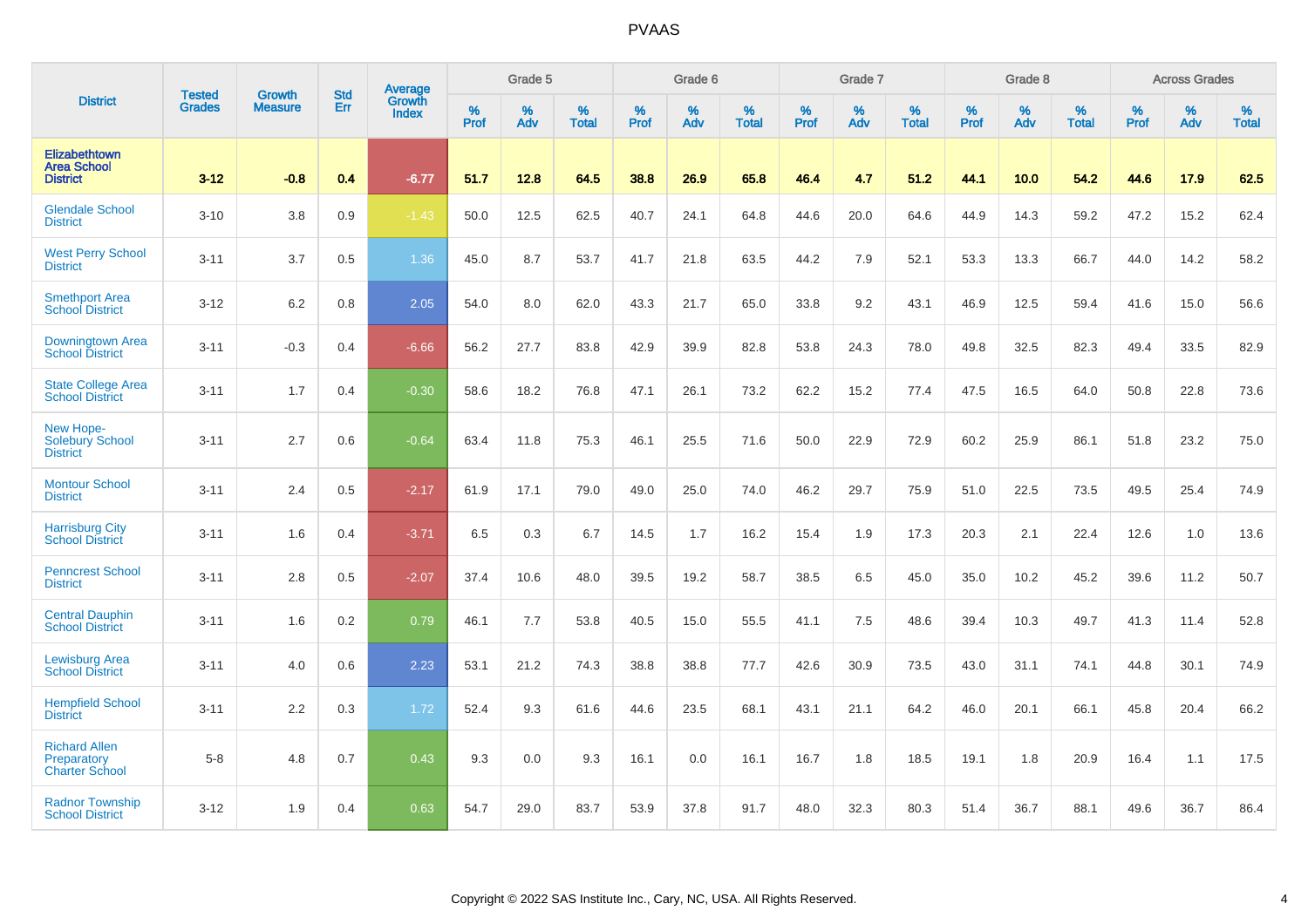# PVAAS

| District | Tested Grades | Growth Measure | Std Err | Average Growth Index | Grade 5 | | | Grade 6 | | | Grade 7 | | | Grade 8 | | | Across Grades | | |
|---|---|---|---|---|---|---|---|---|---|---|---|---|---|---|---|---|---|---|---|
| | | | | | % Prof | % Adv | % Total | % Prof | % Adv | % Total | % Prof | % Adv | % Total | % Prof | % Adv | % Total | % Prof | % Adv | % Total |
| **Elizabethtown Area School District** | **3-12** | **-0.8** | **0.4** | **-6.77** | **51.7** | **12.8** | **64.5** | **38.8** | **26.9** | **65.8** | **46.4** | **4.7** | **51.2** | **44.1** | **10.0** | **54.2** | **44.6** | **17.9** | **62.5** |
| Glendale School District | 3-10 | 3.8 | 0.9 | -1.43 | 50.0 | 12.5 | 62.5 | 40.7 | 24.1 | 64.8 | 44.6 | 20.0 | 64.6 | 44.9 | 14.3 | 59.2 | 47.2 | 15.2 | 62.4 |
| West Perry School District | 3-11 | 3.7 | 0.5 | 1.36 | 45.0 | 8.7 | 53.7 | 41.7 | 21.8 | 63.5 | 44.2 | 7.9 | 52.1 | 53.3 | 13.3 | 66.7 | 44.0 | 14.2 | 58.2 |
| Smethport Area School District | 3-12 | 6.2 | 0.8 | 2.05 | 54.0 | 8.0 | 62.0 | 43.3 | 21.7 | 65.0 | 33.8 | 9.2 | 43.1 | 46.9 | 12.5 | 59.4 | 41.6 | 15.0 | 56.6 |
| Downingtown Area School District | 3-11 | -0.3 | 0.4 | -6.66 | 56.2 | 27.7 | 83.8 | 42.9 | 39.9 | 82.8 | 53.8 | 24.3 | 78.0 | 49.8 | 32.5 | 82.3 | 49.4 | 33.5 | 82.9 |
| State College Area School District | 3-11 | 1.7 | 0.4 | -0.30 | 58.6 | 18.2 | 76.8 | 47.1 | 26.1 | 73.2 | 62.2 | 15.2 | 77.4 | 47.5 | 16.5 | 64.0 | 50.8 | 22.8 | 73.6 |
| New Hope-Solebury School District | 3-11 | 2.7 | 0.6 | -0.64 | 63.4 | 11.8 | 75.3 | 46.1 | 25.5 | 71.6 | 50.0 | 22.9 | 72.9 | 60.2 | 25.9 | 86.1 | 51.8 | 23.2 | 75.0 |
| Montour School District | 3-11 | 2.4 | 0.5 | -2.17 | 61.9 | 17.1 | 79.0 | 49.0 | 25.0 | 74.0 | 46.2 | 29.7 | 75.9 | 51.0 | 22.5 | 73.5 | 49.5 | 25.4 | 74.9 |
| Harrisburg City School District | 3-11 | 1.6 | 0.4 | -3.71 | 6.5 | 0.3 | 6.7 | 14.5 | 1.7 | 16.2 | 15.4 | 1.9 | 17.3 | 20.3 | 2.1 | 22.4 | 12.6 | 1.0 | 13.6 |
| Penncrest School District | 3-11 | 2.8 | 0.5 | -2.07 | 37.4 | 10.6 | 48.0 | 39.5 | 19.2 | 58.7 | 38.5 | 6.5 | 45.0 | 35.0 | 10.2 | 45.2 | 39.6 | 11.2 | 50.7 |
| Central Dauphin School District | 3-11 | 1.6 | 0.2 | 0.79 | 46.1 | 7.7 | 53.8 | 40.5 | 15.0 | 55.5 | 41.1 | 7.5 | 48.6 | 39.4 | 10.3 | 49.7 | 41.3 | 11.4 | 52.8 |
| Lewisburg Area School District | 3-11 | 4.0 | 0.6 | 2.23 | 53.1 | 21.2 | 74.3 | 38.8 | 38.8 | 77.7 | 42.6 | 30.9 | 73.5 | 43.0 | 31.1 | 74.1 | 44.8 | 30.1 | 74.9 |
| Hempfield School District | 3-11 | 2.2 | 0.3 | 1.72 | 52.4 | 9.3 | 61.6 | 44.6 | 23.5 | 68.1 | 43.1 | 21.1 | 64.2 | 46.0 | 20.1 | 66.1 | 45.8 | 20.4 | 66.2 |
| Richard Allen Preparatory Charter School | 5-8 | 4.8 | 0.7 | 0.43 | 9.3 | 0.0 | 9.3 | 16.1 | 0.0 | 16.1 | 16.7 | 1.8 | 18.5 | 19.1 | 1.8 | 20.9 | 16.4 | 1.1 | 17.5 |
| Radnor Township School District | 3-12 | 1.9 | 0.4 | 0.63 | 54.7 | 29.0 | 83.7 | 53.9 | 37.8 | 91.7 | 48.0 | 32.3 | 80.3 | 51.4 | 36.7 | 88.1 | 49.6 | 36.7 | 86.4 |

Copyright © 2022 SAS Institute Inc., Cary, NC, USA. All Rights Reserved.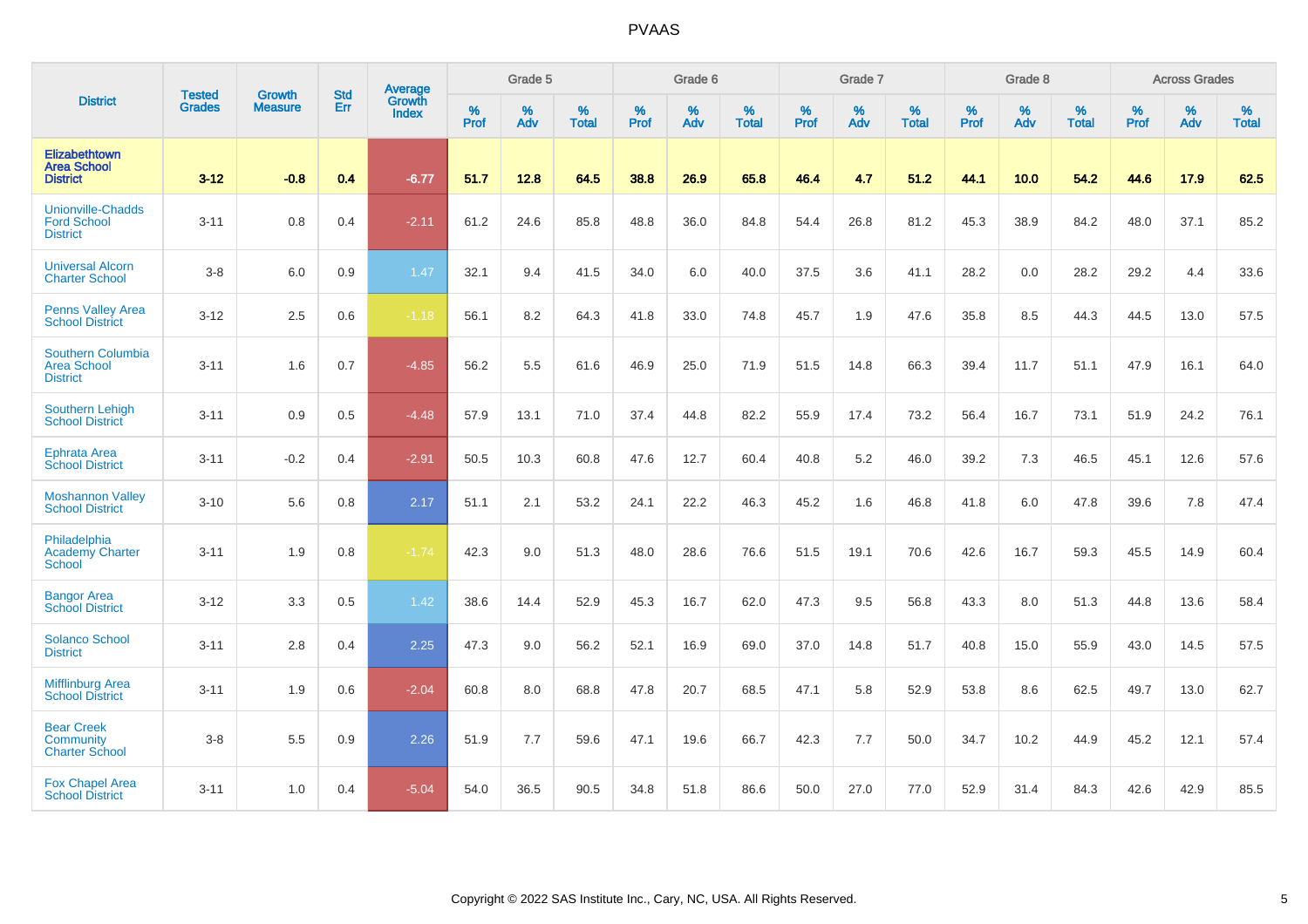# PVAAS

| District | Tested Grades | Growth Measure | Std Err | Average Growth Index | Grade 5 | | | Grade 6 | | | Grade 7 | | | Grade 8 | | | Across Grades | | |
|---|---|---|---|---|---|---|---|---|---|---|---|---|---|---|---|---|---|---|---|
| | | | | | % Prof | % Adv | % Total | % Prof | % Adv | % Total | % Prof | % Adv | % Total | % Prof | % Adv | % Total | % Prof | % Adv | % Total |
| **Elizabethtown Area School District** | **3-12** | **-0.8** | **0.4** | **-6.77** | **51.7** | **12.8** | **64.5** | **38.8** | **26.9** | **65.8** | **46.4** | **4.7** | **51.2** | **44.1** | **10.0** | **54.2** | **44.6** | **17.9** | **62.5** |
| Unionville-Chadds Ford School District | 3-11 | 0.8 | 0.4 | -2.11 | 61.2 | 24.6 | 85.8 | 48.8 | 36.0 | 84.8 | 54.4 | 26.8 | 81.2 | 45.3 | 38.9 | 84.2 | 48.0 | 37.1 | 85.2 |
| Universal Alcorn Charter School | 3-8 | 6.0 | 0.9 | 1.47 | 32.1 | 9.4 | 41.5 | 34.0 | 6.0 | 40.0 | 37.5 | 3.6 | 41.1 | 28.2 | 0.0 | 28.2 | 29.2 | 4.4 | 33.6 |
| Penns Valley Area School District | 3-12 | 2.5 | 0.6 | -1.18 | 56.1 | 8.2 | 64.3 | 41.8 | 33.0 | 74.8 | 45.7 | 1.9 | 47.6 | 35.8 | 8.5 | 44.3 | 44.5 | 13.0 | 57.5 |
| Southern Columbia Area School District | 3-11 | 1.6 | 0.7 | -4.85 | 56.2 | 5.5 | 61.6 | 46.9 | 25.0 | 71.9 | 51.5 | 14.8 | 66.3 | 39.4 | 11.7 | 51.1 | 47.9 | 16.1 | 64.0 |
| Southern Lehigh School District | 3-11 | 0.9 | 0.5 | -4.48 | 57.9 | 13.1 | 71.0 | 37.4 | 44.8 | 82.2 | 55.9 | 17.4 | 73.2 | 56.4 | 16.7 | 73.1 | 51.9 | 24.2 | 76.1 |
| Ephrata Area School District | 3-11 | -0.2 | 0.4 | -2.91 | 50.5 | 10.3 | 60.8 | 47.6 | 12.7 | 60.4 | 40.8 | 5.2 | 46.0 | 39.2 | 7.3 | 46.5 | 45.1 | 12.6 | 57.6 |
| Moshannon Valley School District | 3-10 | 5.6 | 0.8 | 2.17 | 51.1 | 2.1 | 53.2 | 24.1 | 22.2 | 46.3 | 45.2 | 1.6 | 46.8 | 41.8 | 6.0 | 47.8 | 39.6 | 7.8 | 47.4 |
| Philadelphia Academy Charter School | 3-11 | 1.9 | 0.8 | -1.74 | 42.3 | 9.0 | 51.3 | 48.0 | 28.6 | 76.6 | 51.5 | 19.1 | 70.6 | 42.6 | 16.7 | 59.3 | 45.5 | 14.9 | 60.4 |
| Bangor Area School District | 3-12 | 3.3 | 0.5 | 1.42 | 38.6 | 14.4 | 52.9 | 45.3 | 16.7 | 62.0 | 47.3 | 9.5 | 56.8 | 43.3 | 8.0 | 51.3 | 44.8 | 13.6 | 58.4 |
| Solanco School District | 3-11 | 2.8 | 0.4 | 2.25 | 47.3 | 9.0 | 56.2 | 52.1 | 16.9 | 69.0 | 37.0 | 14.8 | 51.7 | 40.8 | 15.0 | 55.9 | 43.0 | 14.5 | 57.5 |
| Mifflinburg Area School District | 3-11 | 1.9 | 0.6 | -2.04 | 60.8 | 8.0 | 68.8 | 47.8 | 20.7 | 68.5 | 47.1 | 5.8 | 52.9 | 53.8 | 8.6 | 62.5 | 49.7 | 13.0 | 62.7 |
| Bear Creek Community Charter School | 3-8 | 5.5 | 0.9 | 2.26 | 51.9 | 7.7 | 59.6 | 47.1 | 19.6 | 66.7 | 42.3 | 7.7 | 50.0 | 34.7 | 10.2 | 44.9 | 45.2 | 12.1 | 57.4 |
| Fox Chapel Area School District | 3-11 | 1.0 | 0.4 | -5.04 | 54.0 | 36.5 | 90.5 | 34.8 | 51.8 | 86.6 | 50.0 | 27.0 | 77.0 | 52.9 | 31.4 | 84.3 | 42.6 | 42.9 | 85.5 |

Copyright © 2022 SAS Institute Inc., Cary, NC, USA. All Rights Reserved.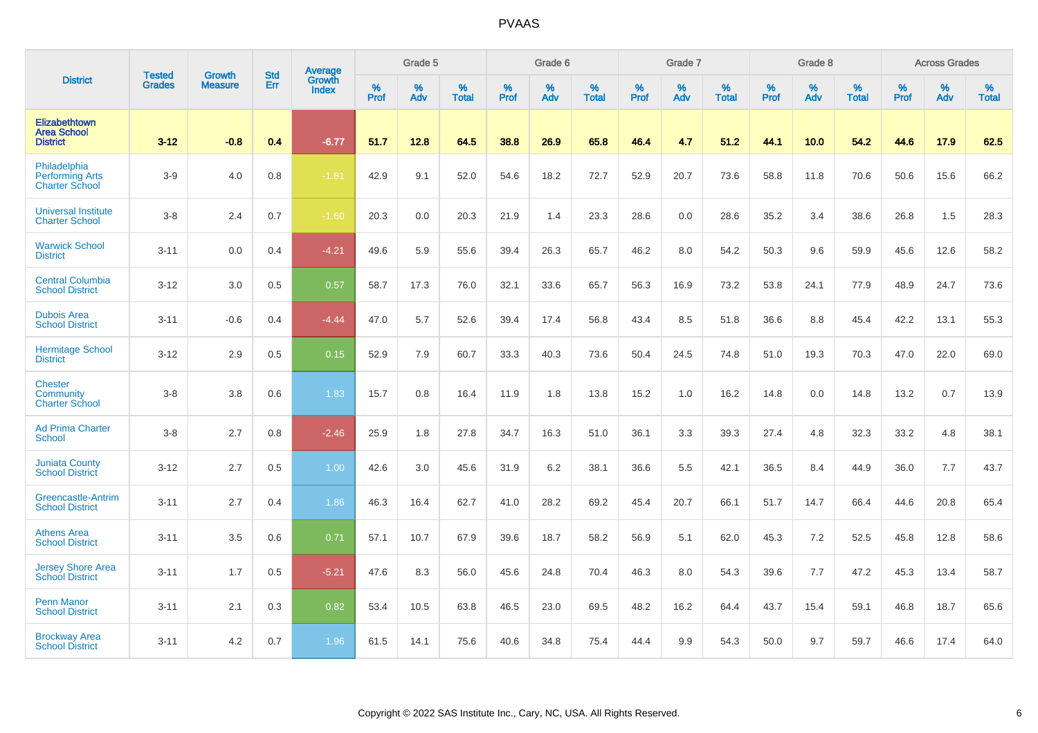# PVAAS

| District | Tested Grades | Growth Measure | Std Err | Average Growth Index | Grade 5 | | | Grade 6 | | | Grade 7 | | | Grade 8 | | | Across Grades | | |
|---|---|---|---|---|---|---|---|---|---|---|---|---|---|---|---|---|---|---|---|
| | | | | | % Prof | % Adv | % Total | % Prof | % Adv | % Total | % Prof | % Adv | % Total | % Prof | % Adv | % Total | % Prof | % Adv | % Total |
| **Elizabethtown Area School District** | **3-12** | **-0.8** | **0.4** | **-6.77** | **51.7** | **12.8** | **64.5** | **38.8** | **26.9** | **65.8** | **46.4** | **4.7** | **51.2** | **44.1** | **10.0** | **54.2** | **44.6** | **17.9** | **62.5** |
| Philadelphia Performing Arts Charter School | 3-9 | 4.0 | 0.8 | -1.81 | 42.9 | 9.1 | 52.0 | 54.6 | 18.2 | 72.7 | 52.9 | 20.7 | 73.6 | 58.8 | 11.8 | 70.6 | 50.6 | 15.6 | 66.2 |
| Universal Institute Charter School | 3-8 | 2.4 | 0.7 | -1.60 | 20.3 | 0.0 | 20.3 | 21.9 | 1.4 | 23.3 | 28.6 | 0.0 | 28.6 | 35.2 | 3.4 | 38.6 | 26.8 | 1.5 | 28.3 |
| Warwick School District | 3-11 | 0.0 | 0.4 | -4.21 | 49.6 | 5.9 | 55.6 | 39.4 | 26.3 | 65.7 | 46.2 | 8.0 | 54.2 | 50.3 | 9.6 | 59.9 | 45.6 | 12.6 | 58.2 |
| Central Columbia School District | 3-12 | 3.0 | 0.5 | 0.57 | 58.7 | 17.3 | 76.0 | 32.1 | 33.6 | 65.7 | 56.3 | 16.9 | 73.2 | 53.8 | 24.1 | 77.9 | 48.9 | 24.7 | 73.6 |
| Dubois Area School District | 3-11 | -0.6 | 0.4 | -4.44 | 47.0 | 5.7 | 52.6 | 39.4 | 17.4 | 56.8 | 43.4 | 8.5 | 51.8 | 36.6 | 8.8 | 45.4 | 42.2 | 13.1 | 55.3 |
| Hermitage School District | 3-12 | 2.9 | 0.5 | 0.15 | 52.9 | 7.9 | 60.7 | 33.3 | 40.3 | 73.6 | 50.4 | 24.5 | 74.8 | 51.0 | 19.3 | 70.3 | 47.0 | 22.0 | 69.0 |
| Chester Community Charter School | 3-8 | 3.8 | 0.6 | 1.83 | 15.7 | 0.8 | 16.4 | 11.9 | 1.8 | 13.8 | 15.2 | 1.0 | 16.2 | 14.8 | 0.0 | 14.8 | 13.2 | 0.7 | 13.9 |
| Ad Prima Charter School | 3-8 | 2.7 | 0.8 | -2.46 | 25.9 | 1.8 | 27.8 | 34.7 | 16.3 | 51.0 | 36.1 | 3.3 | 39.3 | 27.4 | 4.8 | 32.3 | 33.2 | 4.8 | 38.1 |
| Juniata County School District | 3-12 | 2.7 | 0.5 | 1.00 | 42.6 | 3.0 | 45.6 | 31.9 | 6.2 | 38.1 | 36.6 | 5.5 | 42.1 | 36.5 | 8.4 | 44.9 | 36.0 | 7.7 | 43.7 |
| Greencastle-Antrim School District | 3-11 | 2.7 | 0.4 | 1.86 | 46.3 | 16.4 | 62.7 | 41.0 | 28.2 | 69.2 | 45.4 | 20.7 | 66.1 | 51.7 | 14.7 | 66.4 | 44.6 | 20.8 | 65.4 |
| Athens Area School District | 3-11 | 3.5 | 0.6 | 0.71 | 57.1 | 10.7 | 67.9 | 39.6 | 18.7 | 58.2 | 56.9 | 5.1 | 62.0 | 45.3 | 7.2 | 52.5 | 45.8 | 12.8 | 58.6 |
| Jersey Shore Area School District | 3-11 | 1.7 | 0.5 | -5.21 | 47.6 | 8.3 | 56.0 | 45.6 | 24.8 | 70.4 | 46.3 | 8.0 | 54.3 | 39.6 | 7.7 | 47.2 | 45.3 | 13.4 | 58.7 |
| Penn Manor School District | 3-11 | 2.1 | 0.3 | 0.82 | 53.4 | 10.5 | 63.8 | 46.5 | 23.0 | 69.5 | 48.2 | 16.2 | 64.4 | 43.7 | 15.4 | 59.1 | 46.8 | 18.7 | 65.6 |
| Brockway Area School District | 3-11 | 4.2 | 0.7 | 1.96 | 61.5 | 14.1 | 75.6 | 40.6 | 34.8 | 75.4 | 44.4 | 9.9 | 54.3 | 50.0 | 9.7 | 59.7 | 46.6 | 17.4 | 64.0 |

Copyright © 2022 SAS Institute Inc., Cary, NC, USA. All Rights Reserved.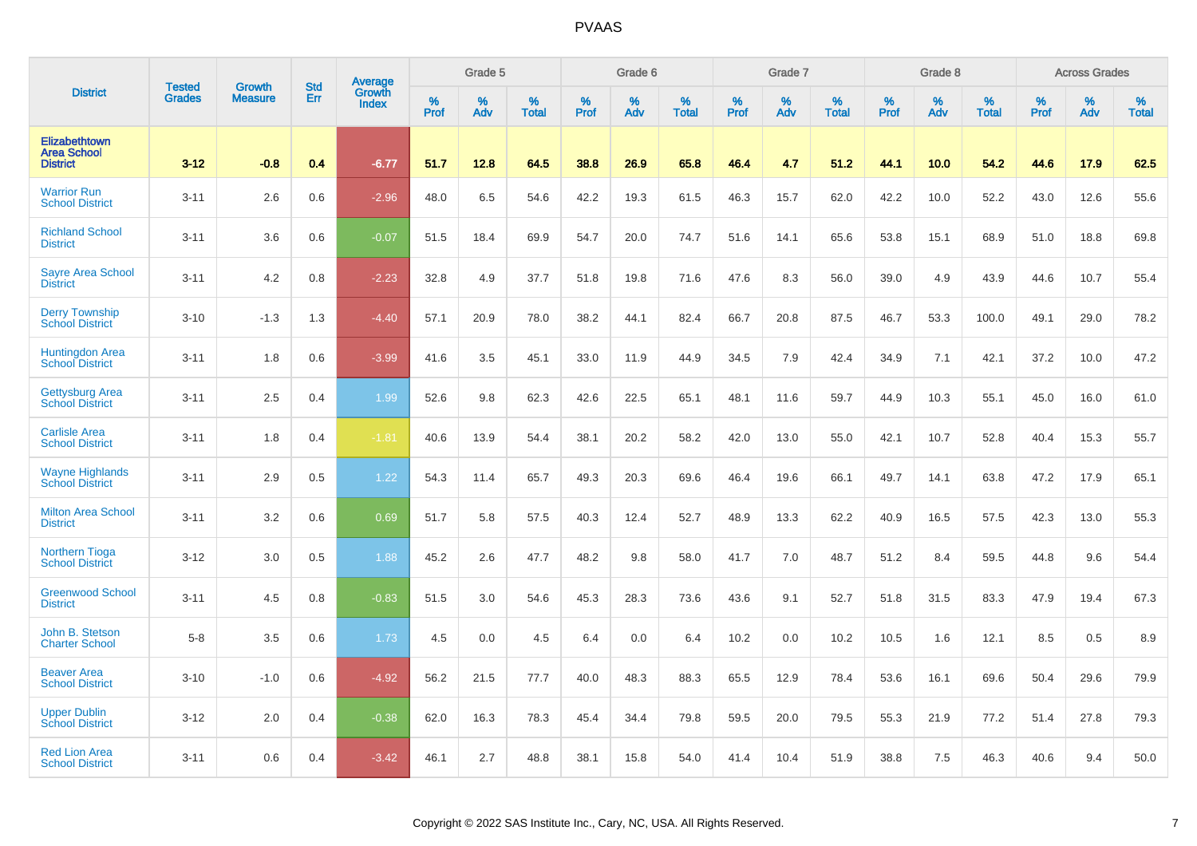# PVAAS

| District | Tested Grades | Growth Measure | Std Err | Average Growth Index | Grade 5 | | | Grade 6 | | | Grade 7 | | | Grade 8 | | | Across Grades | | |
|---|---|---|---|---|---|---|---|---|---|---|---|---|---|---|---|---|---|---|---|
| | | | | | % Prof | % Adv | % Total | % Prof | % Adv | % Total | % Prof | % Adv | % Total | % Prof | % Adv | % Total | % Prof | % Adv | % Total |
| **Elizabethtown Area School District** | **3-12** | **-0.8** | **0.4** | **-6.77** | **51.7** | **12.8** | **64.5** | **38.8** | **26.9** | **65.8** | **46.4** | **4.7** | **51.2** | **44.1** | **10.0** | **54.2** | **44.6** | **17.9** | **62.5** |
| Warrior Run School District | 3-11 | 2.6 | 0.6 | -2.96 | 48.0 | 6.5 | 54.6 | 42.2 | 19.3 | 61.5 | 46.3 | 15.7 | 62.0 | 42.2 | 10.0 | 52.2 | 43.0 | 12.6 | 55.6 |
| Richland School District | 3-11 | 3.6 | 0.6 | -0.07 | 51.5 | 18.4 | 69.9 | 54.7 | 20.0 | 74.7 | 51.6 | 14.1 | 65.6 | 53.8 | 15.1 | 68.9 | 51.0 | 18.8 | 69.8 |
| Sayre Area School District | 3-11 | 4.2 | 0.8 | -2.23 | 32.8 | 4.9 | 37.7 | 51.8 | 19.8 | 71.6 | 47.6 | 8.3 | 56.0 | 39.0 | 4.9 | 43.9 | 44.6 | 10.7 | 55.4 |
| Derry Township School District | 3-10 | -1.3 | 1.3 | -4.40 | 57.1 | 20.9 | 78.0 | 38.2 | 44.1 | 82.4 | 66.7 | 20.8 | 87.5 | 46.7 | 53.3 | 100.0 | 49.1 | 29.0 | 78.2 |
| Huntingdon Area School District | 3-11 | 1.8 | 0.6 | -3.99 | 41.6 | 3.5 | 45.1 | 33.0 | 11.9 | 44.9 | 34.5 | 7.9 | 42.4 | 34.9 | 7.1 | 42.1 | 37.2 | 10.0 | 47.2 |
| Gettysburg Area School District | 3-11 | 2.5 | 0.4 | 1.99 | 52.6 | 9.8 | 62.3 | 42.6 | 22.5 | 65.1 | 48.1 | 11.6 | 59.7 | 44.9 | 10.3 | 55.1 | 45.0 | 16.0 | 61.0 |
| Carlisle Area School District | 3-11 | 1.8 | 0.4 | -1.81 | 40.6 | 13.9 | 54.4 | 38.1 | 20.2 | 58.2 | 42.0 | 13.0 | 55.0 | 42.1 | 10.7 | 52.8 | 40.4 | 15.3 | 55.7 |
| Wayne Highlands School District | 3-11 | 2.9 | 0.5 | 1.22 | 54.3 | 11.4 | 65.7 | 49.3 | 20.3 | 69.6 | 46.4 | 19.6 | 66.1 | 49.7 | 14.1 | 63.8 | 47.2 | 17.9 | 65.1 |
| Milton Area School District | 3-11 | 3.2 | 0.6 | 0.69 | 51.7 | 5.8 | 57.5 | 40.3 | 12.4 | 52.7 | 48.9 | 13.3 | 62.2 | 40.9 | 16.5 | 57.5 | 42.3 | 13.0 | 55.3 |
| Northern Tioga School District | 3-12 | 3.0 | 0.5 | 1.88 | 45.2 | 2.6 | 47.7 | 48.2 | 9.8 | 58.0 | 41.7 | 7.0 | 48.7 | 51.2 | 8.4 | 59.5 | 44.8 | 9.6 | 54.4 |
| Greenwood School District | 3-11 | 4.5 | 0.8 | -0.83 | 51.5 | 3.0 | 54.6 | 45.3 | 28.3 | 73.6 | 43.6 | 9.1 | 52.7 | 51.8 | 31.5 | 83.3 | 47.9 | 19.4 | 67.3 |
| John B. Stetson Charter School | 5-8 | 3.5 | 0.6 | 1.73 | 4.5 | 0.0 | 4.5 | 6.4 | 0.0 | 6.4 | 10.2 | 0.0 | 10.2 | 10.5 | 1.6 | 12.1 | 8.5 | 0.5 | 8.9 |
| Beaver Area School District | 3-10 | -1.0 | 0.6 | -4.92 | 56.2 | 21.5 | 77.7 | 40.0 | 48.3 | 88.3 | 65.5 | 12.9 | 78.4 | 53.6 | 16.1 | 69.6 | 50.4 | 29.6 | 79.9 |
| Upper Dublin School District | 3-12 | 2.0 | 0.4 | -0.38 | 62.0 | 16.3 | 78.3 | 45.4 | 34.4 | 79.8 | 59.5 | 20.0 | 79.5 | 55.3 | 21.9 | 77.2 | 51.4 | 27.8 | 79.3 |
| Red Lion Area School District | 3-11 | 0.6 | 0.4 | -3.42 | 46.1 | 2.7 | 48.8 | 38.1 | 15.8 | 54.0 | 41.4 | 10.4 | 51.9 | 38.8 | 7.5 | 46.3 | 40.6 | 9.4 | 50.0 |

Copyright © 2022 SAS Institute Inc., Cary, NC, USA. All Rights Reserved.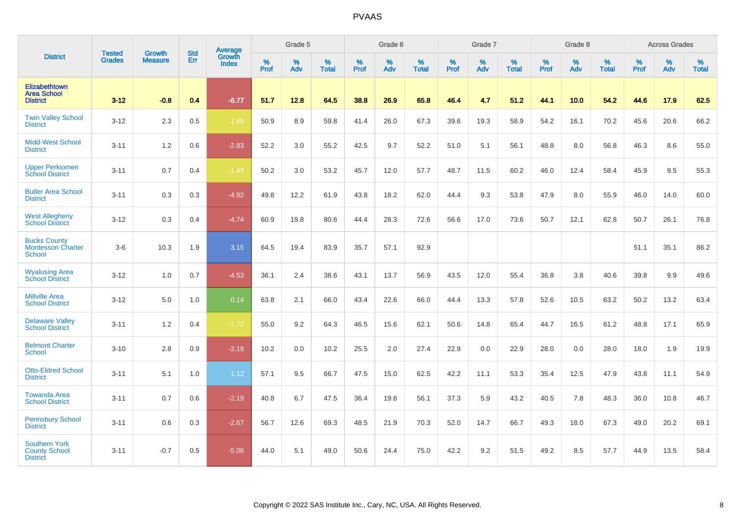# PVAAS

| District | Tested Grades | Growth Measure | Std Err | Average Growth Index | Grade 5 | | | Grade 6 | | | Grade 7 | | | Grade 8 | | | Across Grades | | |
|---|---|---|---|---|---|---|---|---|---|---|---|---|---|---|---|---|---|---|---|
| | | | | | % Prof | % Adv | % Total | % Prof | % Adv | % Total | % Prof | % Adv | % Total | % Prof | % Adv | % Total | % Prof | % Adv | % Total |
| **Elizabethtown Area School District** | **3-12** | **-0.8** | **0.4** | **-6.77** | **51.7** | **12.8** | **64.5** | **38.8** | **26.9** | **65.8** | **46.4** | **4.7** | **51.2** | **44.1** | **10.0** | **54.2** | **44.6** | **17.9** | **62.5** |
| Twin Valley School District | 3-12 | 2.3 | 0.5 | -1.85 | 50.9 | 8.9 | 59.8 | 41.4 | 26.0 | 67.3 | 39.6 | 19.3 | 58.9 | 54.2 | 16.1 | 70.2 | 45.6 | 20.6 | 66.2 |
| Midd-West School District | 3-11 | 1.2 | 0.6 | -2.83 | 52.2 | 3.0 | 55.2 | 42.5 | 9.7 | 52.2 | 51.0 | 5.1 | 56.1 | 48.8 | 8.0 | 56.8 | 46.3 | 8.6 | 55.0 |
| Upper Perkiomen School District | 3-11 | 0.7 | 0.4 | -1.43 | 50.2 | 3.0 | 53.2 | 45.7 | 12.0 | 57.7 | 48.7 | 11.5 | 60.2 | 46.0 | 12.4 | 58.4 | 45.9 | 9.5 | 55.3 |
| Butler Area School District | 3-11 | 0.3 | 0.3 | -4.92 | 49.8 | 12.2 | 61.9 | 43.8 | 18.2 | 62.0 | 44.4 | 9.3 | 53.8 | 47.9 | 8.0 | 55.9 | 46.0 | 14.0 | 60.0 |
| West Allegheny School District | 3-12 | 0.3 | 0.4 | -4.74 | 60.9 | 19.8 | 80.6 | 44.4 | 28.3 | 72.6 | 56.6 | 17.0 | 73.6 | 50.7 | 12.1 | 62.8 | 50.7 | 26.1 | 76.8 |
| Bucks County Montessori Charter School | 3-6 | 10.3 | 1.9 | 3.15 | 64.5 | 19.4 | 83.9 | 35.7 | 57.1 | 92.9 | | | | | | | 51.1 | 35.1 | 86.2 |
| Wyalusing Area School District | 3-12 | 1.0 | 0.7 | -4.53 | 36.1 | 2.4 | 38.6 | 43.1 | 13.7 | 56.9 | 43.5 | 12.0 | 55.4 | 36.8 | 3.8 | 40.6 | 39.8 | 9.9 | 49.6 |
| Millville Area School District | 3-12 | 5.0 | 1.0 | 0.14 | 63.8 | 2.1 | 66.0 | 43.4 | 22.6 | 66.0 | 44.4 | 13.3 | 57.8 | 52.6 | 10.5 | 63.2 | 50.2 | 13.2 | 63.4 |
| Delaware Valley School District | 3-11 | 1.2 | 0.4 | -1.72 | 55.0 | 9.2 | 64.3 | 46.5 | 15.6 | 62.1 | 50.6 | 14.8 | 65.4 | 44.7 | 16.5 | 61.2 | 48.8 | 17.1 | 65.9 |
| Belmont Charter School | 3-10 | 2.8 | 0.9 | -2.19 | 10.2 | 0.0 | 10.2 | 25.5 | 2.0 | 27.4 | 22.9 | 0.0 | 22.9 | 28.0 | 0.0 | 28.0 | 18.0 | 1.9 | 19.9 |
| Otto-Eldred School District | 3-11 | 5.1 | 1.0 | 1.12 | 57.1 | 9.5 | 66.7 | 47.5 | 15.0 | 62.5 | 42.2 | 11.1 | 53.3 | 35.4 | 12.5 | 47.9 | 43.8 | 11.1 | 54.9 |
| Towanda Area School District | 3-11 | 0.7 | 0.6 | -2.19 | 40.8 | 6.7 | 47.5 | 36.4 | 19.6 | 56.1 | 37.3 | 5.9 | 43.2 | 40.5 | 7.8 | 48.3 | 36.0 | 10.8 | 46.7 |
| Pennsbury School District | 3-11 | 0.6 | 0.3 | -2.67 | 56.7 | 12.6 | 69.3 | 48.5 | 21.9 | 70.3 | 52.0 | 14.7 | 66.7 | 49.3 | 18.0 | 67.3 | 49.0 | 20.2 | 69.1 |
| Southern York County School District | 3-11 | -0.7 | 0.5 | -5.06 | 44.0 | 5.1 | 49.0 | 50.6 | 24.4 | 75.0 | 42.2 | 9.2 | 51.5 | 49.2 | 8.5 | 57.7 | 44.9 | 13.5 | 58.4 |

Copyright © 2022 SAS Institute Inc., Cary, NC, USA. All Rights Reserved.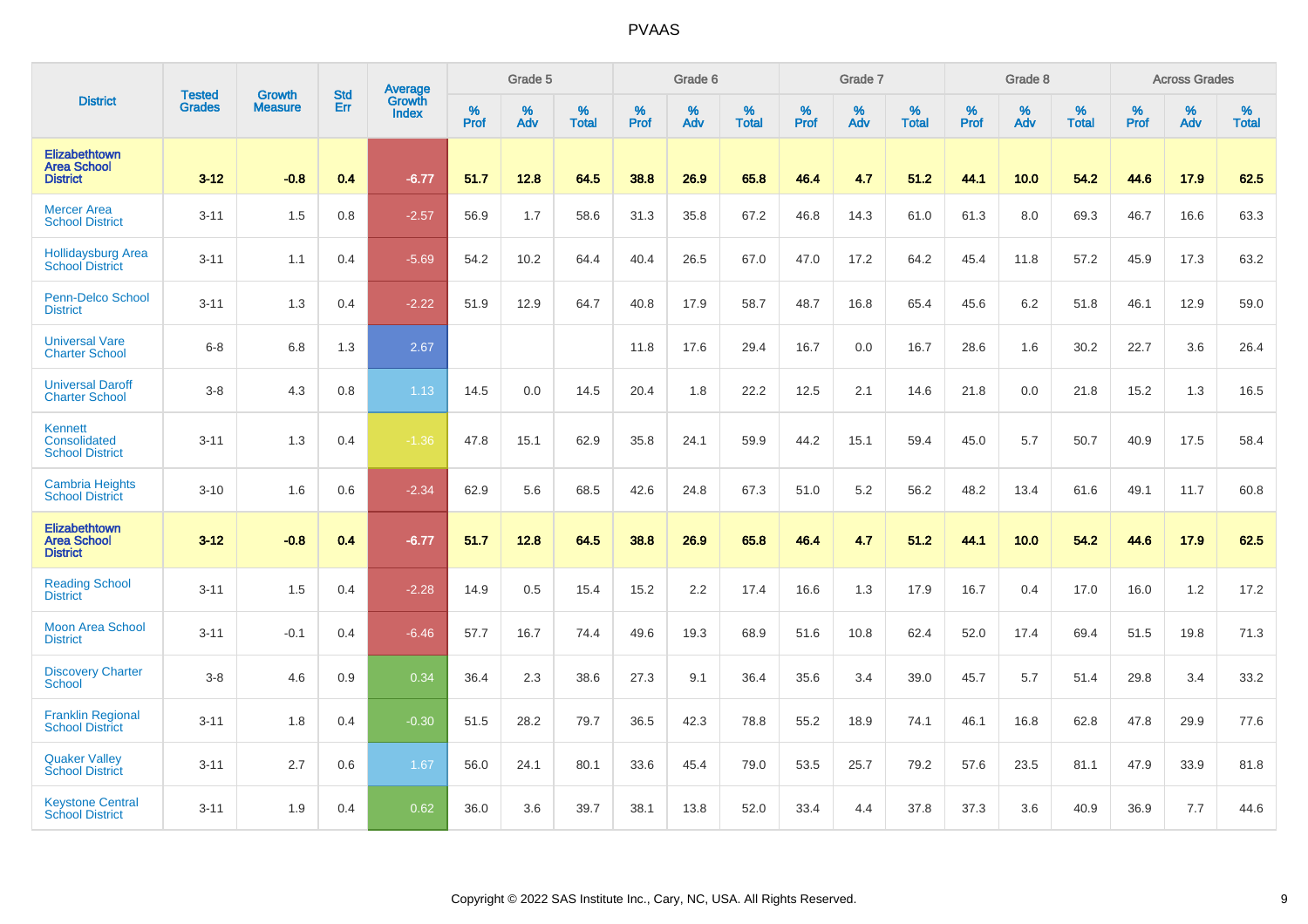# PVAAS

| District | Tested Grades | Growth Measure | Std Err | Average Growth Index | Grade 5 | | | Grade 6 | | | Grade 7 | | | Grade 8 | | | Across Grades | | |
|---|---|---|---|---|---|---|---|---|---|---|---|---|---|---|---|---|---|---|---|
| | | | | | % Prof | % Adv | % Total | % Prof | % Adv | % Total | % Prof | % Adv | % Total | % Prof | % Adv | % Total | % Prof | % Adv | % Total |
| **Elizabethtown Area School District** | **3-12** | **-0.8** | **0.4** | **-6.77** | **51.7** | **12.8** | **64.5** | **38.8** | **26.9** | **65.8** | **46.4** | **4.7** | **51.2** | **44.1** | **10.0** | **54.2** | **44.6** | **17.9** | **62.5** |
| Mercer Area School District | 3-11 | 1.5 | 0.8 | -2.57 | 56.9 | 1.7 | 58.6 | 31.3 | 35.8 | 67.2 | 46.8 | 14.3 | 61.0 | 61.3 | 8.0 | 69.3 | 46.7 | 16.6 | 63.3 |
| Hollidaysburg Area School District | 3-11 | 1.1 | 0.4 | -5.69 | 54.2 | 10.2 | 64.4 | 40.4 | 26.5 | 67.0 | 47.0 | 17.2 | 64.2 | 45.4 | 11.8 | 57.2 | 45.9 | 17.3 | 63.2 |
| Penn-Delco School District | 3-11 | 1.3 | 0.4 | -2.22 | 51.9 | 12.9 | 64.7 | 40.8 | 17.9 | 58.7 | 48.7 | 16.8 | 65.4 | 45.6 | 6.2 | 51.8 | 46.1 | 12.9 | 59.0 |
| Universal Vare Charter School | 6-8 | 6.8 | 1.3 | 2.67 | | | | 11.8 | 17.6 | 29.4 | 16.7 | 0.0 | 16.7 | 28.6 | 1.6 | 30.2 | 22.7 | 3.6 | 26.4 |
| Universal Daroff Charter School | 3-8 | 4.3 | 0.8 | 1.13 | 14.5 | 0.0 | 14.5 | 20.4 | 1.8 | 22.2 | 12.5 | 2.1 | 14.6 | 21.8 | 0.0 | 21.8 | 15.2 | 1.3 | 16.5 |
| Kennett Consolidated School District | 3-11 | 1.3 | 0.4 | -1.36 | 47.8 | 15.1 | 62.9 | 35.8 | 24.1 | 59.9 | 44.2 | 15.1 | 59.4 | 45.0 | 5.7 | 50.7 | 40.9 | 17.5 | 58.4 |
| Cambria Heights School District | 3-10 | 1.6 | 0.6 | -2.34 | 62.9 | 5.6 | 68.5 | 42.6 | 24.8 | 67.3 | 51.0 | 5.2 | 56.2 | 48.2 | 13.4 | 61.6 | 49.1 | 11.7 | 60.8 |
| **Elizabethtown Area School District** | **3-12** | **-0.8** | **0.4** | **-6.77** | **51.7** | **12.8** | **64.5** | **38.8** | **26.9** | **65.8** | **46.4** | **4.7** | **51.2** | **44.1** | **10.0** | **54.2** | **44.6** | **17.9** | **62.5** |
| Reading School District | 3-11 | 1.5 | 0.4 | -2.28 | 14.9 | 0.5 | 15.4 | 15.2 | 2.2 | 17.4 | 16.6 | 1.3 | 17.9 | 16.7 | 0.4 | 17.0 | 16.0 | 1.2 | 17.2 |
| Moon Area School District | 3-11 | -0.1 | 0.4 | -6.46 | 57.7 | 16.7 | 74.4 | 49.6 | 19.3 | 68.9 | 51.6 | 10.8 | 62.4 | 52.0 | 17.4 | 69.4 | 51.5 | 19.8 | 71.3 |
| Discovery Charter School | 3-8 | 4.6 | 0.9 | 0.34 | 36.4 | 2.3 | 38.6 | 27.3 | 9.1 | 36.4 | 35.6 | 3.4 | 39.0 | 45.7 | 5.7 | 51.4 | 29.8 | 3.4 | 33.2 |
| Franklin Regional School District | 3-11 | 1.8 | 0.4 | -0.30 | 51.5 | 28.2 | 79.7 | 36.5 | 42.3 | 78.8 | 55.2 | 18.9 | 74.1 | 46.1 | 16.8 | 62.8 | 47.8 | 29.9 | 77.6 |
| Quaker Valley School District | 3-11 | 2.7 | 0.6 | 1.67 | 56.0 | 24.1 | 80.1 | 33.6 | 45.4 | 79.0 | 53.5 | 25.7 | 79.2 | 57.6 | 23.5 | 81.1 | 47.9 | 33.9 | 81.8 |
| Keystone Central School District | 3-11 | 1.9 | 0.4 | 0.62 | 36.0 | 3.6 | 39.7 | 38.1 | 13.8 | 52.0 | 33.4 | 4.4 | 37.8 | 37.3 | 3.6 | 40.9 | 36.9 | 7.7 | 44.6 |

Copyright © 2022 SAS Institute Inc., Cary, NC, USA. All Rights Reserved.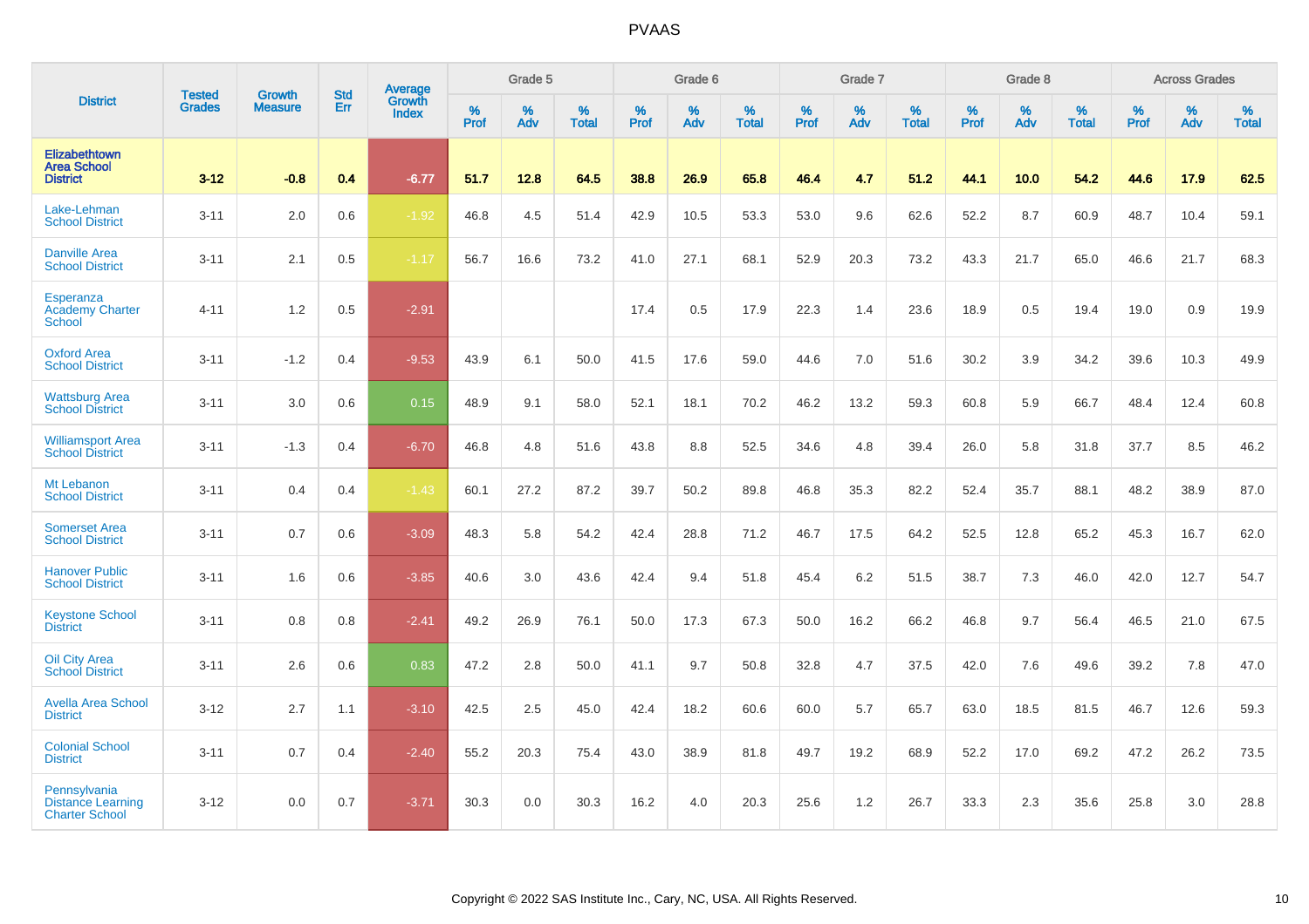PVAAS

| District | Tested Grades | Growth Measure | Std Err | Average Growth Index | Grade 5 | | | Grade 6 | | | Grade 7 | | | Grade 8 | | | Across Grades | | |
|---|---|---|---|---|---|---|---|---|---|---|---|---|---|---|---|---|---|---|---|
| | | | | | % Prof | % Adv | % Total | % Prof | % Adv | % Total | % Prof | % Adv | % Total | % Prof | % Adv | % Total | % Prof | % Adv | % Total |
| **Elizabethtown Area School District** | **3-12** | **-0.8** | **0.4** | **-6.77** | **51.7** | **12.8** | **64.5** | **38.8** | **26.9** | **65.8** | **46.4** | **4.7** | **51.2** | **44.1** | **10.0** | **54.2** | **44.6** | **17.9** | **62.5** |
| Lake-Lehman School District | 3-11 | 2.0 | 0.6 | -1.92 | 46.8 | 4.5 | 51.4 | 42.9 | 10.5 | 53.3 | 53.0 | 9.6 | 62.6 | 52.2 | 8.7 | 60.9 | 48.7 | 10.4 | 59.1 |
| Danville Area School District | 3-11 | 2.1 | 0.5 | -1.17 | 56.7 | 16.6 | 73.2 | 41.0 | 27.1 | 68.1 | 52.9 | 20.3 | 73.2 | 43.3 | 21.7 | 65.0 | 46.6 | 21.7 | 68.3 |
| Esperanza Academy Charter School | 4-11 | 1.2 | 0.5 | -2.91 | | | | 17.4 | 0.5 | 17.9 | 22.3 | 1.4 | 23.6 | 18.9 | 0.5 | 19.4 | 19.0 | 0.9 | 19.9 |
| Oxford Area School District | 3-11 | -1.2 | 0.4 | -9.53 | 43.9 | 6.1 | 50.0 | 41.5 | 17.6 | 59.0 | 44.6 | 7.0 | 51.6 | 30.2 | 3.9 | 34.2 | 39.6 | 10.3 | 49.9 |
| Wattsburg Area School District | 3-11 | 3.0 | 0.6 | 0.15 | 48.9 | 9.1 | 58.0 | 52.1 | 18.1 | 70.2 | 46.2 | 13.2 | 59.3 | 60.8 | 5.9 | 66.7 | 48.4 | 12.4 | 60.8 |
| Williamsport Area School District | 3-11 | -1.3 | 0.4 | -6.70 | 46.8 | 4.8 | 51.6 | 43.8 | 8.8 | 52.5 | 34.6 | 4.8 | 39.4 | 26.0 | 5.8 | 31.8 | 37.7 | 8.5 | 46.2 |
| Mt Lebanon School District | 3-11 | 0.4 | 0.4 | -1.43 | 60.1 | 27.2 | 87.2 | 39.7 | 50.2 | 89.8 | 46.8 | 35.3 | 82.2 | 52.4 | 35.7 | 88.1 | 48.2 | 38.9 | 87.0 |
| Somerset Area School District | 3-11 | 0.7 | 0.6 | -3.09 | 48.3 | 5.8 | 54.2 | 42.4 | 28.8 | 71.2 | 46.7 | 17.5 | 64.2 | 52.5 | 12.8 | 65.2 | 45.3 | 16.7 | 62.0 |
| Hanover Public School District | 3-11 | 1.6 | 0.6 | -3.85 | 40.6 | 3.0 | 43.6 | 42.4 | 9.4 | 51.8 | 45.4 | 6.2 | 51.5 | 38.7 | 7.3 | 46.0 | 42.0 | 12.7 | 54.7 |
| Keystone School District | 3-11 | 0.8 | 0.8 | -2.41 | 49.2 | 26.9 | 76.1 | 50.0 | 17.3 | 67.3 | 50.0 | 16.2 | 66.2 | 46.8 | 9.7 | 56.4 | 46.5 | 21.0 | 67.5 |
| Oil City Area School District | 3-11 | 2.6 | 0.6 | 0.83 | 47.2 | 2.8 | 50.0 | 41.1 | 9.7 | 50.8 | 32.8 | 4.7 | 37.5 | 42.0 | 7.6 | 49.6 | 39.2 | 7.8 | 47.0 |
| Avella Area School District | 3-12 | 2.7 | 1.1 | -3.10 | 42.5 | 2.5 | 45.0 | 42.4 | 18.2 | 60.6 | 60.0 | 5.7 | 65.7 | 63.0 | 18.5 | 81.5 | 46.7 | 12.6 | 59.3 |
| Colonial School District | 3-11 | 0.7 | 0.4 | -2.40 | 55.2 | 20.3 | 75.4 | 43.0 | 38.9 | 81.8 | 49.7 | 19.2 | 68.9 | 52.2 | 17.0 | 69.2 | 47.2 | 26.2 | 73.5 |
| Pennsylvania Distance Learning Charter School | 3-12 | 0.0 | 0.7 | -3.71 | 30.3 | 0.0 | 30.3 | 16.2 | 4.0 | 20.3 | 25.6 | 1.2 | 26.7 | 33.3 | 2.3 | 35.6 | 25.8 | 3.0 | 28.8 |

Copyright © 2022 SAS Institute Inc., Cary, NC, USA. All Rights Reserved.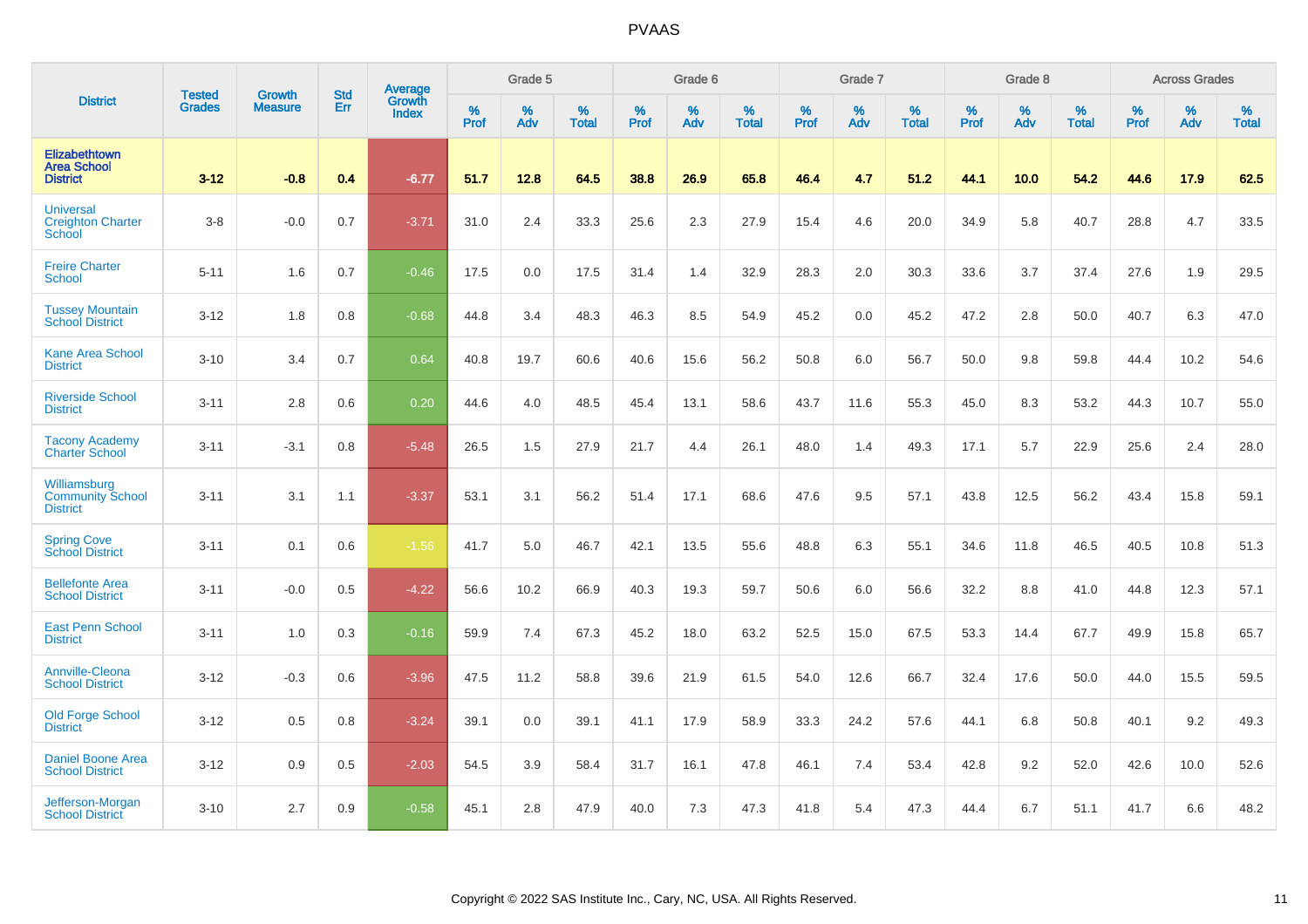# PVAAS

| District | Tested Grades | Growth Measure | Std Err | Average Growth Index | Grade 5 | | | Grade 6 | | | Grade 7 | | | Grade 8 | | | Across Grades | | |
|---|---|---|---|---|---|---|---|---|---|---|---|---|---|---|---|---|---|---|---|
| | | | | | % Prof | % Adv | % Total | % Prof | % Adv | % Total | % Prof | % Adv | % Total | % Prof | % Adv | % Total | % Prof | % Adv | % Total |
| **Elizabethtown Area School District** | **3-12** | **-0.8** | **0.4** | **-6.77** | **51.7** | **12.8** | **64.5** | **38.8** | **26.9** | **65.8** | **46.4** | **4.7** | **51.2** | **44.1** | **10.0** | **54.2** | **44.6** | **17.9** | **62.5** |
| Universal Creighton Charter School | 3-8 | -0.0 | 0.7 | -3.71 | 31.0 | 2.4 | 33.3 | 25.6 | 2.3 | 27.9 | 15.4 | 4.6 | 20.0 | 34.9 | 5.8 | 40.7 | 28.8 | 4.7 | 33.5 |
| Freire Charter School | 5-11 | 1.6 | 0.7 | -0.46 | 17.5 | 0.0 | 17.5 | 31.4 | 1.4 | 32.9 | 28.3 | 2.0 | 30.3 | 33.6 | 3.7 | 37.4 | 27.6 | 1.9 | 29.5 |
| Tussey Mountain School District | 3-12 | 1.8 | 0.8 | -0.68 | 44.8 | 3.4 | 48.3 | 46.3 | 8.5 | 54.9 | 45.2 | 0.0 | 45.2 | 47.2 | 2.8 | 50.0 | 40.7 | 6.3 | 47.0 |
| Kane Area School District | 3-10 | 3.4 | 0.7 | 0.64 | 40.8 | 19.7 | 60.6 | 40.6 | 15.6 | 56.2 | 50.8 | 6.0 | 56.7 | 50.0 | 9.8 | 59.8 | 44.4 | 10.2 | 54.6 |
| Riverside School District | 3-11 | 2.8 | 0.6 | 0.20 | 44.6 | 4.0 | 48.5 | 45.4 | 13.1 | 58.6 | 43.7 | 11.6 | 55.3 | 45.0 | 8.3 | 53.2 | 44.3 | 10.7 | 55.0 |
| Tacony Academy Charter School | 3-11 | -3.1 | 0.8 | -5.48 | 26.5 | 1.5 | 27.9 | 21.7 | 4.4 | 26.1 | 48.0 | 1.4 | 49.3 | 17.1 | 5.7 | 22.9 | 25.6 | 2.4 | 28.0 |
| Williamsburg Community School District | 3-11 | 3.1 | 1.1 | -3.37 | 53.1 | 3.1 | 56.2 | 51.4 | 17.1 | 68.6 | 47.6 | 9.5 | 57.1 | 43.8 | 12.5 | 56.2 | 43.4 | 15.8 | 59.1 |
| Spring Cove School District | 3-11 | 0.1 | 0.6 | -1.56 | 41.7 | 5.0 | 46.7 | 42.1 | 13.5 | 55.6 | 48.8 | 6.3 | 55.1 | 34.6 | 11.8 | 46.5 | 40.5 | 10.8 | 51.3 |
| Bellefonte Area School District | 3-11 | -0.0 | 0.5 | -4.22 | 56.6 | 10.2 | 66.9 | 40.3 | 19.3 | 59.7 | 50.6 | 6.0 | 56.6 | 32.2 | 8.8 | 41.0 | 44.8 | 12.3 | 57.1 |
| East Penn School District | 3-11 | 1.0 | 0.3 | -0.16 | 59.9 | 7.4 | 67.3 | 45.2 | 18.0 | 63.2 | 52.5 | 15.0 | 67.5 | 53.3 | 14.4 | 67.7 | 49.9 | 15.8 | 65.7 |
| Annville-Cleona School District | 3-12 | -0.3 | 0.6 | -3.96 | 47.5 | 11.2 | 58.8 | 39.6 | 21.9 | 61.5 | 54.0 | 12.6 | 66.7 | 32.4 | 17.6 | 50.0 | 44.0 | 15.5 | 59.5 |
| Old Forge School District | 3-12 | 0.5 | 0.8 | -3.24 | 39.1 | 0.0 | 39.1 | 41.1 | 17.9 | 58.9 | 33.3 | 24.2 | 57.6 | 44.1 | 6.8 | 50.8 | 40.1 | 9.2 | 49.3 |
| Daniel Boone Area School District | 3-12 | 0.9 | 0.5 | -2.03 | 54.5 | 3.9 | 58.4 | 31.7 | 16.1 | 47.8 | 46.1 | 7.4 | 53.4 | 42.8 | 9.2 | 52.0 | 42.6 | 10.0 | 52.6 |
| Jefferson-Morgan School District | 3-10 | 2.7 | 0.9 | -0.58 | 45.1 | 2.8 | 47.9 | 40.0 | 7.3 | 47.3 | 41.8 | 5.4 | 47.3 | 44.4 | 6.7 | 51.1 | 41.7 | 6.6 | 48.2 |

Copyright © 2022 SAS Institute Inc., Cary, NC, USA. All Rights Reserved.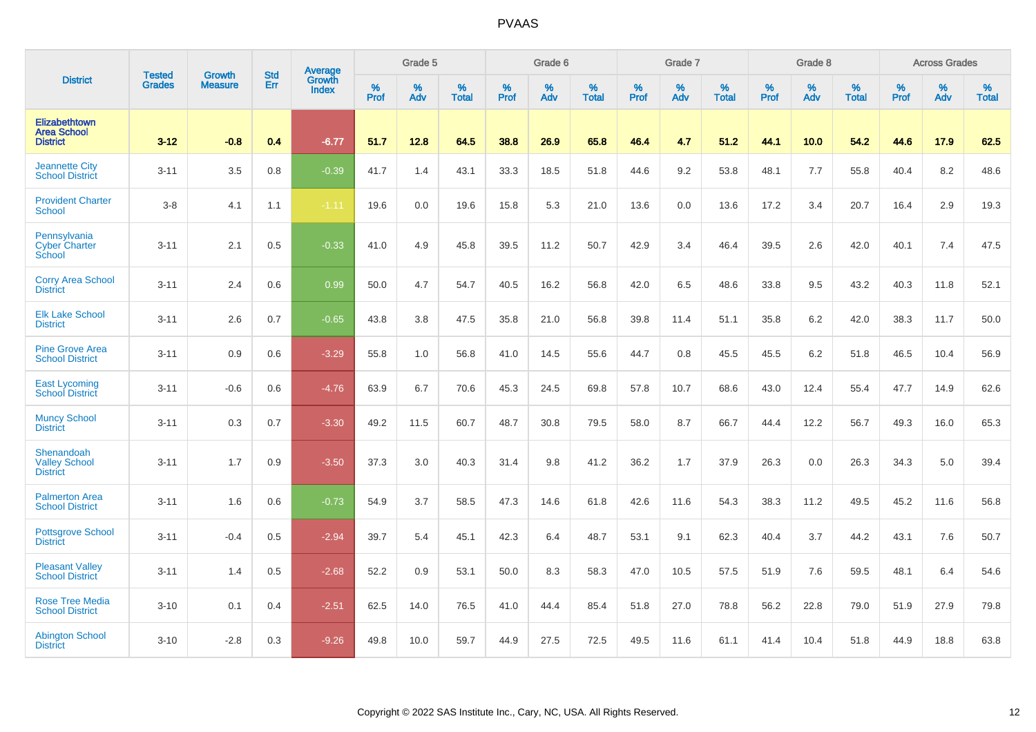| District | Tested Grades | Growth Measure | Std Err | Average Growth Index | Grade 5 | | | Grade 6 | | | Grade 7 | | | Grade 8 | | | Across Grades | | |
|---|---|---|---|---|---|---|---|---|---|---|---|---|---|---|---|---|---|---|---|
| | | | | | % Prof | % Adv | % Total | % Prof | % Adv | % Total | % Prof | % Adv | % Total | % Prof | % Adv | % Total | % Prof | % Adv | % Total |
| **Elizabethtown Area School District** | **3-12** | **-0.8** | **0.4** | **-6.77** | **51.7** | **12.8** | **64.5** | **38.8** | **26.9** | **65.8** | **46.4** | **4.7** | **51.2** | **44.1** | **10.0** | **54.2** | **44.6** | **17.9** | **62.5** |
| Jeannette City School District | 3-11 | 3.5 | 0.8 | -0.39 | 41.7 | 1.4 | 43.1 | 33.3 | 18.5 | 51.8 | 44.6 | 9.2 | 53.8 | 48.1 | 7.7 | 55.8 | 40.4 | 8.2 | 48.6 |
| Provident Charter School | 3-8 | 4.1 | 1.1 | -1.11 | 19.6 | 0.0 | 19.6 | 15.8 | 5.3 | 21.0 | 13.6 | 0.0 | 13.6 | 17.2 | 3.4 | 20.7 | 16.4 | 2.9 | 19.3 |
| Pennsylvania Cyber Charter School | 3-11 | 2.1 | 0.5 | -0.33 | 41.0 | 4.9 | 45.8 | 39.5 | 11.2 | 50.7 | 42.9 | 3.4 | 46.4 | 39.5 | 2.6 | 42.0 | 40.1 | 7.4 | 47.5 |
| Corry Area School District | 3-11 | 2.4 | 0.6 | 0.99 | 50.0 | 4.7 | 54.7 | 40.5 | 16.2 | 56.8 | 42.0 | 6.5 | 48.6 | 33.8 | 9.5 | 43.2 | 40.3 | 11.8 | 52.1 |
| Elk Lake School District | 3-11 | 2.6 | 0.7 | -0.65 | 43.8 | 3.8 | 47.5 | 35.8 | 21.0 | 56.8 | 39.8 | 11.4 | 51.1 | 35.8 | 6.2 | 42.0 | 38.3 | 11.7 | 50.0 |
| Pine Grove Area School District | 3-11 | 0.9 | 0.6 | -3.29 | 55.8 | 1.0 | 56.8 | 41.0 | 14.5 | 55.6 | 44.7 | 0.8 | 45.5 | 45.5 | 6.2 | 51.8 | 46.5 | 10.4 | 56.9 |
| East Lycoming School District | 3-11 | -0.6 | 0.6 | -4.76 | 63.9 | 6.7 | 70.6 | 45.3 | 24.5 | 69.8 | 57.8 | 10.7 | 68.6 | 43.0 | 12.4 | 55.4 | 47.7 | 14.9 | 62.6 |
| Muncy School District | 3-11 | 0.3 | 0.7 | -3.30 | 49.2 | 11.5 | 60.7 | 48.7 | 30.8 | 79.5 | 58.0 | 8.7 | 66.7 | 44.4 | 12.2 | 56.7 | 49.3 | 16.0 | 65.3 |
| Shenandoah Valley School District | 3-11 | 1.7 | 0.9 | -3.50 | 37.3 | 3.0 | 40.3 | 31.4 | 9.8 | 41.2 | 36.2 | 1.7 | 37.9 | 26.3 | 0.0 | 26.3 | 34.3 | 5.0 | 39.4 |
| Palmerton Area School District | 3-11 | 1.6 | 0.6 | -0.73 | 54.9 | 3.7 | 58.5 | 47.3 | 14.6 | 61.8 | 42.6 | 11.6 | 54.3 | 38.3 | 11.2 | 49.5 | 45.2 | 11.6 | 56.8 |
| Pottsgrove School District | 3-11 | -0.4 | 0.5 | -2.94 | 39.7 | 5.4 | 45.1 | 42.3 | 6.4 | 48.7 | 53.1 | 9.1 | 62.3 | 40.4 | 3.7 | 44.2 | 43.1 | 7.6 | 50.7 |
| Pleasant Valley School District | 3-11 | 1.4 | 0.5 | -2.68 | 52.2 | 0.9 | 53.1 | 50.0 | 8.3 | 58.3 | 47.0 | 10.5 | 57.5 | 51.9 | 7.6 | 59.5 | 48.1 | 6.4 | 54.6 |
| Rose Tree Media School District | 3-10 | 0.1 | 0.4 | -2.51 | 62.5 | 14.0 | 76.5 | 41.0 | 44.4 | 85.4 | 51.8 | 27.0 | 78.8 | 56.2 | 22.8 | 79.0 | 51.9 | 27.9 | 79.8 |
| Abington School District | 3-10 | -2.8 | 0.3 | -9.26 | 49.8 | 10.0 | 59.7 | 44.9 | 27.5 | 72.5 | 49.5 | 11.6 | 61.1 | 41.4 | 10.4 | 51.8 | 44.9 | 18.8 | 63.8 |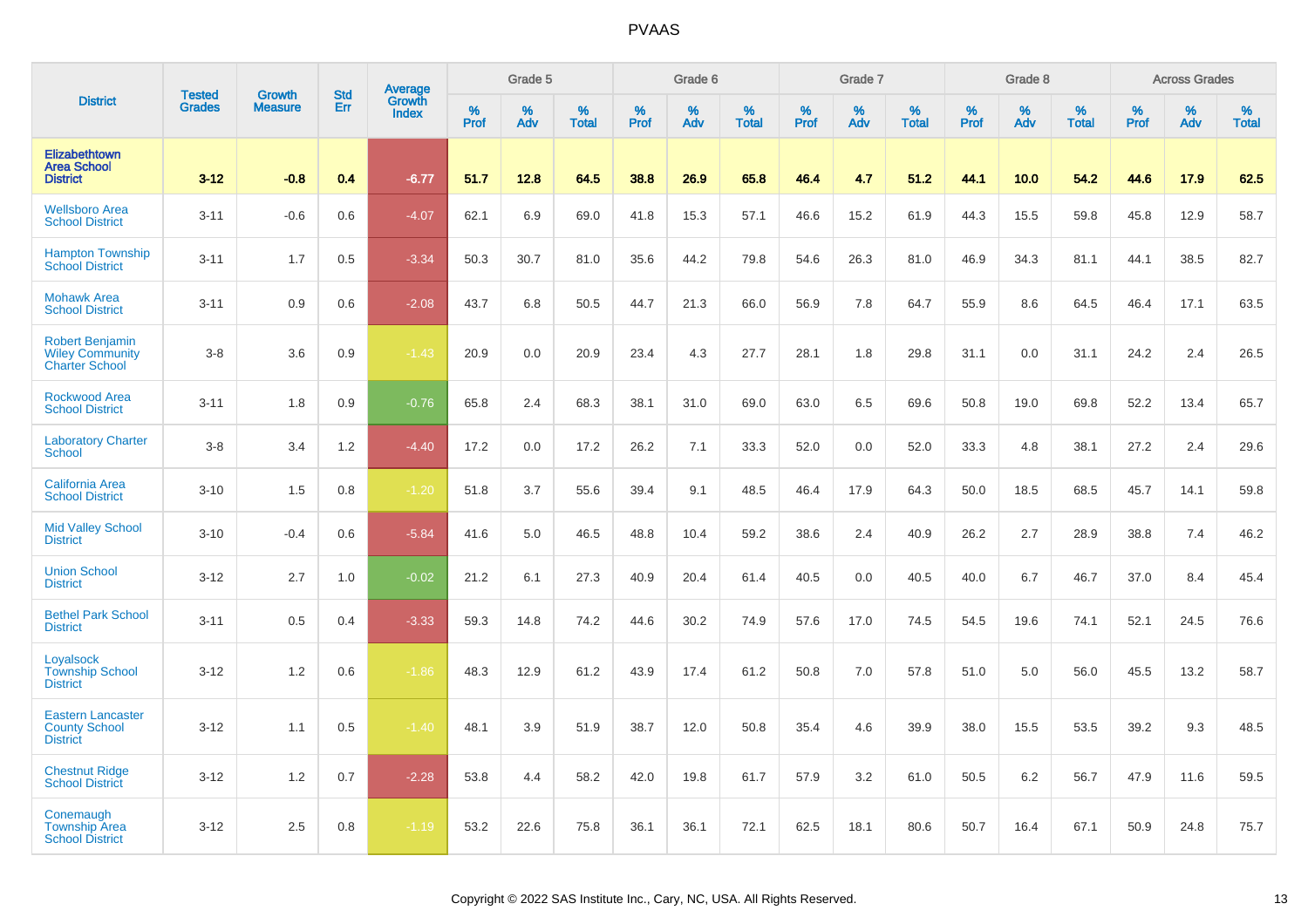| District | Tested Grades | Growth Measure | Std Err | Average Growth Index | Grade 5 | | | Grade 6 | | | Grade 7 | | | Grade 8 | | | Across Grades | | |
|---|---|---|---|---|---|---|---|---|---|---|---|---|---|---|---|---|---|---|---|
| | | | | | % Prof | % Adv | % Total | % Prof | % Adv | % Total | % Prof | % Adv | % Total | % Prof | % Adv | % Total | % Prof | % Adv | % Total |
| **Elizabethtown Area School District** | **3-12** | **-0.8** | **0.4** | **-6.77** | **51.7** | **12.8** | **64.5** | **38.8** | **26.9** | **65.8** | **46.4** | **4.7** | **51.2** | **44.1** | **10.0** | **54.2** | **44.6** | **17.9** | **62.5** |
| Wellsboro Area School District | 3-11 | -0.6 | 0.6 | -4.07 | 62.1 | 6.9 | 69.0 | 41.8 | 15.3 | 57.1 | 46.6 | 15.2 | 61.9 | 44.3 | 15.5 | 59.8 | 45.8 | 12.9 | 58.7 |
| Hampton Township School District | 3-11 | 1.7 | 0.5 | -3.34 | 50.3 | 30.7 | 81.0 | 35.6 | 44.2 | 79.8 | 54.6 | 26.3 | 81.0 | 46.9 | 34.3 | 81.1 | 44.1 | 38.5 | 82.7 |
| Mohawk Area School District | 3-11 | 0.9 | 0.6 | -2.08 | 43.7 | 6.8 | 50.5 | 44.7 | 21.3 | 66.0 | 56.9 | 7.8 | 64.7 | 55.9 | 8.6 | 64.5 | 46.4 | 17.1 | 63.5 |
| Robert Benjamin Wiley Community Charter School | 3-8 | 3.6 | 0.9 | -1.43 | 20.9 | 0.0 | 20.9 | 23.4 | 4.3 | 27.7 | 28.1 | 1.8 | 29.8 | 31.1 | 0.0 | 31.1 | 24.2 | 2.4 | 26.5 |
| Rockwood Area School District | 3-11 | 1.8 | 0.9 | -0.76 | 65.8 | 2.4 | 68.3 | 38.1 | 31.0 | 69.0 | 63.0 | 6.5 | 69.6 | 50.8 | 19.0 | 69.8 | 52.2 | 13.4 | 65.7 |
| Laboratory Charter School | 3-8 | 3.4 | 1.2 | -4.40 | 17.2 | 0.0 | 17.2 | 26.2 | 7.1 | 33.3 | 52.0 | 0.0 | 52.0 | 33.3 | 4.8 | 38.1 | 27.2 | 2.4 | 29.6 |
| California Area School District | 3-10 | 1.5 | 0.8 | -1.20 | 51.8 | 3.7 | 55.6 | 39.4 | 9.1 | 48.5 | 46.4 | 17.9 | 64.3 | 50.0 | 18.5 | 68.5 | 45.7 | 14.1 | 59.8 |
| Mid Valley School District | 3-10 | -0.4 | 0.6 | -5.84 | 41.6 | 5.0 | 46.5 | 48.8 | 10.4 | 59.2 | 38.6 | 2.4 | 40.9 | 26.2 | 2.7 | 28.9 | 38.8 | 7.4 | 46.2 |
| Union School District | 3-12 | 2.7 | 1.0 | -0.02 | 21.2 | 6.1 | 27.3 | 40.9 | 20.4 | 61.4 | 40.5 | 0.0 | 40.5 | 40.0 | 6.7 | 46.7 | 37.0 | 8.4 | 45.4 |
| Bethel Park School District | 3-11 | 0.5 | 0.4 | -3.33 | 59.3 | 14.8 | 74.2 | 44.6 | 30.2 | 74.9 | 57.6 | 17.0 | 74.5 | 54.5 | 19.6 | 74.1 | 52.1 | 24.5 | 76.6 |
| Loyalsock Township School District | 3-12 | 1.2 | 0.6 | -1.86 | 48.3 | 12.9 | 61.2 | 43.9 | 17.4 | 61.2 | 50.8 | 7.0 | 57.8 | 51.0 | 5.0 | 56.0 | 45.5 | 13.2 | 58.7 |
| Eastern Lancaster County School District | 3-12 | 1.1 | 0.5 | -1.40 | 48.1 | 3.9 | 51.9 | 38.7 | 12.0 | 50.8 | 35.4 | 4.6 | 39.9 | 38.0 | 15.5 | 53.5 | 39.2 | 9.3 | 48.5 |
| Chestnut Ridge School District | 3-12 | 1.2 | 0.7 | -2.28 | 53.8 | 4.4 | 58.2 | 42.0 | 19.8 | 61.7 | 57.9 | 3.2 | 61.0 | 50.5 | 6.2 | 56.7 | 47.9 | 11.6 | 59.5 |
| Conemaugh Township Area School District | 3-12 | 2.5 | 0.8 | -1.19 | 53.2 | 22.6 | 75.8 | 36.1 | 36.1 | 72.1 | 62.5 | 18.1 | 80.6 | 50.7 | 16.4 | 67.1 | 50.9 | 24.8 | 75.7 |

Copyright © 2022 SAS Institute Inc., Cary, NC, USA. All Rights Reserved.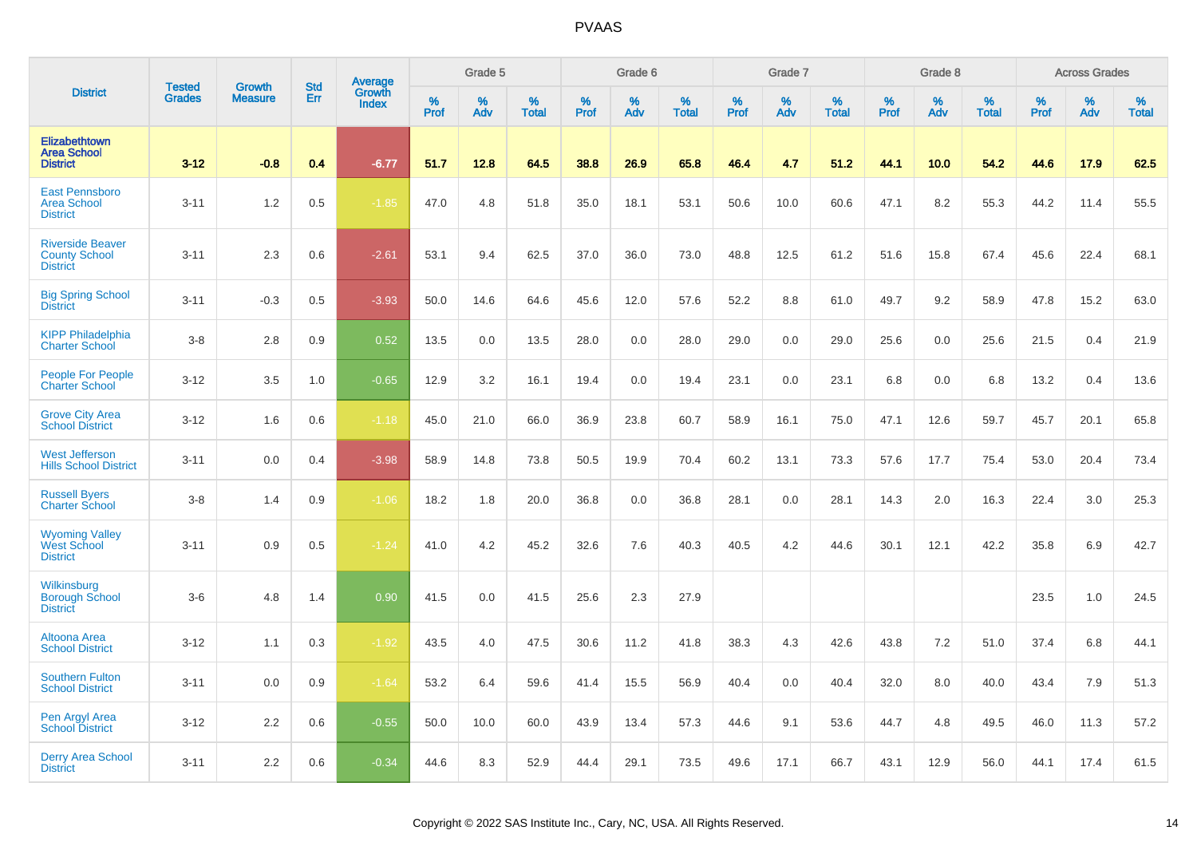# PVAAS

| District | Tested Grades | Growth Measure | Std Err | Average Growth Index | Grade 5 | | | Grade 6 | | | Grade 7 | | | Grade 8 | | | Across Grades | | |
|---|---|---|---|---|---|---|---|---|---|---|---|---|---|---|---|---|---|---|---|
| | | | | | % Prof | % Adv | % Total | % Prof | % Adv | % Total | % Prof | % Adv | % Total | % Prof | % Adv | % Total | % Prof | % Adv | % Total |
| **Elizabethtown Area School District** | **3-12** | **-0.8** | **0.4** | **-6.77** | **51.7** | **12.8** | **64.5** | **38.8** | **26.9** | **65.8** | **46.4** | **4.7** | **51.2** | **44.1** | **10.0** | **54.2** | **44.6** | **17.9** | **62.5** |
| East Pennsboro Area School District | 3-11 | 1.2 | 0.5 | -1.85 | 47.0 | 4.8 | 51.8 | 35.0 | 18.1 | 53.1 | 50.6 | 10.0 | 60.6 | 47.1 | 8.2 | 55.3 | 44.2 | 11.4 | 55.5 |
| Riverside Beaver County School District | 3-11 | 2.3 | 0.6 | -2.61 | 53.1 | 9.4 | 62.5 | 37.0 | 36.0 | 73.0 | 48.8 | 12.5 | 61.2 | 51.6 | 15.8 | 67.4 | 45.6 | 22.4 | 68.1 |
| Big Spring School District | 3-11 | -0.3 | 0.5 | -3.93 | 50.0 | 14.6 | 64.6 | 45.6 | 12.0 | 57.6 | 52.2 | 8.8 | 61.0 | 49.7 | 9.2 | 58.9 | 47.8 | 15.2 | 63.0 |
| KIPP Philadelphia Charter School | 3-8 | 2.8 | 0.9 | 0.52 | 13.5 | 0.0 | 13.5 | 28.0 | 0.0 | 28.0 | 29.0 | 0.0 | 29.0 | 25.6 | 0.0 | 25.6 | 21.5 | 0.4 | 21.9 |
| People For People Charter School | 3-12 | 3.5 | 1.0 | -0.65 | 12.9 | 3.2 | 16.1 | 19.4 | 0.0 | 19.4 | 23.1 | 0.0 | 23.1 | 6.8 | 0.0 | 6.8 | 13.2 | 0.4 | 13.6 |
| Grove City Area School District | 3-12 | 1.6 | 0.6 | -1.18 | 45.0 | 21.0 | 66.0 | 36.9 | 23.8 | 60.7 | 58.9 | 16.1 | 75.0 | 47.1 | 12.6 | 59.7 | 45.7 | 20.1 | 65.8 |
| West Jefferson Hills School District | 3-11 | 0.0 | 0.4 | -3.98 | 58.9 | 14.8 | 73.8 | 50.5 | 19.9 | 70.4 | 60.2 | 13.1 | 73.3 | 57.6 | 17.7 | 75.4 | 53.0 | 20.4 | 73.4 |
| Russell Byers Charter School | 3-8 | 1.4 | 0.9 | -1.06 | 18.2 | 1.8 | 20.0 | 36.8 | 0.0 | 36.8 | 28.1 | 0.0 | 28.1 | 14.3 | 2.0 | 16.3 | 22.4 | 3.0 | 25.3 |
| Wyoming Valley West School District | 3-11 | 0.9 | 0.5 | -1.24 | 41.0 | 4.2 | 45.2 | 32.6 | 7.6 | 40.3 | 40.5 | 4.2 | 44.6 | 30.1 | 12.1 | 42.2 | 35.8 | 6.9 | 42.7 |
| Wilkinsburg Borough School District | 3-6 | 4.8 | 1.4 | 0.90 | 41.5 | 0.0 | 41.5 | 25.6 | 2.3 | 27.9 | | | | | | | 23.5 | 1.0 | 24.5 |
| Altoona Area School District | 3-12 | 1.1 | 0.3 | -1.92 | 43.5 | 4.0 | 47.5 | 30.6 | 11.2 | 41.8 | 38.3 | 4.3 | 42.6 | 43.8 | 7.2 | 51.0 | 37.4 | 6.8 | 44.1 |
| Southern Fulton School District | 3-11 | 0.0 | 0.9 | -1.64 | 53.2 | 6.4 | 59.6 | 41.4 | 15.5 | 56.9 | 40.4 | 0.0 | 40.4 | 32.0 | 8.0 | 40.0 | 43.4 | 7.9 | 51.3 |
| Pen Argyl Area School District | 3-12 | 2.2 | 0.6 | -0.55 | 50.0 | 10.0 | 60.0 | 43.9 | 13.4 | 57.3 | 44.6 | 9.1 | 53.6 | 44.7 | 4.8 | 49.5 | 46.0 | 11.3 | 57.2 |
| Derry Area School District | 3-11 | 2.2 | 0.6 | -0.34 | 44.6 | 8.3 | 52.9 | 44.4 | 29.1 | 73.5 | 49.6 | 17.1 | 66.7 | 43.1 | 12.9 | 56.0 | 44.1 | 17.4 | 61.5 |

Copyright © 2022 SAS Institute Inc., Cary, NC, USA. All Rights Reserved.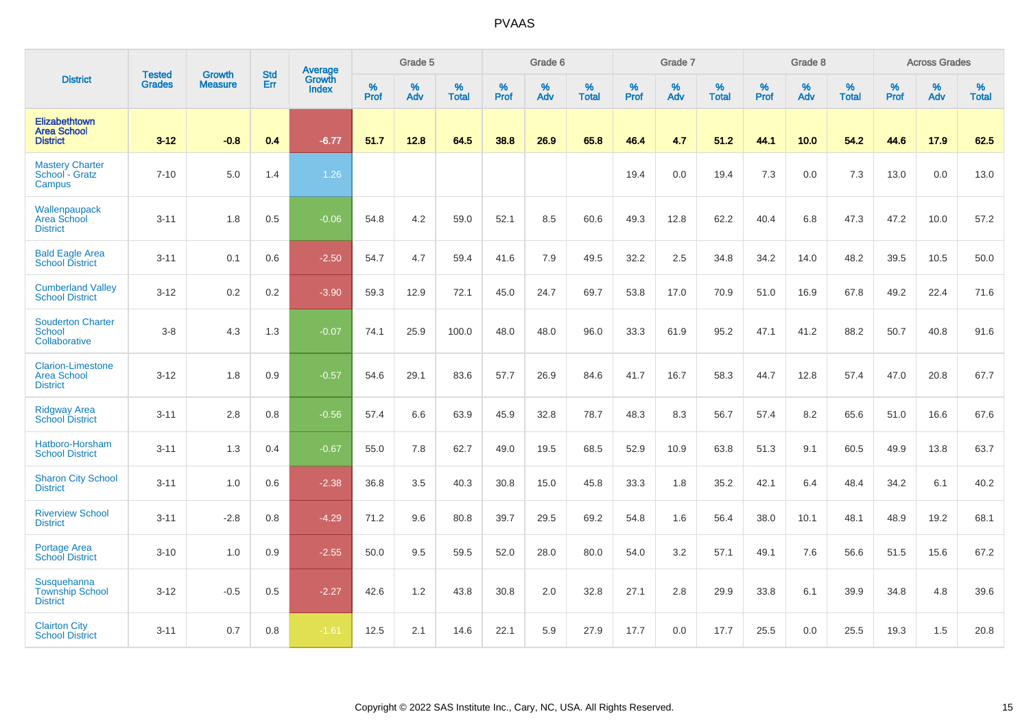| District | Tested Grades | Growth Measure | Std Err | Average Growth Index | Grade 5 | | | Grade 6 | | | Grade 7 | | | Grade 8 | | | Across Grades | | |
|---|---|---|---|---|---|---|---|---|---|---|---|---|---|---|---|---|---|---|---|
| | | | | | % Prof | % Adv | % Total | % Prof | % Adv | % Total | % Prof | % Adv | % Total | % Prof | % Adv | % Total | % Prof | % Adv | % Total |
| **Elizabethtown Area School District** | **3-12** | **-0.8** | **0.4** | **-6.77** | **51.7** | **12.8** | **64.5** | **38.8** | **26.9** | **65.8** | **46.4** | **4.7** | **51.2** | **44.1** | **10.0** | **54.2** | **44.6** | **17.9** | **62.5** |
| Mastery Charter School - Gratz Campus | 7-10 | 5.0 | 1.4 | 1.26 | | | | | | | 19.4 | 0.0 | 19.4 | 7.3 | 0.0 | 7.3 | 13.0 | 0.0 | 13.0 |
| Wallenpaupack Area School District | 3-11 | 1.8 | 0.5 | -0.06 | 54.8 | 4.2 | 59.0 | 52.1 | 8.5 | 60.6 | 49.3 | 12.8 | 62.2 | 40.4 | 6.8 | 47.3 | 47.2 | 10.0 | 57.2 |
| Bald Eagle Area School District | 3-11 | 0.1 | 0.6 | -2.50 | 54.7 | 4.7 | 59.4 | 41.6 | 7.9 | 49.5 | 32.2 | 2.5 | 34.8 | 34.2 | 14.0 | 48.2 | 39.5 | 10.5 | 50.0 |
| Cumberland Valley School District | 3-12 | 0.2 | 0.2 | -3.90 | 59.3 | 12.9 | 72.1 | 45.0 | 24.7 | 69.7 | 53.8 | 17.0 | 70.9 | 51.0 | 16.9 | 67.8 | 49.2 | 22.4 | 71.6 |
| Souderton Charter School Collaborative | 3-8 | 4.3 | 1.3 | -0.07 | 74.1 | 25.9 | 100.0 | 48.0 | 48.0 | 96.0 | 33.3 | 61.9 | 95.2 | 47.1 | 41.2 | 88.2 | 50.7 | 40.8 | 91.6 |
| Clarion-Limestone Area School District | 3-12 | 1.8 | 0.9 | -0.57 | 54.6 | 29.1 | 83.6 | 57.7 | 26.9 | 84.6 | 41.7 | 16.7 | 58.3 | 44.7 | 12.8 | 57.4 | 47.0 | 20.8 | 67.7 |
| Ridgway Area School District | 3-11 | 2.8 | 0.8 | -0.56 | 57.4 | 6.6 | 63.9 | 45.9 | 32.8 | 78.7 | 48.3 | 8.3 | 56.7 | 57.4 | 8.2 | 65.6 | 51.0 | 16.6 | 67.6 |
| Hatboro-Horsham School District | 3-11 | 1.3 | 0.4 | -0.67 | 55.0 | 7.8 | 62.7 | 49.0 | 19.5 | 68.5 | 52.9 | 10.9 | 63.8 | 51.3 | 9.1 | 60.5 | 49.9 | 13.8 | 63.7 |
| Sharon City School District | 3-11 | 1.0 | 0.6 | -2.38 | 36.8 | 3.5 | 40.3 | 30.8 | 15.0 | 45.8 | 33.3 | 1.8 | 35.2 | 42.1 | 6.4 | 48.4 | 34.2 | 6.1 | 40.2 |
| Riverview School District | 3-11 | -2.8 | 0.8 | -4.29 | 71.2 | 9.6 | 80.8 | 39.7 | 29.5 | 69.2 | 54.8 | 1.6 | 56.4 | 38.0 | 10.1 | 48.1 | 48.9 | 19.2 | 68.1 |
| Portage Area School District | 3-10 | 1.0 | 0.9 | -2.55 | 50.0 | 9.5 | 59.5 | 52.0 | 28.0 | 80.0 | 54.0 | 3.2 | 57.1 | 49.1 | 7.6 | 56.6 | 51.5 | 15.6 | 67.2 |
| Susquehanna Township School District | 3-12 | -0.5 | 0.5 | -2.27 | 42.6 | 1.2 | 43.8 | 30.8 | 2.0 | 32.8 | 27.1 | 2.8 | 29.9 | 33.8 | 6.1 | 39.9 | 34.8 | 4.8 | 39.6 |
| Clairton City School District | 3-11 | 0.7 | 0.8 | -1.61 | 12.5 | 2.1 | 14.6 | 22.1 | 5.9 | 27.9 | 17.7 | 0.0 | 17.7 | 25.5 | 0.0 | 25.5 | 19.3 | 1.5 | 20.8 |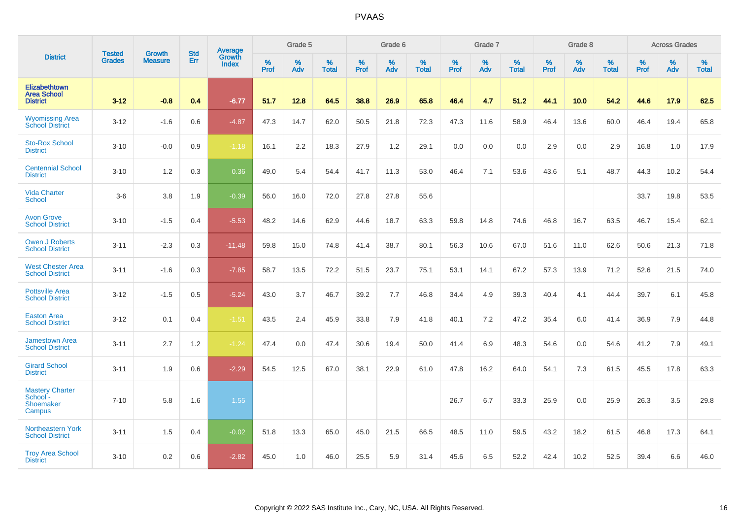# PVAAS

| District | Tested Grades | Growth Measure | Std Err | Average Growth Index | Grade 5 | | | Grade 6 | | | Grade 7 | | | Grade 8 | | | Across Grades | | |
|---|---|---|---|---|---|---|---|---|---|---|---|---|---|---|---|---|---|---|---|
| | | | | | % Prof | % Adv | % Total | % Prof | % Adv | % Total | % Prof | % Adv | % Total | % Prof | % Adv | % Total | % Prof | % Adv | % Total |
| **Elizabethtown Area School District** | **3-12** | **-0.8** | **0.4** | **-6.77** | **51.7** | **12.8** | **64.5** | **38.8** | **26.9** | **65.8** | **46.4** | **4.7** | **51.2** | **44.1** | **10.0** | **54.2** | **44.6** | **17.9** | **62.5** |
| Wyomissing Area School District | 3-12 | -1.6 | 0.6 | -4.87 | 47.3 | 14.7 | 62.0 | 50.5 | 21.8 | 72.3 | 47.3 | 11.6 | 58.9 | 46.4 | 13.6 | 60.0 | 46.4 | 19.4 | 65.8 |
| Sto-Rox School District | 3-10 | -0.0 | 0.9 | -1.18 | 16.1 | 2.2 | 18.3 | 27.9 | 1.2 | 29.1 | 0.0 | 0.0 | 0.0 | 2.9 | 0.0 | 2.9 | 16.8 | 1.0 | 17.9 |
| Centennial School District | 3-10 | 1.2 | 0.3 | 0.36 | 49.0 | 5.4 | 54.4 | 41.7 | 11.3 | 53.0 | 46.4 | 7.1 | 53.6 | 43.6 | 5.1 | 48.7 | 44.3 | 10.2 | 54.4 |
| Vida Charter School | 3-6 | 3.8 | 1.9 | -0.39 | 56.0 | 16.0 | 72.0 | 27.8 | 27.8 | 55.6 | | | | | | | 33.7 | 19.8 | 53.5 |
| Avon Grove School District | 3-10 | -1.5 | 0.4 | -5.53 | 48.2 | 14.6 | 62.9 | 44.6 | 18.7 | 63.3 | 59.8 | 14.8 | 74.6 | 46.8 | 16.7 | 63.5 | 46.7 | 15.4 | 62.1 |
| Owen J Roberts School District | 3-11 | -2.3 | 0.3 | -11.48 | 59.8 | 15.0 | 74.8 | 41.4 | 38.7 | 80.1 | 56.3 | 10.6 | 67.0 | 51.6 | 11.0 | 62.6 | 50.6 | 21.3 | 71.8 |
| West Chester Area School District | 3-11 | -1.6 | 0.3 | -7.85 | 58.7 | 13.5 | 72.2 | 51.5 | 23.7 | 75.1 | 53.1 | 14.1 | 67.2 | 57.3 | 13.9 | 71.2 | 52.6 | 21.5 | 74.0 |
| Pottsville Area School District | 3-12 | -1.5 | 0.5 | -5.24 | 43.0 | 3.7 | 46.7 | 39.2 | 7.7 | 46.8 | 34.4 | 4.9 | 39.3 | 40.4 | 4.1 | 44.4 | 39.7 | 6.1 | 45.8 |
| Easton Area School District | 3-12 | 0.1 | 0.4 | -1.51 | 43.5 | 2.4 | 45.9 | 33.8 | 7.9 | 41.8 | 40.1 | 7.2 | 47.2 | 35.4 | 6.0 | 41.4 | 36.9 | 7.9 | 44.8 |
| Jamestown Area School District | 3-11 | 2.7 | 1.2 | -1.24 | 47.4 | 0.0 | 47.4 | 30.6 | 19.4 | 50.0 | 41.4 | 6.9 | 48.3 | 54.6 | 0.0 | 54.6 | 41.2 | 7.9 | 49.1 |
| Girard School District | 3-11 | 1.9 | 0.6 | -2.29 | 54.5 | 12.5 | 67.0 | 38.1 | 22.9 | 61.0 | 47.8 | 16.2 | 64.0 | 54.1 | 7.3 | 61.5 | 45.5 | 17.8 | 63.3 |
| Mastery Charter School - Shoemaker Campus | 7-10 | 5.8 | 1.6 | 1.55 | | | | | | | 26.7 | 6.7 | 33.3 | 25.9 | 0.0 | 25.9 | 26.3 | 3.5 | 29.8 |
| Northeastern York School District | 3-11 | 1.5 | 0.4 | -0.02 | 51.8 | 13.3 | 65.0 | 45.0 | 21.5 | 66.5 | 48.5 | 11.0 | 59.5 | 43.2 | 18.2 | 61.5 | 46.8 | 17.3 | 64.1 |
| Troy Area School District | 3-10 | 0.2 | 0.6 | -2.82 | 45.0 | 1.0 | 46.0 | 25.5 | 5.9 | 31.4 | 45.6 | 6.5 | 52.2 | 42.4 | 10.2 | 52.5 | 39.4 | 6.6 | 46.0 |

Copyright © 2022 SAS Institute Inc., Cary, NC, USA. All Rights Reserved.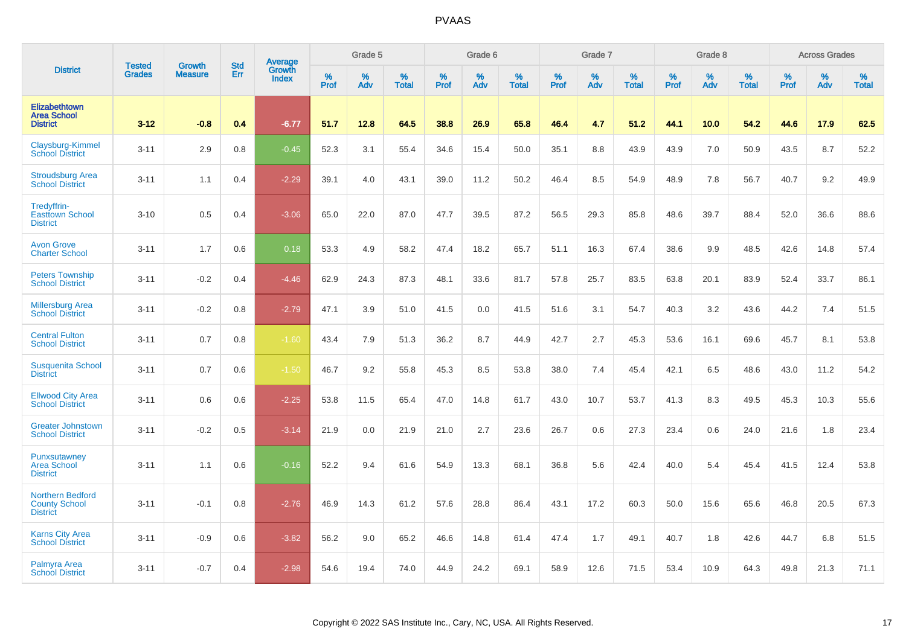| District | Tested Grades | Growth Measure | Std Err | Average Growth Index | Grade 5 | | | Grade 6 | | | Grade 7 | | | Grade 8 | | | Across Grades | | |
|---|---|---|---|---|---|---|---|---|---|---|---|---|---|---|---|---|---|---|---|
| | | | | | % Prof | % Adv | % Total | % Prof | % Adv | % Total | % Prof | % Adv | % Total | % Prof | % Adv | % Total | % Prof | % Adv | % Total |
| **Elizabethtown Area School District** | **3-12** | **-0.8** | **0.4** | **-6.77** | **51.7** | **12.8** | **64.5** | **38.8** | **26.9** | **65.8** | **46.4** | **4.7** | **51.2** | **44.1** | **10.0** | **54.2** | **44.6** | **17.9** | **62.5** |
| Claysburg-Kimmel School District | 3-11 | 2.9 | 0.8 | -0.45 | 52.3 | 3.1 | 55.4 | 34.6 | 15.4 | 50.0 | 35.1 | 8.8 | 43.9 | 43.9 | 7.0 | 50.9 | 43.5 | 8.7 | 52.2 |
| Stroudsburg Area School District | 3-11 | 1.1 | 0.4 | -2.29 | 39.1 | 4.0 | 43.1 | 39.0 | 11.2 | 50.2 | 46.4 | 8.5 | 54.9 | 48.9 | 7.8 | 56.7 | 40.7 | 9.2 | 49.9 |
| Tredyffrin-Easttown School District | 3-10 | 0.5 | 0.4 | -3.06 | 65.0 | 22.0 | 87.0 | 47.7 | 39.5 | 87.2 | 56.5 | 29.3 | 85.8 | 48.6 | 39.7 | 88.4 | 52.0 | 36.6 | 88.6 |
| Avon Grove Charter School | 3-11 | 1.7 | 0.6 | 0.18 | 53.3 | 4.9 | 58.2 | 47.4 | 18.2 | 65.7 | 51.1 | 16.3 | 67.4 | 38.6 | 9.9 | 48.5 | 42.6 | 14.8 | 57.4 |
| Peters Township School District | 3-11 | -0.2 | 0.4 | -4.46 | 62.9 | 24.3 | 87.3 | 48.1 | 33.6 | 81.7 | 57.8 | 25.7 | 83.5 | 63.8 | 20.1 | 83.9 | 52.4 | 33.7 | 86.1 |
| Millersburg Area School District | 3-11 | -0.2 | 0.8 | -2.79 | 47.1 | 3.9 | 51.0 | 41.5 | 0.0 | 41.5 | 51.6 | 3.1 | 54.7 | 40.3 | 3.2 | 43.6 | 44.2 | 7.4 | 51.5 |
| Central Fulton School District | 3-11 | 0.7 | 0.8 | -1.60 | 43.4 | 7.9 | 51.3 | 36.2 | 8.7 | 44.9 | 42.7 | 2.7 | 45.3 | 53.6 | 16.1 | 69.6 | 45.7 | 8.1 | 53.8 |
| Susquenita School District | 3-11 | 0.7 | 0.6 | -1.50 | 46.7 | 9.2 | 55.8 | 45.3 | 8.5 | 53.8 | 38.0 | 7.4 | 45.4 | 42.1 | 6.5 | 48.6 | 43.0 | 11.2 | 54.2 |
| Ellwood City Area School District | 3-11 | 0.6 | 0.6 | -2.25 | 53.8 | 11.5 | 65.4 | 47.0 | 14.8 | 61.7 | 43.0 | 10.7 | 53.7 | 41.3 | 8.3 | 49.5 | 45.3 | 10.3 | 55.6 |
| Greater Johnstown School District | 3-11 | -0.2 | 0.5 | -3.14 | 21.9 | 0.0 | 21.9 | 21.0 | 2.7 | 23.6 | 26.7 | 0.6 | 27.3 | 23.4 | 0.6 | 24.0 | 21.6 | 1.8 | 23.4 |
| Punxsutawney Area School District | 3-11 | 1.1 | 0.6 | -0.16 | 52.2 | 9.4 | 61.6 | 54.9 | 13.3 | 68.1 | 36.8 | 5.6 | 42.4 | 40.0 | 5.4 | 45.4 | 41.5 | 12.4 | 53.8 |
| Northern Bedford County School District | 3-11 | -0.1 | 0.8 | -2.76 | 46.9 | 14.3 | 61.2 | 57.6 | 28.8 | 86.4 | 43.1 | 17.2 | 60.3 | 50.0 | 15.6 | 65.6 | 46.8 | 20.5 | 67.3 |
| Karns City Area School District | 3-11 | -0.9 | 0.6 | -3.82 | 56.2 | 9.0 | 65.2 | 46.6 | 14.8 | 61.4 | 47.4 | 1.7 | 49.1 | 40.7 | 1.8 | 42.6 | 44.7 | 6.8 | 51.5 |
| Palmyra Area School District | 3-11 | -0.7 | 0.4 | -2.98 | 54.6 | 19.4 | 74.0 | 44.9 | 24.2 | 69.1 | 58.9 | 12.6 | 71.5 | 53.4 | 10.9 | 64.3 | 49.8 | 21.3 | 71.1 |

Copyright © 2022 SAS Institute Inc., Cary, NC, USA. All Rights Reserved.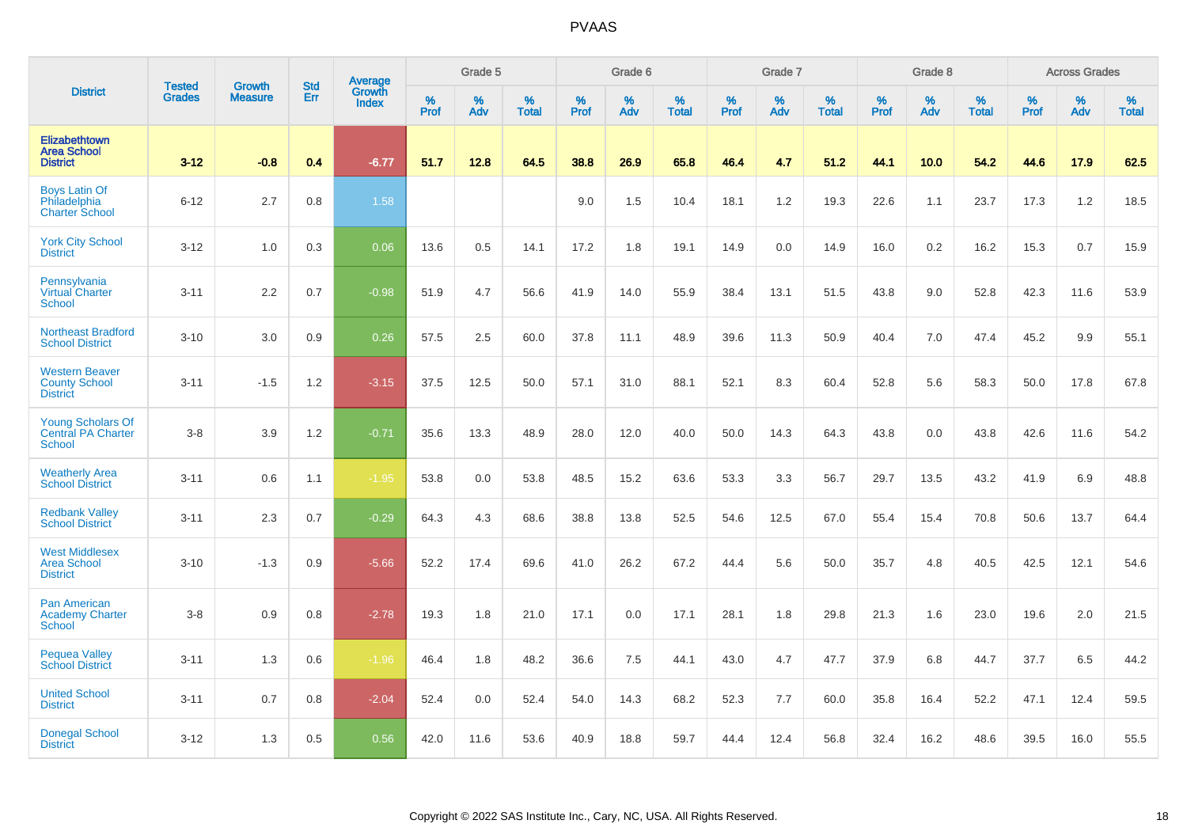# PVAAS

| District | Tested Grades | Growth Measure | Std Err | Average Growth Index | Grade 5 | | | Grade 6 | | | Grade 7 | | | Grade 8 | | | Across Grades | | |
|---|---|---|---|---|---|---|---|---|---|---|---|---|---|---|---|---|---|---|---|
| | | | | | % Prof | % Adv | % Total | % Prof | % Adv | % Total | % Prof | % Adv | % Total | % Prof | % Adv | % Total | % Prof | % Adv | % Total |
| **Elizabethtown Area School District** | **3-12** | **-0.8** | **0.4** | **-6.77** | **51.7** | **12.8** | **64.5** | **38.8** | **26.9** | **65.8** | **46.4** | **4.7** | **51.2** | **44.1** | **10.0** | **54.2** | **44.6** | **17.9** | **62.5** |
| Boys Latin Of Philadelphia Charter School | 6-12 | 2.7 | 0.8 | 1.58 | | | | 9.0 | 1.5 | 10.4 | 18.1 | 1.2 | 19.3 | 22.6 | 1.1 | 23.7 | 17.3 | 1.2 | 18.5 |
| York City School District | 3-12 | 1.0 | 0.3 | 0.06 | 13.6 | 0.5 | 14.1 | 17.2 | 1.8 | 19.1 | 14.9 | 0.0 | 14.9 | 16.0 | 0.2 | 16.2 | 15.3 | 0.7 | 15.9 |
| Pennsylvania Virtual Charter School | 3-11 | 2.2 | 0.7 | -0.98 | 51.9 | 4.7 | 56.6 | 41.9 | 14.0 | 55.9 | 38.4 | 13.1 | 51.5 | 43.8 | 9.0 | 52.8 | 42.3 | 11.6 | 53.9 |
| Northeast Bradford School District | 3-10 | 3.0 | 0.9 | 0.26 | 57.5 | 2.5 | 60.0 | 37.8 | 11.1 | 48.9 | 39.6 | 11.3 | 50.9 | 40.4 | 7.0 | 47.4 | 45.2 | 9.9 | 55.1 |
| Western Beaver County School District | 3-11 | -1.5 | 1.2 | -3.15 | 37.5 | 12.5 | 50.0 | 57.1 | 31.0 | 88.1 | 52.1 | 8.3 | 60.4 | 52.8 | 5.6 | 58.3 | 50.0 | 17.8 | 67.8 |
| Young Scholars Of Central PA Charter School | 3-8 | 3.9 | 1.2 | -0.71 | 35.6 | 13.3 | 48.9 | 28.0 | 12.0 | 40.0 | 50.0 | 14.3 | 64.3 | 43.8 | 0.0 | 43.8 | 42.6 | 11.6 | 54.2 |
| Weatherly Area School District | 3-11 | 0.6 | 1.1 | -1.95 | 53.8 | 0.0 | 53.8 | 48.5 | 15.2 | 63.6 | 53.3 | 3.3 | 56.7 | 29.7 | 13.5 | 43.2 | 41.9 | 6.9 | 48.8 |
| Redbank Valley School District | 3-11 | 2.3 | 0.7 | -0.29 | 64.3 | 4.3 | 68.6 | 38.8 | 13.8 | 52.5 | 54.6 | 12.5 | 67.0 | 55.4 | 15.4 | 70.8 | 50.6 | 13.7 | 64.4 |
| West Middlesex Area School District | 3-10 | -1.3 | 0.9 | -5.66 | 52.2 | 17.4 | 69.6 | 41.0 | 26.2 | 67.2 | 44.4 | 5.6 | 50.0 | 35.7 | 4.8 | 40.5 | 42.5 | 12.1 | 54.6 |
| Pan American Academy Charter School | 3-8 | 0.9 | 0.8 | -2.78 | 19.3 | 1.8 | 21.0 | 17.1 | 0.0 | 17.1 | 28.1 | 1.8 | 29.8 | 21.3 | 1.6 | 23.0 | 19.6 | 2.0 | 21.5 |
| Pequea Valley School District | 3-11 | 1.3 | 0.6 | -1.96 | 46.4 | 1.8 | 48.2 | 36.6 | 7.5 | 44.1 | 43.0 | 4.7 | 47.7 | 37.9 | 6.8 | 44.7 | 37.7 | 6.5 | 44.2 |
| United School District | 3-11 | 0.7 | 0.8 | -2.04 | 52.4 | 0.0 | 52.4 | 54.0 | 14.3 | 68.2 | 52.3 | 7.7 | 60.0 | 35.8 | 16.4 | 52.2 | 47.1 | 12.4 | 59.5 |
| Donegal School District | 3-12 | 1.3 | 0.5 | 0.56 | 42.0 | 11.6 | 53.6 | 40.9 | 18.8 | 59.7 | 44.4 | 12.4 | 56.8 | 32.4 | 16.2 | 48.6 | 39.5 | 16.0 | 55.5 |

Copyright © 2022 SAS Institute Inc., Cary, NC, USA. All Rights Reserved.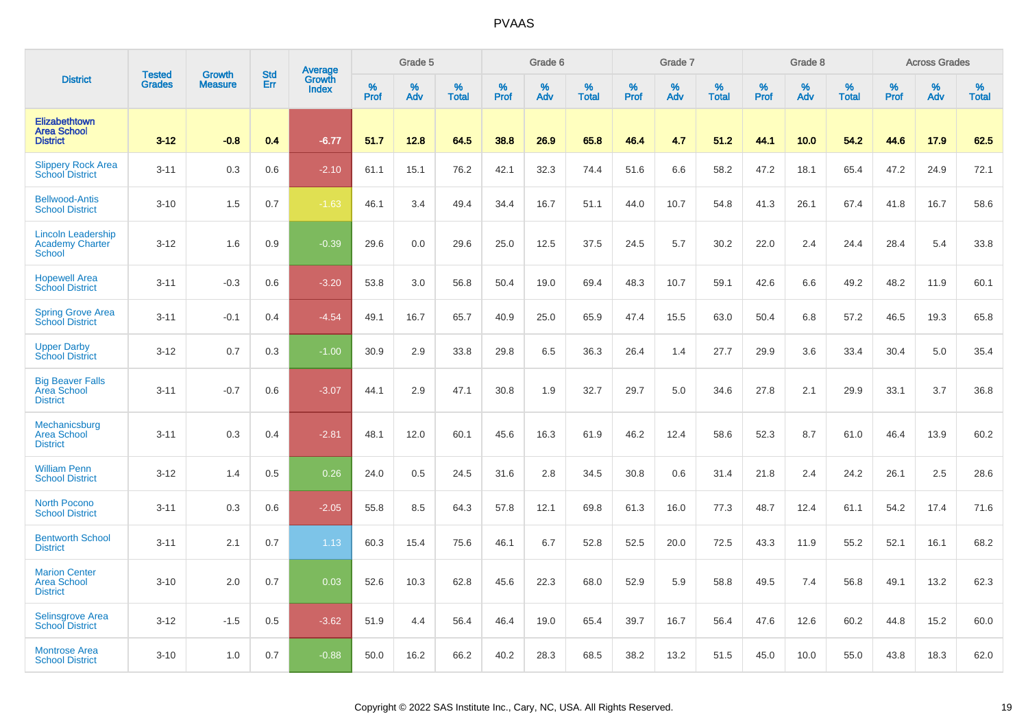# PVAAS

| District | Tested Grades | Growth Measure | Std Err | Average Growth Index | Grade 5 | | | Grade 6 | | | Grade 7 | | | Grade 8 | | | Across Grades | | |
|---|---|---|---|---|---|---|---|---|---|---|---|---|---|---|---|---|---|---|---|
| | | | | | % Prof | % Adv | % Total | % Prof | % Adv | % Total | % Prof | % Adv | % Total | % Prof | % Adv | % Total | % Prof | % Adv | % Total |
| **Elizabethtown Area School District** | **3-12** | **-0.8** | **0.4** | **-6.77** | **51.7** | **12.8** | **64.5** | **38.8** | **26.9** | **65.8** | **46.4** | **4.7** | **51.2** | **44.1** | **10.0** | **54.2** | **44.6** | **17.9** | **62.5** |
| Slippery Rock Area School District | 3-11 | 0.3 | 0.6 | -2.10 | 61.1 | 15.1 | 76.2 | 42.1 | 32.3 | 74.4 | 51.6 | 6.6 | 58.2 | 47.2 | 18.1 | 65.4 | 47.2 | 24.9 | 72.1 |
| Bellwood-Antis School District | 3-10 | 1.5 | 0.7 | -1.63 | 46.1 | 3.4 | 49.4 | 34.4 | 16.7 | 51.1 | 44.0 | 10.7 | 54.8 | 41.3 | 26.1 | 67.4 | 41.8 | 16.7 | 58.6 |
| Lincoln Leadership Academy Charter School | 3-12 | 1.6 | 0.9 | -0.39 | 29.6 | 0.0 | 29.6 | 25.0 | 12.5 | 37.5 | 24.5 | 5.7 | 30.2 | 22.0 | 2.4 | 24.4 | 28.4 | 5.4 | 33.8 |
| Hopewell Area School District | 3-11 | -0.3 | 0.6 | -3.20 | 53.8 | 3.0 | 56.8 | 50.4 | 19.0 | 69.4 | 48.3 | 10.7 | 59.1 | 42.6 | 6.6 | 49.2 | 48.2 | 11.9 | 60.1 |
| Spring Grove Area School District | 3-11 | -0.1 | 0.4 | -4.54 | 49.1 | 16.7 | 65.7 | 40.9 | 25.0 | 65.9 | 47.4 | 15.5 | 63.0 | 50.4 | 6.8 | 57.2 | 46.5 | 19.3 | 65.8 |
| Upper Darby School District | 3-12 | 0.7 | 0.3 | -1.00 | 30.9 | 2.9 | 33.8 | 29.8 | 6.5 | 36.3 | 26.4 | 1.4 | 27.7 | 29.9 | 3.6 | 33.4 | 30.4 | 5.0 | 35.4 |
| Big Beaver Falls Area School District | 3-11 | -0.7 | 0.6 | -3.07 | 44.1 | 2.9 | 47.1 | 30.8 | 1.9 | 32.7 | 29.7 | 5.0 | 34.6 | 27.8 | 2.1 | 29.9 | 33.1 | 3.7 | 36.8 |
| Mechanicsburg Area School District | 3-11 | 0.3 | 0.4 | -2.81 | 48.1 | 12.0 | 60.1 | 45.6 | 16.3 | 61.9 | 46.2 | 12.4 | 58.6 | 52.3 | 8.7 | 61.0 | 46.4 | 13.9 | 60.2 |
| William Penn School District | 3-12 | 1.4 | 0.5 | 0.26 | 24.0 | 0.5 | 24.5 | 31.6 | 2.8 | 34.5 | 30.8 | 0.6 | 31.4 | 21.8 | 2.4 | 24.2 | 26.1 | 2.5 | 28.6 |
| North Pocono School District | 3-11 | 0.3 | 0.6 | -2.05 | 55.8 | 8.5 | 64.3 | 57.8 | 12.1 | 69.8 | 61.3 | 16.0 | 77.3 | 48.7 | 12.4 | 61.1 | 54.2 | 17.4 | 71.6 |
| Bentworth School District | 3-11 | 2.1 | 0.7 | 1.13 | 60.3 | 15.4 | 75.6 | 46.1 | 6.7 | 52.8 | 52.5 | 20.0 | 72.5 | 43.3 | 11.9 | 55.2 | 52.1 | 16.1 | 68.2 |
| Marion Center Area School District | 3-10 | 2.0 | 0.7 | 0.03 | 52.6 | 10.3 | 62.8 | 45.6 | 22.3 | 68.0 | 52.9 | 5.9 | 58.8 | 49.5 | 7.4 | 56.8 | 49.1 | 13.2 | 62.3 |
| Selinsgrove Area School District | 3-12 | -1.5 | 0.5 | -3.62 | 51.9 | 4.4 | 56.4 | 46.4 | 19.0 | 65.4 | 39.7 | 16.7 | 56.4 | 47.6 | 12.6 | 60.2 | 44.8 | 15.2 | 60.0 |
| Montrose Area School District | 3-10 | 1.0 | 0.7 | -0.88 | 50.0 | 16.2 | 66.2 | 40.2 | 28.3 | 68.5 | 38.2 | 13.2 | 51.5 | 45.0 | 10.0 | 55.0 | 43.8 | 18.3 | 62.0 |

Copyright © 2022 SAS Institute Inc., Cary, NC, USA. All Rights Reserved.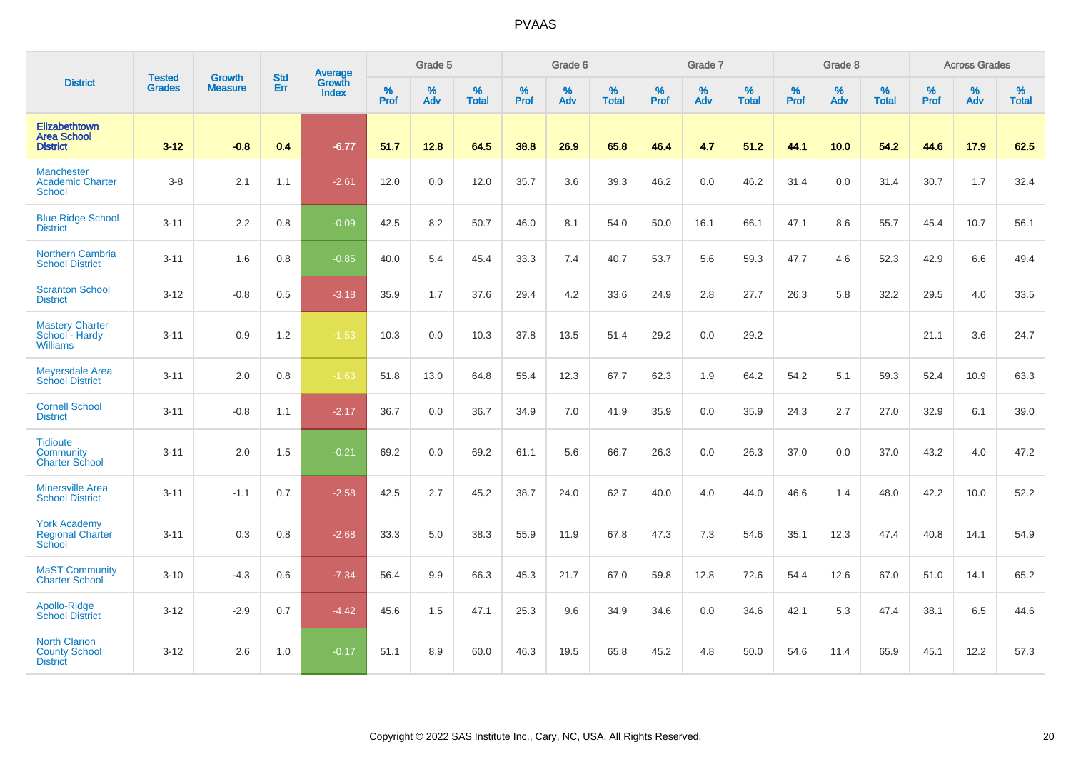# PVAAS

| District | Tested Grades | Growth Measure | Std Err | Average Growth Index | Grade 5 | | | Grade 6 | | | Grade 7 | | | Grade 8 | | | Across Grades | | |
|---|---|---|---|---|---|---|---|---|---|---|---|---|---|---|---|---|---|---|---|
| | | | | | % Prof | % Adv | % Total | % Prof | % Adv | % Total | % Prof | % Adv | % Total | % Prof | % Adv | % Total | % Prof | % Adv | % Total |
| **Elizabethtown Area School District** | **3-12** | **-0.8** | **0.4** | **-6.77** | **51.7** | **12.8** | **64.5** | **38.8** | **26.9** | **65.8** | **46.4** | **4.7** | **51.2** | **44.1** | **10.0** | **54.2** | **44.6** | **17.9** | **62.5** |
| Manchester Academic Charter School | 3-8 | 2.1 | 1.1 | -2.61 | 12.0 | 0.0 | 12.0 | 35.7 | 3.6 | 39.3 | 46.2 | 0.0 | 46.2 | 31.4 | 0.0 | 31.4 | 30.7 | 1.7 | 32.4 |
| Blue Ridge School District | 3-11 | 2.2 | 0.8 | -0.09 | 42.5 | 8.2 | 50.7 | 46.0 | 8.1 | 54.0 | 50.0 | 16.1 | 66.1 | 47.1 | 8.6 | 55.7 | 45.4 | 10.7 | 56.1 |
| Northern Cambria School District | 3-11 | 1.6 | 0.8 | -0.85 | 40.0 | 5.4 | 45.4 | 33.3 | 7.4 | 40.7 | 53.7 | 5.6 | 59.3 | 47.7 | 4.6 | 52.3 | 42.9 | 6.6 | 49.4 |
| Scranton School District | 3-12 | -0.8 | 0.5 | -3.18 | 35.9 | 1.7 | 37.6 | 29.4 | 4.2 | 33.6 | 24.9 | 2.8 | 27.7 | 26.3 | 5.8 | 32.2 | 29.5 | 4.0 | 33.5 |
| Mastery Charter School - Hardy Williams | 3-11 | 0.9 | 1.2 | -1.53 | 10.3 | 0.0 | 10.3 | 37.8 | 13.5 | 51.4 | 29.2 | 0.0 | 29.2 | | | | 21.1 | 3.6 | 24.7 |
| Meyersdale Area School District | 3-11 | 2.0 | 0.8 | -1.63 | 51.8 | 13.0 | 64.8 | 55.4 | 12.3 | 67.7 | 62.3 | 1.9 | 64.2 | 54.2 | 5.1 | 59.3 | 52.4 | 10.9 | 63.3 |
| Cornell School District | 3-11 | -0.8 | 1.1 | -2.17 | 36.7 | 0.0 | 36.7 | 34.9 | 7.0 | 41.9 | 35.9 | 0.0 | 35.9 | 24.3 | 2.7 | 27.0 | 32.9 | 6.1 | 39.0 |
| Tidioute Community Charter School | 3-11 | 2.0 | 1.5 | -0.21 | 69.2 | 0.0 | 69.2 | 61.1 | 5.6 | 66.7 | 26.3 | 0.0 | 26.3 | 37.0 | 0.0 | 37.0 | 43.2 | 4.0 | 47.2 |
| Minersville Area School District | 3-11 | -1.1 | 0.7 | -2.58 | 42.5 | 2.7 | 45.2 | 38.7 | 24.0 | 62.7 | 40.0 | 4.0 | 44.0 | 46.6 | 1.4 | 48.0 | 42.2 | 10.0 | 52.2 |
| York Academy Regional Charter School | 3-11 | 0.3 | 0.8 | -2.68 | 33.3 | 5.0 | 38.3 | 55.9 | 11.9 | 67.8 | 47.3 | 7.3 | 54.6 | 35.1 | 12.3 | 47.4 | 40.8 | 14.1 | 54.9 |
| MaST Community Charter School | 3-10 | -4.3 | 0.6 | -7.34 | 56.4 | 9.9 | 66.3 | 45.3 | 21.7 | 67.0 | 59.8 | 12.8 | 72.6 | 54.4 | 12.6 | 67.0 | 51.0 | 14.1 | 65.2 |
| Apollo-Ridge School District | 3-12 | -2.9 | 0.7 | -4.42 | 45.6 | 1.5 | 47.1 | 25.3 | 9.6 | 34.9 | 34.6 | 0.0 | 34.6 | 42.1 | 5.3 | 47.4 | 38.1 | 6.5 | 44.6 |
| North Clarion County School District | 3-12 | 2.6 | 1.0 | -0.17 | 51.1 | 8.9 | 60.0 | 46.3 | 19.5 | 65.8 | 45.2 | 4.8 | 50.0 | 54.6 | 11.4 | 65.9 | 45.1 | 12.2 | 57.3 |

Copyright © 2022 SAS Institute Inc., Cary, NC, USA. All Rights Reserved.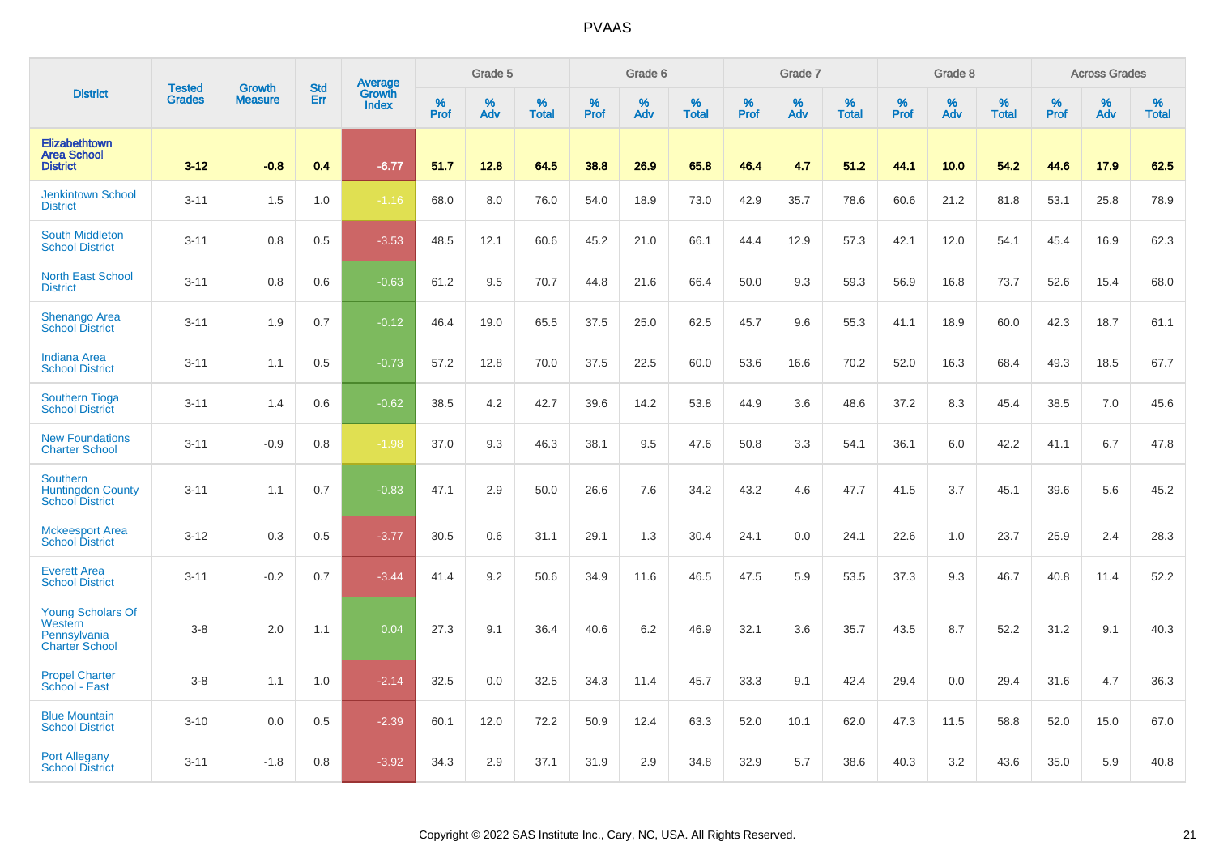# PVAAS

| District | Tested Grades | Growth Measure | Std Err | Average Growth Index | Grade 5 | | | Grade 6 | | | Grade 7 | | | Grade 8 | | | Across Grades | | |
|---|---|---|---|---|---|---|---|---|---|---|---|---|---|---|---|---|---|---|---|
| | | | | | % Prof | % Adv | % Total | % Prof | % Adv | % Total | % Prof | % Adv | % Total | % Prof | % Adv | % Total | % Prof | % Adv | % Total |
| **Elizabethtown Area School District** | **3-12** | **-0.8** | **0.4** | **-6.77** | **51.7** | **12.8** | **64.5** | **38.8** | **26.9** | **65.8** | **46.4** | **4.7** | **51.2** | **44.1** | **10.0** | **54.2** | **44.6** | **17.9** | **62.5** |
| Jenkintown School District | 3-11 | 1.5 | 1.0 | -1.16 | 68.0 | 8.0 | 76.0 | 54.0 | 18.9 | 73.0 | 42.9 | 35.7 | 78.6 | 60.6 | 21.2 | 81.8 | 53.1 | 25.8 | 78.9 |
| South Middleton School District | 3-11 | 0.8 | 0.5 | -3.53 | 48.5 | 12.1 | 60.6 | 45.2 | 21.0 | 66.1 | 44.4 | 12.9 | 57.3 | 42.1 | 12.0 | 54.1 | 45.4 | 16.9 | 62.3 |
| North East School District | 3-11 | 0.8 | 0.6 | -0.63 | 61.2 | 9.5 | 70.7 | 44.8 | 21.6 | 66.4 | 50.0 | 9.3 | 59.3 | 56.9 | 16.8 | 73.7 | 52.6 | 15.4 | 68.0 |
| Shenango Area School District | 3-11 | 1.9 | 0.7 | -0.12 | 46.4 | 19.0 | 65.5 | 37.5 | 25.0 | 62.5 | 45.7 | 9.6 | 55.3 | 41.1 | 18.9 | 60.0 | 42.3 | 18.7 | 61.1 |
| Indiana Area School District | 3-11 | 1.1 | 0.5 | -0.73 | 57.2 | 12.8 | 70.0 | 37.5 | 22.5 | 60.0 | 53.6 | 16.6 | 70.2 | 52.0 | 16.3 | 68.4 | 49.3 | 18.5 | 67.7 |
| Southern Tioga School District | 3-11 | 1.4 | 0.6 | -0.62 | 38.5 | 4.2 | 42.7 | 39.6 | 14.2 | 53.8 | 44.9 | 3.6 | 48.6 | 37.2 | 8.3 | 45.4 | 38.5 | 7.0 | 45.6 |
| New Foundations Charter School | 3-11 | -0.9 | 0.8 | -1.98 | 37.0 | 9.3 | 46.3 | 38.1 | 9.5 | 47.6 | 50.8 | 3.3 | 54.1 | 36.1 | 6.0 | 42.2 | 41.1 | 6.7 | 47.8 |
| Southern Huntingdon County School District | 3-11 | 1.1 | 0.7 | -0.83 | 47.1 | 2.9 | 50.0 | 26.6 | 7.6 | 34.2 | 43.2 | 4.6 | 47.7 | 41.5 | 3.7 | 45.1 | 39.6 | 5.6 | 45.2 |
| Mckeesport Area School District | 3-12 | 0.3 | 0.5 | -3.77 | 30.5 | 0.6 | 31.1 | 29.1 | 1.3 | 30.4 | 24.1 | 0.0 | 24.1 | 22.6 | 1.0 | 23.7 | 25.9 | 2.4 | 28.3 |
| Everett Area School District | 3-11 | -0.2 | 0.7 | -3.44 | 41.4 | 9.2 | 50.6 | 34.9 | 11.6 | 46.5 | 47.5 | 5.9 | 53.5 | 37.3 | 9.3 | 46.7 | 40.8 | 11.4 | 52.2 |
| Young Scholars Of Western Pennsylvania Charter School | 3-8 | 2.0 | 1.1 | 0.04 | 27.3 | 9.1 | 36.4 | 40.6 | 6.2 | 46.9 | 32.1 | 3.6 | 35.7 | 43.5 | 8.7 | 52.2 | 31.2 | 9.1 | 40.3 |
| Propel Charter School - East | 3-8 | 1.1 | 1.0 | -2.14 | 32.5 | 0.0 | 32.5 | 34.3 | 11.4 | 45.7 | 33.3 | 9.1 | 42.4 | 29.4 | 0.0 | 29.4 | 31.6 | 4.7 | 36.3 |
| Blue Mountain School District | 3-10 | 0.0 | 0.5 | -2.39 | 60.1 | 12.0 | 72.2 | 50.9 | 12.4 | 63.3 | 52.0 | 10.1 | 62.0 | 47.3 | 11.5 | 58.8 | 52.0 | 15.0 | 67.0 |
| Port Allegany School District | 3-11 | -1.8 | 0.8 | -3.92 | 34.3 | 2.9 | 37.1 | 31.9 | 2.9 | 34.8 | 32.9 | 5.7 | 38.6 | 40.3 | 3.2 | 43.6 | 35.0 | 5.9 | 40.8 |

Copyright © 2022 SAS Institute Inc., Cary, NC, USA. All Rights Reserved.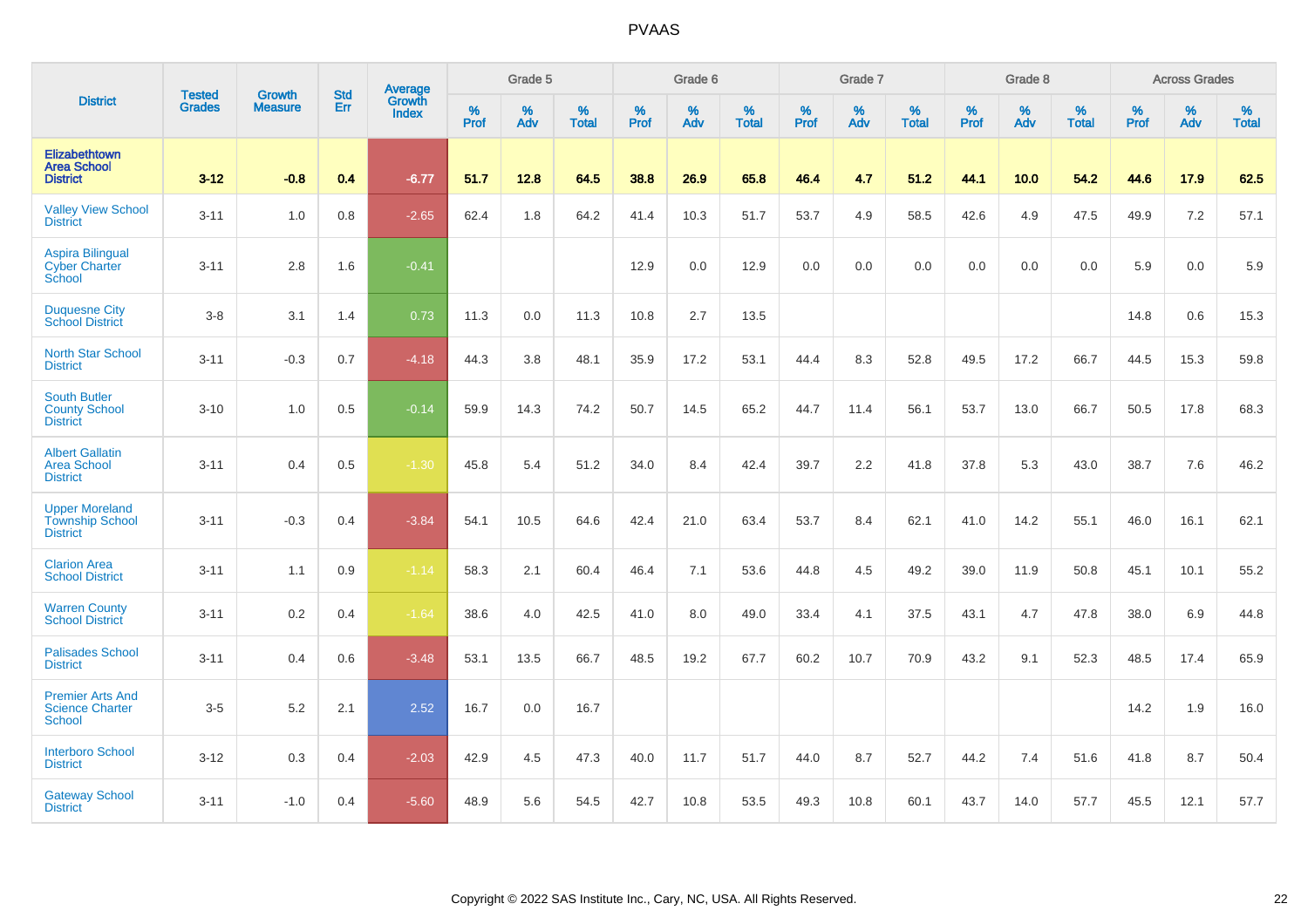# PVAAS

| District | Tested Grades | Growth Measure | Std Err | Average Growth Index | Grade 5 | | | Grade 6 | | | Grade 7 | | | Grade 8 | | | Across Grades | | |
|---|---|---|---|---|---|---|---|---|---|---|---|---|---|---|---|---|---|---|---|
| | | | | | % Prof | % Adv | % Total | % Prof | % Adv | % Total | % Prof | % Adv | % Total | % Prof | % Adv | % Total | % Prof | % Adv | % Total |
| **Elizabethtown Area School District** | **3-12** | **-0.8** | **0.4** | **-6.77** | **51.7** | **12.8** | **64.5** | **38.8** | **26.9** | **65.8** | **46.4** | **4.7** | **51.2** | **44.1** | **10.0** | **54.2** | **44.6** | **17.9** | **62.5** |
| Valley View School District | 3-11 | 1.0 | 0.8 | -2.65 | 62.4 | 1.8 | 64.2 | 41.4 | 10.3 | 51.7 | 53.7 | 4.9 | 58.5 | 42.6 | 4.9 | 47.5 | 49.9 | 7.2 | 57.1 |
| Aspira Bilingual Cyber Charter School | 3-11 | 2.8 | 1.6 | -0.41 | | | | 12.9 | 0.0 | 12.9 | 0.0 | 0.0 | 0.0 | 0.0 | 0.0 | 0.0 | 5.9 | 0.0 | 5.9 |
| Duquesne City School District | 3-8 | 3.1 | 1.4 | 0.73 | 11.3 | 0.0 | 11.3 | 10.8 | 2.7 | 13.5 | | | | | | | 14.8 | 0.6 | 15.3 |
| North Star School District | 3-11 | -0.3 | 0.7 | -4.18 | 44.3 | 3.8 | 48.1 | 35.9 | 17.2 | 53.1 | 44.4 | 8.3 | 52.8 | 49.5 | 17.2 | 66.7 | 44.5 | 15.3 | 59.8 |
| South Butler County School District | 3-10 | 1.0 | 0.5 | -0.14 | 59.9 | 14.3 | 74.2 | 50.7 | 14.5 | 65.2 | 44.7 | 11.4 | 56.1 | 53.7 | 13.0 | 66.7 | 50.5 | 17.8 | 68.3 |
| Albert Gallatin Area School District | 3-11 | 0.4 | 0.5 | -1.30 | 45.8 | 5.4 | 51.2 | 34.0 | 8.4 | 42.4 | 39.7 | 2.2 | 41.8 | 37.8 | 5.3 | 43.0 | 38.7 | 7.6 | 46.2 |
| Upper Moreland Township School District | 3-11 | -0.3 | 0.4 | -3.84 | 54.1 | 10.5 | 64.6 | 42.4 | 21.0 | 63.4 | 53.7 | 8.4 | 62.1 | 41.0 | 14.2 | 55.1 | 46.0 | 16.1 | 62.1 |
| Clarion Area School District | 3-11 | 1.1 | 0.9 | -1.14 | 58.3 | 2.1 | 60.4 | 46.4 | 7.1 | 53.6 | 44.8 | 4.5 | 49.2 | 39.0 | 11.9 | 50.8 | 45.1 | 10.1 | 55.2 |
| Warren County School District | 3-11 | 0.2 | 0.4 | -1.64 | 38.6 | 4.0 | 42.5 | 41.0 | 8.0 | 49.0 | 33.4 | 4.1 | 37.5 | 43.1 | 4.7 | 47.8 | 38.0 | 6.9 | 44.8 |
| Palisades School District | 3-11 | 0.4 | 0.6 | -3.48 | 53.1 | 13.5 | 66.7 | 48.5 | 19.2 | 67.7 | 60.2 | 10.7 | 70.9 | 43.2 | 9.1 | 52.3 | 48.5 | 17.4 | 65.9 |
| Premier Arts And Science Charter School | 3-5 | 5.2 | 2.1 | 2.52 | 16.7 | 0.0 | 16.7 | | | | | | | | | | 14.2 | 1.9 | 16.0 |
| Interboro School District | 3-12 | 0.3 | 0.4 | -2.03 | 42.9 | 4.5 | 47.3 | 40.0 | 11.7 | 51.7 | 44.0 | 8.7 | 52.7 | 44.2 | 7.4 | 51.6 | 41.8 | 8.7 | 50.4 |
| Gateway School District | 3-11 | -1.0 | 0.4 | -5.60 | 48.9 | 5.6 | 54.5 | 42.7 | 10.8 | 53.5 | 49.3 | 10.8 | 60.1 | 43.7 | 14.0 | 57.7 | 45.5 | 12.1 | 57.7 |

Copyright © 2022 SAS Institute Inc., Cary, NC, USA. All Rights Reserved.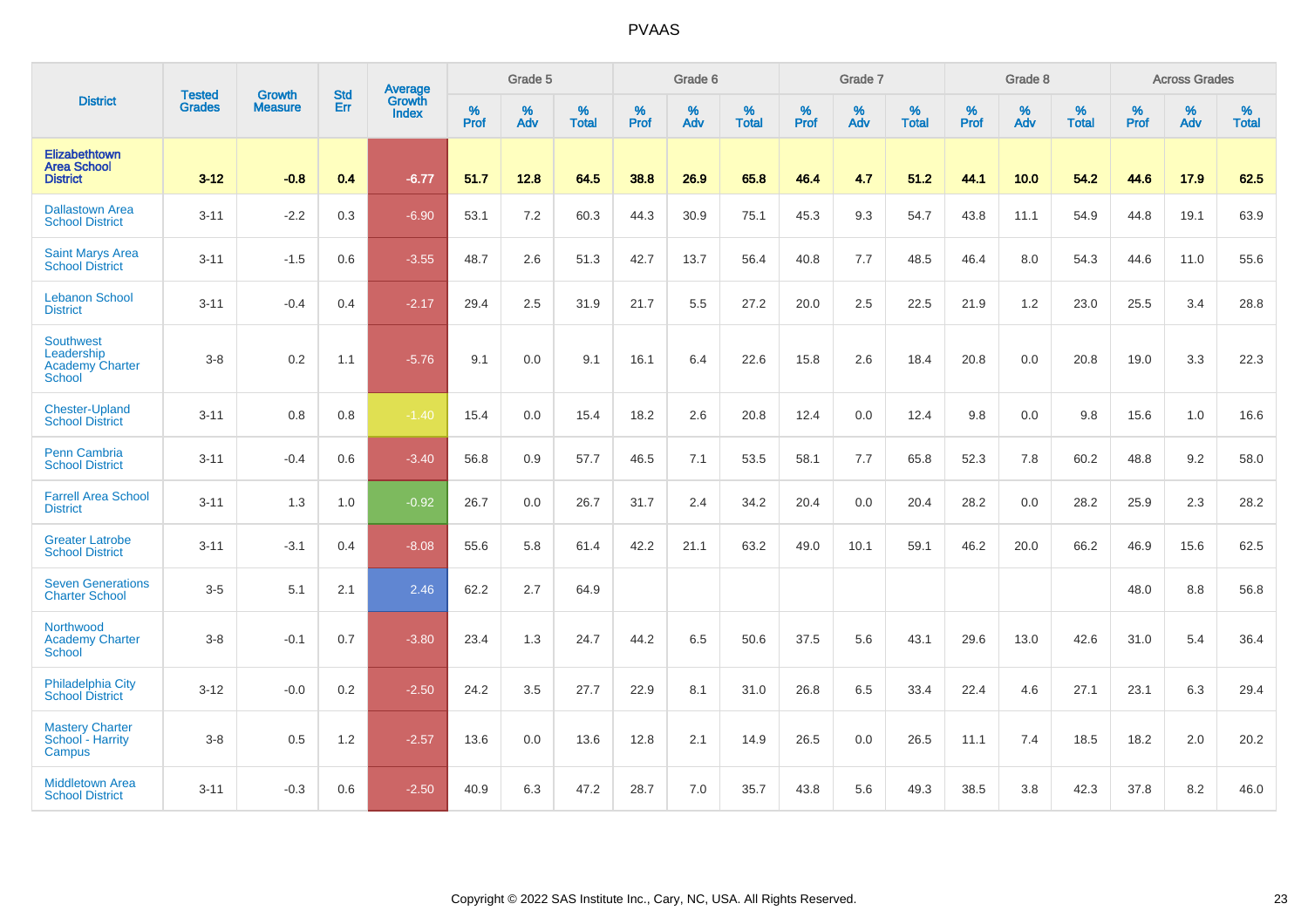# PVAAS

| District | Tested Grades | Growth Measure | Std Err | Average Growth Index | Grade 5 | | | Grade 6 | | | Grade 7 | | | Grade 8 | | | Across Grades | | |
|---|---|---|---|---|---|---|---|---|---|---|---|---|---|---|---|---|---|---|---|
| | | | | | % Prof | % Adv | % Total | % Prof | % Adv | % Total | % Prof | % Adv | % Total | % Prof | % Adv | % Total | % Prof | % Adv | % Total |
| **Elizabethtown Area School District** | **3-12** | **-0.8** | **0.4** | **-6.77** | **51.7** | **12.8** | **64.5** | **38.8** | **26.9** | **65.8** | **46.4** | **4.7** | **51.2** | **44.1** | **10.0** | **54.2** | **44.6** | **17.9** | **62.5** |
| Dallastown Area School District | 3-11 | -2.2 | 0.3 | -6.90 | 53.1 | 7.2 | 60.3 | 44.3 | 30.9 | 75.1 | 45.3 | 9.3 | 54.7 | 43.8 | 11.1 | 54.9 | 44.8 | 19.1 | 63.9 |
| Saint Marys Area School District | 3-11 | -1.5 | 0.6 | -3.55 | 48.7 | 2.6 | 51.3 | 42.7 | 13.7 | 56.4 | 40.8 | 7.7 | 48.5 | 46.4 | 8.0 | 54.3 | 44.6 | 11.0 | 55.6 |
| Lebanon School District | 3-11 | -0.4 | 0.4 | -2.17 | 29.4 | 2.5 | 31.9 | 21.7 | 5.5 | 27.2 | 20.0 | 2.5 | 22.5 | 21.9 | 1.2 | 23.0 | 25.5 | 3.4 | 28.8 |
| Southwest Leadership Academy Charter School | 3-8 | 0.2 | 1.1 | -5.76 | 9.1 | 0.0 | 9.1 | 16.1 | 6.4 | 22.6 | 15.8 | 2.6 | 18.4 | 20.8 | 0.0 | 20.8 | 19.0 | 3.3 | 22.3 |
| Chester-Upland School District | 3-11 | 0.8 | 0.8 | -1.40 | 15.4 | 0.0 | 15.4 | 18.2 | 2.6 | 20.8 | 12.4 | 0.0 | 12.4 | 9.8 | 0.0 | 9.8 | 15.6 | 1.0 | 16.6 |
| Penn Cambria School District | 3-11 | -0.4 | 0.6 | -3.40 | 56.8 | 0.9 | 57.7 | 46.5 | 7.1 | 53.5 | 58.1 | 7.7 | 65.8 | 52.3 | 7.8 | 60.2 | 48.8 | 9.2 | 58.0 |
| Farrell Area School District | 3-11 | 1.3 | 1.0 | -0.92 | 26.7 | 0.0 | 26.7 | 31.7 | 2.4 | 34.2 | 20.4 | 0.0 | 20.4 | 28.2 | 0.0 | 28.2 | 25.9 | 2.3 | 28.2 |
| Greater Latrobe School District | 3-11 | -3.1 | 0.4 | -8.08 | 55.6 | 5.8 | 61.4 | 42.2 | 21.1 | 63.2 | 49.0 | 10.1 | 59.1 | 46.2 | 20.0 | 66.2 | 46.9 | 15.6 | 62.5 |
| Seven Generations Charter School | 3-5 | 5.1 | 2.1 | 2.46 | 62.2 | 2.7 | 64.9 | | | | | | | | | | 48.0 | 8.8 | 56.8 |
| Northwood Academy Charter School | 3-8 | -0.1 | 0.7 | -3.80 | 23.4 | 1.3 | 24.7 | 44.2 | 6.5 | 50.6 | 37.5 | 5.6 | 43.1 | 29.6 | 13.0 | 42.6 | 31.0 | 5.4 | 36.4 |
| Philadelphia City School District | 3-12 | -0.0 | 0.2 | -2.50 | 24.2 | 3.5 | 27.7 | 22.9 | 8.1 | 31.0 | 26.8 | 6.5 | 33.4 | 22.4 | 4.6 | 27.1 | 23.1 | 6.3 | 29.4 |
| Mastery Charter School - Harrity Campus | 3-8 | 0.5 | 1.2 | -2.57 | 13.6 | 0.0 | 13.6 | 12.8 | 2.1 | 14.9 | 26.5 | 0.0 | 26.5 | 11.1 | 7.4 | 18.5 | 18.2 | 2.0 | 20.2 |
| Middletown Area School District | 3-11 | -0.3 | 0.6 | -2.50 | 40.9 | 6.3 | 47.2 | 28.7 | 7.0 | 35.7 | 43.8 | 5.6 | 49.3 | 38.5 | 3.8 | 42.3 | 37.8 | 8.2 | 46.0 |

Copyright © 2022 SAS Institute Inc., Cary, NC, USA. All Rights Reserved.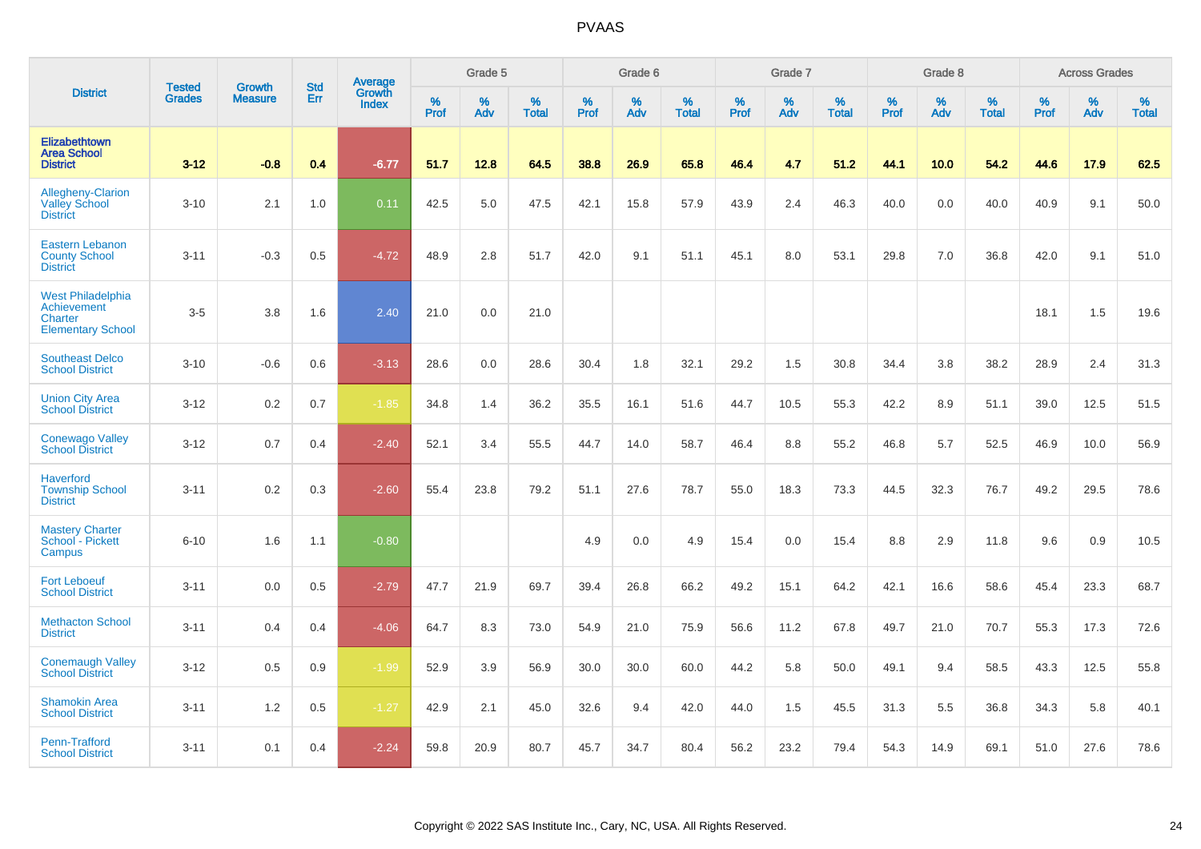| District | Tested Grades | Growth Measure | Std Err | Average Growth Index | Grade 5 | | | Grade 6 | | | Grade 7 | | | Grade 8 | | | Across Grades | | |
|---|---|---|---|---|---|---|---|---|---|---|---|---|---|---|---|---|---|---|---|
| | | | | | % Prof | % Adv | % Total | % Prof | % Adv | % Total | % Prof | % Adv | % Total | % Prof | % Adv | % Total | % Prof | % Adv | % Total |
| **Elizabethtown Area School District** | **3-12** | **-0.8** | **0.4** | **-6.77** | **51.7** | **12.8** | **64.5** | **38.8** | **26.9** | **65.8** | **46.4** | **4.7** | **51.2** | **44.1** | **10.0** | **54.2** | **44.6** | **17.9** | **62.5** |
| Allegheny-Clarion Valley School District | 3-10 | 2.1 | 1.0 | 0.11 | 42.5 | 5.0 | 47.5 | 42.1 | 15.8 | 57.9 | 43.9 | 2.4 | 46.3 | 40.0 | 0.0 | 40.0 | 40.9 | 9.1 | 50.0 |
| Eastern Lebanon County School District | 3-11 | -0.3 | 0.5 | -4.72 | 48.9 | 2.8 | 51.7 | 42.0 | 9.1 | 51.1 | 45.1 | 8.0 | 53.1 | 29.8 | 7.0 | 36.8 | 42.0 | 9.1 | 51.0 |
| West Philadelphia Achievement Charter Elementary School | 3-5 | 3.8 | 1.6 | 2.40 | 21.0 | 0.0 | 21.0 | | | | | | | | | | 18.1 | 1.5 | 19.6 |
| Southeast Delco School District | 3-10 | -0.6 | 0.6 | -3.13 | 28.6 | 0.0 | 28.6 | 30.4 | 1.8 | 32.1 | 29.2 | 1.5 | 30.8 | 34.4 | 3.8 | 38.2 | 28.9 | 2.4 | 31.3 |
| Union City Area School District | 3-12 | 0.2 | 0.7 | -1.85 | 34.8 | 1.4 | 36.2 | 35.5 | 16.1 | 51.6 | 44.7 | 10.5 | 55.3 | 42.2 | 8.9 | 51.1 | 39.0 | 12.5 | 51.5 |
| Conewago Valley School District | 3-12 | 0.7 | 0.4 | -2.40 | 52.1 | 3.4 | 55.5 | 44.7 | 14.0 | 58.7 | 46.4 | 8.8 | 55.2 | 46.8 | 5.7 | 52.5 | 46.9 | 10.0 | 56.9 |
| Haverford Township School District | 3-11 | 0.2 | 0.3 | -2.60 | 55.4 | 23.8 | 79.2 | 51.1 | 27.6 | 78.7 | 55.0 | 18.3 | 73.3 | 44.5 | 32.3 | 76.7 | 49.2 | 29.5 | 78.6 |
| Mastery Charter School - Pickett Campus | 6-10 | 1.6 | 1.1 | -0.80 | | | | 4.9 | 0.0 | 4.9 | 15.4 | 0.0 | 15.4 | 8.8 | 2.9 | 11.8 | 9.6 | 0.9 | 10.5 |
| Fort Leboeuf School District | 3-11 | 0.0 | 0.5 | -2.79 | 47.7 | 21.9 | 69.7 | 39.4 | 26.8 | 66.2 | 49.2 | 15.1 | 64.2 | 42.1 | 16.6 | 58.6 | 45.4 | 23.3 | 68.7 |
| Methacton School District | 3-11 | 0.4 | 0.4 | -4.06 | 64.7 | 8.3 | 73.0 | 54.9 | 21.0 | 75.9 | 56.6 | 11.2 | 67.8 | 49.7 | 21.0 | 70.7 | 55.3 | 17.3 | 72.6 |
| Conemaugh Valley School District | 3-12 | 0.5 | 0.9 | -1.99 | 52.9 | 3.9 | 56.9 | 30.0 | 30.0 | 60.0 | 44.2 | 5.8 | 50.0 | 49.1 | 9.4 | 58.5 | 43.3 | 12.5 | 55.8 |
| Shamokin Area School District | 3-11 | 1.2 | 0.5 | -1.27 | 42.9 | 2.1 | 45.0 | 32.6 | 9.4 | 42.0 | 44.0 | 1.5 | 45.5 | 31.3 | 5.5 | 36.8 | 34.3 | 5.8 | 40.1 |
| Penn-Trafford School District | 3-11 | 0.1 | 0.4 | -2.24 | 59.8 | 20.9 | 80.7 | 45.7 | 34.7 | 80.4 | 56.2 | 23.2 | 79.4 | 54.3 | 14.9 | 69.1 | 51.0 | 27.6 | 78.6 |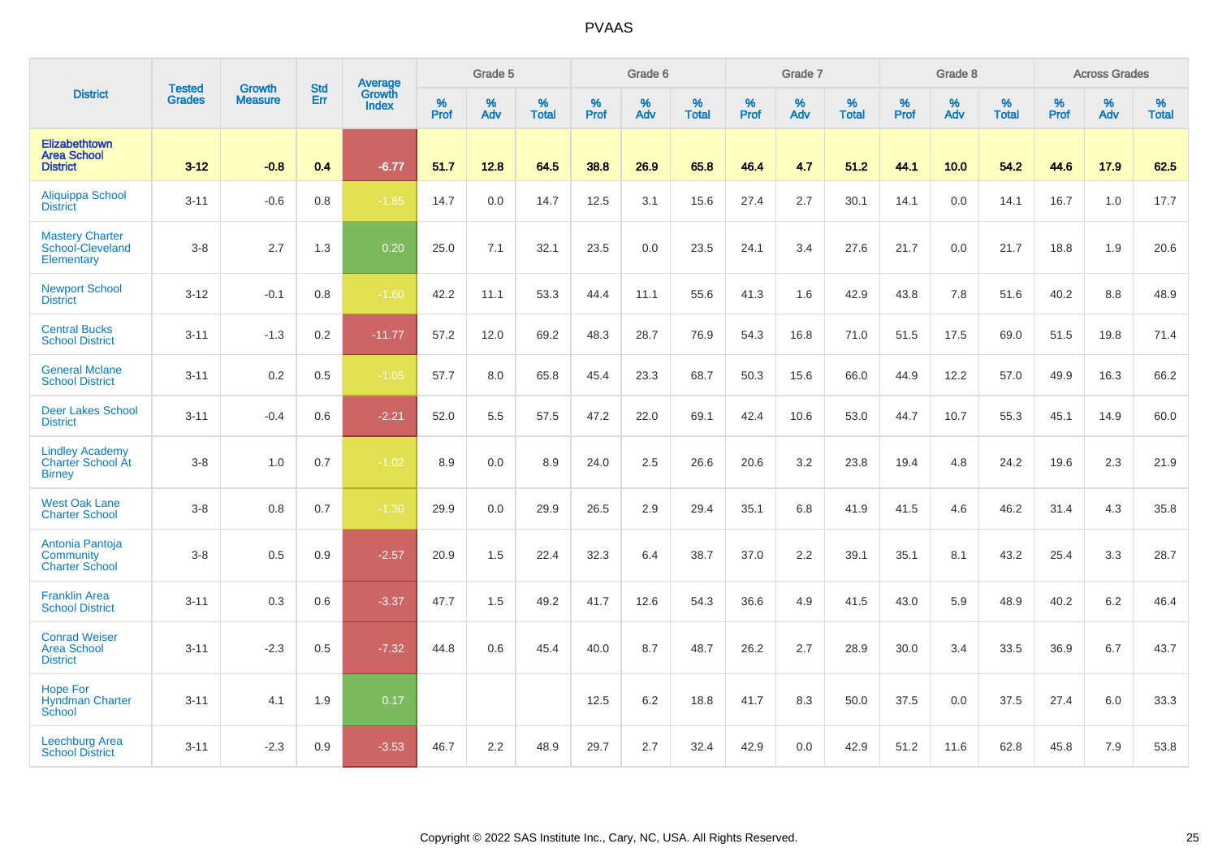# PVAAS

| District | Tested Grades | Growth Measure | Std Err | Average Growth Index | Grade 5 | | | Grade 6 | | | Grade 7 | | | Grade 8 | | | Across Grades | | |
|---|---|---|---|---|---|---|---|---|---|---|---|---|---|---|---|---|---|---|---|
| | | | | | % Prof | % Adv | % Total | % Prof | % Adv | % Total | % Prof | % Adv | % Total | % Prof | % Adv | % Total | % Prof | % Adv | % Total |
| **Elizabethtown Area School District** | **3-12** | **-0.8** | **0.4** | **-6.77** | **51.7** | **12.8** | **64.5** | **38.8** | **26.9** | **65.8** | **46.4** | **4.7** | **51.2** | **44.1** | **10.0** | **54.2** | **44.6** | **17.9** | **62.5** |
| Aliquippa School District | 3-11 | -0.6 | 0.8 | -1.85 | 14.7 | 0.0 | 14.7 | 12.5 | 3.1 | 15.6 | 27.4 | 2.7 | 30.1 | 14.1 | 0.0 | 14.1 | 16.7 | 1.0 | 17.7 |
| Mastery Charter School-Cleveland Elementary | 3-8 | 2.7 | 1.3 | 0.20 | 25.0 | 7.1 | 32.1 | 23.5 | 0.0 | 23.5 | 24.1 | 3.4 | 27.6 | 21.7 | 0.0 | 21.7 | 18.8 | 1.9 | 20.6 |
| Newport School District | 3-12 | -0.1 | 0.8 | -1.60 | 42.2 | 11.1 | 53.3 | 44.4 | 11.1 | 55.6 | 41.3 | 1.6 | 42.9 | 43.8 | 7.8 | 51.6 | 40.2 | 8.8 | 48.9 |
| Central Bucks School District | 3-11 | -1.3 | 0.2 | -11.77 | 57.2 | 12.0 | 69.2 | 48.3 | 28.7 | 76.9 | 54.3 | 16.8 | 71.0 | 51.5 | 17.5 | 69.0 | 51.5 | 19.8 | 71.4 |
| General Mclane School District | 3-11 | 0.2 | 0.5 | -1.05 | 57.7 | 8.0 | 65.8 | 45.4 | 23.3 | 68.7 | 50.3 | 15.6 | 66.0 | 44.9 | 12.2 | 57.0 | 49.9 | 16.3 | 66.2 |
| Deer Lakes School District | 3-11 | -0.4 | 0.6 | -2.21 | 52.0 | 5.5 | 57.5 | 47.2 | 22.0 | 69.1 | 42.4 | 10.6 | 53.0 | 44.7 | 10.7 | 55.3 | 45.1 | 14.9 | 60.0 |
| Lindley Academy Charter School At Birney | 3-8 | 1.0 | 0.7 | -1.02 | 8.9 | 0.0 | 8.9 | 24.0 | 2.5 | 26.6 | 20.6 | 3.2 | 23.8 | 19.4 | 4.8 | 24.2 | 19.6 | 2.3 | 21.9 |
| West Oak Lane Charter School | 3-8 | 0.8 | 0.7 | -1.30 | 29.9 | 0.0 | 29.9 | 26.5 | 2.9 | 29.4 | 35.1 | 6.8 | 41.9 | 41.5 | 4.6 | 46.2 | 31.4 | 4.3 | 35.8 |
| Antonia Pantoja Community Charter School | 3-8 | 0.5 | 0.9 | -2.57 | 20.9 | 1.5 | 22.4 | 32.3 | 6.4 | 38.7 | 37.0 | 2.2 | 39.1 | 35.1 | 8.1 | 43.2 | 25.4 | 3.3 | 28.7 |
| Franklin Area School District | 3-11 | 0.3 | 0.6 | -3.37 | 47.7 | 1.5 | 49.2 | 41.7 | 12.6 | 54.3 | 36.6 | 4.9 | 41.5 | 43.0 | 5.9 | 48.9 | 40.2 | 6.2 | 46.4 |
| Conrad Weiser Area School District | 3-11 | -2.3 | 0.5 | -7.32 | 44.8 | 0.6 | 45.4 | 40.0 | 8.7 | 48.7 | 26.2 | 2.7 | 28.9 | 30.0 | 3.4 | 33.5 | 36.9 | 6.7 | 43.7 |
| Hope For Hyndman Charter School | 3-11 | 4.1 | 1.9 | 0.17 | | | | 12.5 | 6.2 | 18.8 | 41.7 | 8.3 | 50.0 | 37.5 | 0.0 | 37.5 | 27.4 | 6.0 | 33.3 |
| Leechburg Area School District | 3-11 | -2.3 | 0.9 | -3.53 | 46.7 | 2.2 | 48.9 | 29.7 | 2.7 | 32.4 | 42.9 | 0.0 | 42.9 | 51.2 | 11.6 | 62.8 | 45.8 | 7.9 | 53.8 |

Copyright © 2022 SAS Institute Inc., Cary, NC, USA. All Rights Reserved.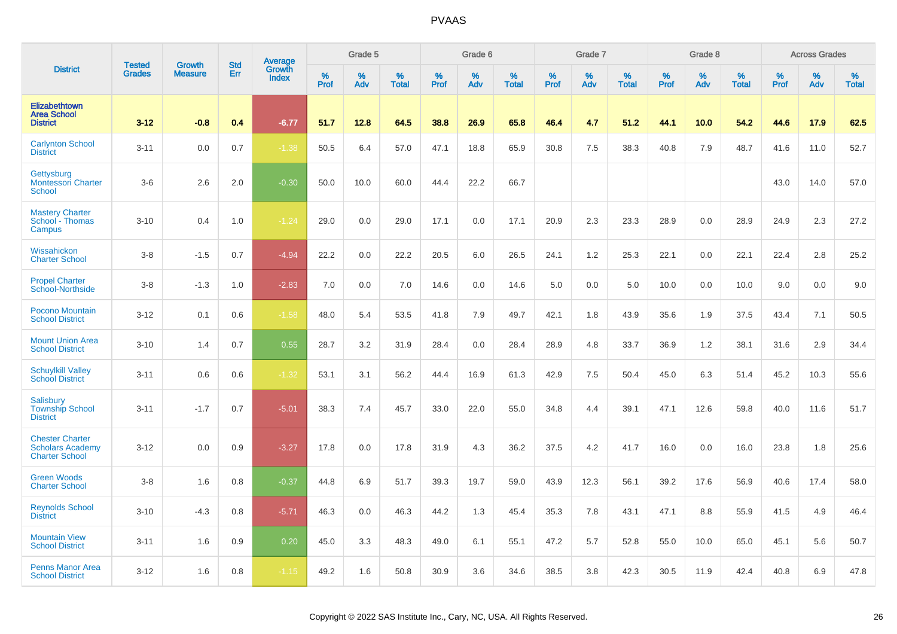# PVAAS

| District | Tested Grades | Growth Measure | Std Err | Average Growth Index | Grade 5 | | | Grade 6 | | | Grade 7 | | | Grade 8 | | | Across Grades | | |
|---|---|---|---|---|---|---|---|---|---|---|---|---|---|---|---|---|---|---|---|
| | | | | | % Prof | % Adv | % Total | % Prof | % Adv | % Total | % Prof | % Adv | % Total | % Prof | % Adv | % Total | % Prof | % Adv | % Total |
| **Elizabethtown Area School District** | **3-12** | **-0.8** | **0.4** | **-6.77** | **51.7** | **12.8** | **64.5** | **38.8** | **26.9** | **65.8** | **46.4** | **4.7** | **51.2** | **44.1** | **10.0** | **54.2** | **44.6** | **17.9** | **62.5** |
| Carlynton School District | 3-11 | 0.0 | 0.7 | -1.38 | 50.5 | 6.4 | 57.0 | 47.1 | 18.8 | 65.9 | 30.8 | 7.5 | 38.3 | 40.8 | 7.9 | 48.7 | 41.6 | 11.0 | 52.7 |
| Gettysburg Montessori Charter School | 3-6 | 2.6 | 2.0 | -0.30 | 50.0 | 10.0 | 60.0 | 44.4 | 22.2 | 66.7 | | | | | | | 43.0 | 14.0 | 57.0 |
| Mastery Charter School - Thomas Campus | 3-10 | 0.4 | 1.0 | -1.24 | 29.0 | 0.0 | 29.0 | 17.1 | 0.0 | 17.1 | 20.9 | 2.3 | 23.3 | 28.9 | 0.0 | 28.9 | 24.9 | 2.3 | 27.2 |
| Wissahickon Charter School | 3-8 | -1.5 | 0.7 | -4.94 | 22.2 | 0.0 | 22.2 | 20.5 | 6.0 | 26.5 | 24.1 | 1.2 | 25.3 | 22.1 | 0.0 | 22.1 | 22.4 | 2.8 | 25.2 |
| Propel Charter School-Northside | 3-8 | -1.3 | 1.0 | -2.83 | 7.0 | 0.0 | 7.0 | 14.6 | 0.0 | 14.6 | 5.0 | 0.0 | 5.0 | 10.0 | 0.0 | 10.0 | 9.0 | 0.0 | 9.0 |
| Pocono Mountain School District | 3-12 | 0.1 | 0.6 | -1.58 | 48.0 | 5.4 | 53.5 | 41.8 | 7.9 | 49.7 | 42.1 | 1.8 | 43.9 | 35.6 | 1.9 | 37.5 | 43.4 | 7.1 | 50.5 |
| Mount Union Area School District | 3-10 | 1.4 | 0.7 | 0.55 | 28.7 | 3.2 | 31.9 | 28.4 | 0.0 | 28.4 | 28.9 | 4.8 | 33.7 | 36.9 | 1.2 | 38.1 | 31.6 | 2.9 | 34.4 |
| Schuylkill Valley School District | 3-11 | 0.6 | 0.6 | -1.32 | 53.1 | 3.1 | 56.2 | 44.4 | 16.9 | 61.3 | 42.9 | 7.5 | 50.4 | 45.0 | 6.3 | 51.4 | 45.2 | 10.3 | 55.6 |
| Salisbury Township School District | 3-11 | -1.7 | 0.7 | -5.01 | 38.3 | 7.4 | 45.7 | 33.0 | 22.0 | 55.0 | 34.8 | 4.4 | 39.1 | 47.1 | 12.6 | 59.8 | 40.0 | 11.6 | 51.7 |
| Chester Charter Scholars Academy Charter School | 3-12 | 0.0 | 0.9 | -3.27 | 17.8 | 0.0 | 17.8 | 31.9 | 4.3 | 36.2 | 37.5 | 4.2 | 41.7 | 16.0 | 0.0 | 16.0 | 23.8 | 1.8 | 25.6 |
| Green Woods Charter School | 3-8 | 1.6 | 0.8 | -0.37 | 44.8 | 6.9 | 51.7 | 39.3 | 19.7 | 59.0 | 43.9 | 12.3 | 56.1 | 39.2 | 17.6 | 56.9 | 40.6 | 17.4 | 58.0 |
| Reynolds School District | 3-10 | -4.3 | 0.8 | -5.71 | 46.3 | 0.0 | 46.3 | 44.2 | 1.3 | 45.4 | 35.3 | 7.8 | 43.1 | 47.1 | 8.8 | 55.9 | 41.5 | 4.9 | 46.4 |
| Mountain View School District | 3-11 | 1.6 | 0.9 | 0.20 | 45.0 | 3.3 | 48.3 | 49.0 | 6.1 | 55.1 | 47.2 | 5.7 | 52.8 | 55.0 | 10.0 | 65.0 | 45.1 | 5.6 | 50.7 |
| Penns Manor Area School District | 3-12 | 1.6 | 0.8 | -1.15 | 49.2 | 1.6 | 50.8 | 30.9 | 3.6 | 34.6 | 38.5 | 3.8 | 42.3 | 30.5 | 11.9 | 42.4 | 40.8 | 6.9 | 47.8 |

Copyright © 2022 SAS Institute Inc., Cary, NC, USA. All Rights Reserved.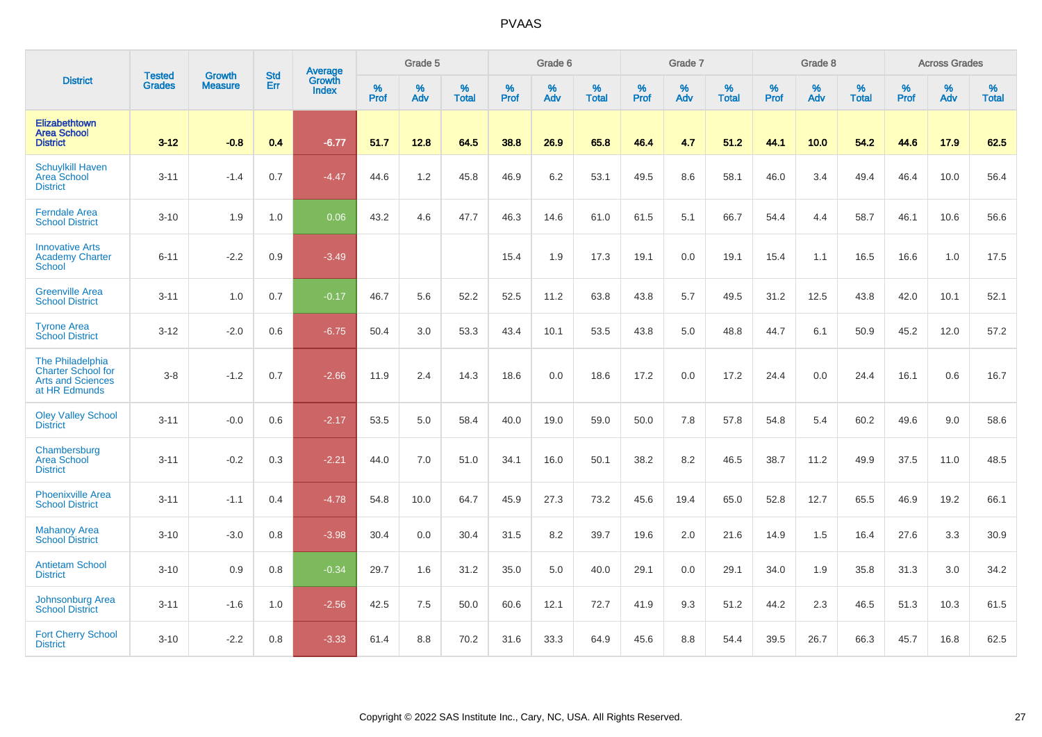# PVAAS

| District | Tested Grades | Growth Measure | Std Err | Average Growth Index | Grade 5 | | | Grade 6 | | | Grade 7 | | | Grade 8 | | | Across Grades | | |
|---|---|---|---|---|---|---|---|---|---|---|---|---|---|---|---|---|---|---|---|
| | | | | | % Prof | % Adv | % Total | % Prof | % Adv | % Total | % Prof | % Adv | % Total | % Prof | % Adv | % Total | % Prof | % Adv | % Total |
| **Elizabethtown Area School District** | **3-12** | **-0.8** | **0.4** | **-6.77** | **51.7** | **12.8** | **64.5** | **38.8** | **26.9** | **65.8** | **46.4** | **4.7** | **51.2** | **44.1** | **10.0** | **54.2** | **44.6** | **17.9** | **62.5** |
| Schuylkill Haven Area School District | 3-11 | -1.4 | 0.7 | -4.47 | 44.6 | 1.2 | 45.8 | 46.9 | 6.2 | 53.1 | 49.5 | 8.6 | 58.1 | 46.0 | 3.4 | 49.4 | 46.4 | 10.0 | 56.4 |
| Ferndale Area School District | 3-10 | 1.9 | 1.0 | 0.06 | 43.2 | 4.6 | 47.7 | 46.3 | 14.6 | 61.0 | 61.5 | 5.1 | 66.7 | 54.4 | 4.4 | 58.7 | 46.1 | 10.6 | 56.6 |
| Innovative Arts Academy Charter School | 6-11 | -2.2 | 0.9 | -3.49 | | | | 15.4 | 1.9 | 17.3 | 19.1 | 0.0 | 19.1 | 15.4 | 1.1 | 16.5 | 16.6 | 1.0 | 17.5 |
| Greenville Area School District | 3-11 | 1.0 | 0.7 | -0.17 | 46.7 | 5.6 | 52.2 | 52.5 | 11.2 | 63.8 | 43.8 | 5.7 | 49.5 | 31.2 | 12.5 | 43.8 | 42.0 | 10.1 | 52.1 |
| Tyrone Area School District | 3-12 | -2.0 | 0.6 | -6.75 | 50.4 | 3.0 | 53.3 | 43.4 | 10.1 | 53.5 | 43.8 | 5.0 | 48.8 | 44.7 | 6.1 | 50.9 | 45.2 | 12.0 | 57.2 |
| The Philadelphia Charter School for Arts and Sciences at HR Edmunds | 3-8 | -1.2 | 0.7 | -2.66 | 11.9 | 2.4 | 14.3 | 18.6 | 0.0 | 18.6 | 17.2 | 0.0 | 17.2 | 24.4 | 0.0 | 24.4 | 16.1 | 0.6 | 16.7 |
| Oley Valley School District | 3-11 | -0.0 | 0.6 | -2.17 | 53.5 | 5.0 | 58.4 | 40.0 | 19.0 | 59.0 | 50.0 | 7.8 | 57.8 | 54.8 | 5.4 | 60.2 | 49.6 | 9.0 | 58.6 |
| Chambersburg Area School District | 3-11 | -0.2 | 0.3 | -2.21 | 44.0 | 7.0 | 51.0 | 34.1 | 16.0 | 50.1 | 38.2 | 8.2 | 46.5 | 38.7 | 11.2 | 49.9 | 37.5 | 11.0 | 48.5 |
| Phoenixville Area School District | 3-11 | -1.1 | 0.4 | -4.78 | 54.8 | 10.0 | 64.7 | 45.9 | 27.3 | 73.2 | 45.6 | 19.4 | 65.0 | 52.8 | 12.7 | 65.5 | 46.9 | 19.2 | 66.1 |
| Mahanoy Area School District | 3-10 | -3.0 | 0.8 | -3.98 | 30.4 | 0.0 | 30.4 | 31.5 | 8.2 | 39.7 | 19.6 | 2.0 | 21.6 | 14.9 | 1.5 | 16.4 | 27.6 | 3.3 | 30.9 |
| Antietam School District | 3-10 | 0.9 | 0.8 | -0.34 | 29.7 | 1.6 | 31.2 | 35.0 | 5.0 | 40.0 | 29.1 | 0.0 | 29.1 | 34.0 | 1.9 | 35.8 | 31.3 | 3.0 | 34.2 |
| Johnsonburg Area School District | 3-11 | -1.6 | 1.0 | -2.56 | 42.5 | 7.5 | 50.0 | 60.6 | 12.1 | 72.7 | 41.9 | 9.3 | 51.2 | 44.2 | 2.3 | 46.5 | 51.3 | 10.3 | 61.5 |
| Fort Cherry School District | 3-10 | -2.2 | 0.8 | -3.33 | 61.4 | 8.8 | 70.2 | 31.6 | 33.3 | 64.9 | 45.6 | 8.8 | 54.4 | 39.5 | 26.7 | 66.3 | 45.7 | 16.8 | 62.5 |

Copyright © 2022 SAS Institute Inc., Cary, NC, USA. All Rights Reserved.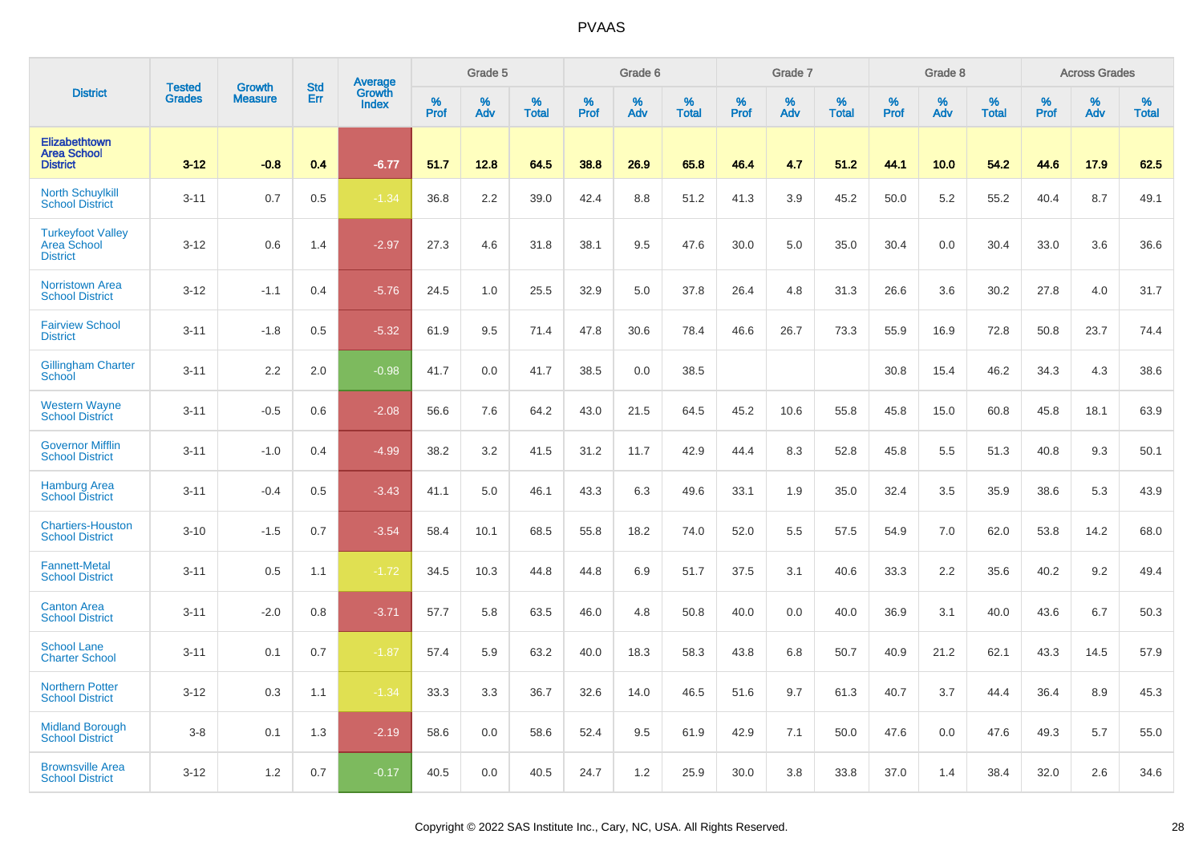| District | Tested Grades | Growth Measure | Std Err | Average Growth Index | Grade 5 | | | Grade 6 | | | Grade 7 | | | Grade 8 | | | Across Grades | | |
|---|---|---|---|---|---|---|---|---|---|---|---|---|---|---|---|---|---|---|---|
| | | | | | % Prof | % Adv | % Total | % Prof | % Adv | % Total | % Prof | % Adv | % Total | % Prof | % Adv | % Total | % Prof | % Adv | % Total |
| **Elizabethtown Area School District** | **3-12** | **-0.8** | **0.4** | **-6.77** | **51.7** | **12.8** | **64.5** | **38.8** | **26.9** | **65.8** | **46.4** | **4.7** | **51.2** | **44.1** | **10.0** | **54.2** | **44.6** | **17.9** | **62.5** |
| North Schuylkill School District | 3-11 | 0.7 | 0.5 | -1.34 | 36.8 | 2.2 | 39.0 | 42.4 | 8.8 | 51.2 | 41.3 | 3.9 | 45.2 | 50.0 | 5.2 | 55.2 | 40.4 | 8.7 | 49.1 |
| Turkeyfoot Valley Area School District | 3-12 | 0.6 | 1.4 | -2.97 | 27.3 | 4.6 | 31.8 | 38.1 | 9.5 | 47.6 | 30.0 | 5.0 | 35.0 | 30.4 | 0.0 | 30.4 | 33.0 | 3.6 | 36.6 |
| Norristown Area School District | 3-12 | -1.1 | 0.4 | -5.76 | 24.5 | 1.0 | 25.5 | 32.9 | 5.0 | 37.8 | 26.4 | 4.8 | 31.3 | 26.6 | 3.6 | 30.2 | 27.8 | 4.0 | 31.7 |
| Fairview School District | 3-11 | -1.8 | 0.5 | -5.32 | 61.9 | 9.5 | 71.4 | 47.8 | 30.6 | 78.4 | 46.6 | 26.7 | 73.3 | 55.9 | 16.9 | 72.8 | 50.8 | 23.7 | 74.4 |
| Gillingham Charter School | 3-11 | 2.2 | 2.0 | -0.98 | 41.7 | 0.0 | 41.7 | 38.5 | 0.0 | 38.5 | | | | 30.8 | 15.4 | 46.2 | 34.3 | 4.3 | 38.6 |
| Western Wayne School District | 3-11 | -0.5 | 0.6 | -2.08 | 56.6 | 7.6 | 64.2 | 43.0 | 21.5 | 64.5 | 45.2 | 10.6 | 55.8 | 45.8 | 15.0 | 60.8 | 45.8 | 18.1 | 63.9 |
| Governor Mifflin School District | 3-11 | -1.0 | 0.4 | -4.99 | 38.2 | 3.2 | 41.5 | 31.2 | 11.7 | 42.9 | 44.4 | 8.3 | 52.8 | 45.8 | 5.5 | 51.3 | 40.8 | 9.3 | 50.1 |
| Hamburg Area School District | 3-11 | -0.4 | 0.5 | -3.43 | 41.1 | 5.0 | 46.1 | 43.3 | 6.3 | 49.6 | 33.1 | 1.9 | 35.0 | 32.4 | 3.5 | 35.9 | 38.6 | 5.3 | 43.9 |
| Chartiers-Houston School District | 3-10 | -1.5 | 0.7 | -3.54 | 58.4 | 10.1 | 68.5 | 55.8 | 18.2 | 74.0 | 52.0 | 5.5 | 57.5 | 54.9 | 7.0 | 62.0 | 53.8 | 14.2 | 68.0 |
| Fannett-Metal School District | 3-11 | 0.5 | 1.1 | -1.72 | 34.5 | 10.3 | 44.8 | 44.8 | 6.9 | 51.7 | 37.5 | 3.1 | 40.6 | 33.3 | 2.2 | 35.6 | 40.2 | 9.2 | 49.4 |
| Canton Area School District | 3-11 | -2.0 | 0.8 | -3.71 | 57.7 | 5.8 | 63.5 | 46.0 | 4.8 | 50.8 | 40.0 | 0.0 | 40.0 | 36.9 | 3.1 | 40.0 | 43.6 | 6.7 | 50.3 |
| School Lane Charter School | 3-11 | 0.1 | 0.7 | -1.87 | 57.4 | 5.9 | 63.2 | 40.0 | 18.3 | 58.3 | 43.8 | 6.8 | 50.7 | 40.9 | 21.2 | 62.1 | 43.3 | 14.5 | 57.9 |
| Northern Potter School District | 3-12 | 0.3 | 1.1 | -1.34 | 33.3 | 3.3 | 36.7 | 32.6 | 14.0 | 46.5 | 51.6 | 9.7 | 61.3 | 40.7 | 3.7 | 44.4 | 36.4 | 8.9 | 45.3 |
| Midland Borough School District | 3-8 | 0.1 | 1.3 | -2.19 | 58.6 | 0.0 | 58.6 | 52.4 | 9.5 | 61.9 | 42.9 | 7.1 | 50.0 | 47.6 | 0.0 | 47.6 | 49.3 | 5.7 | 55.0 |
| Brownsville Area School District | 3-12 | 1.2 | 0.7 | -0.17 | 40.5 | 0.0 | 40.5 | 24.7 | 1.2 | 25.9 | 30.0 | 3.8 | 33.8 | 37.0 | 1.4 | 38.4 | 32.0 | 2.6 | 34.6 |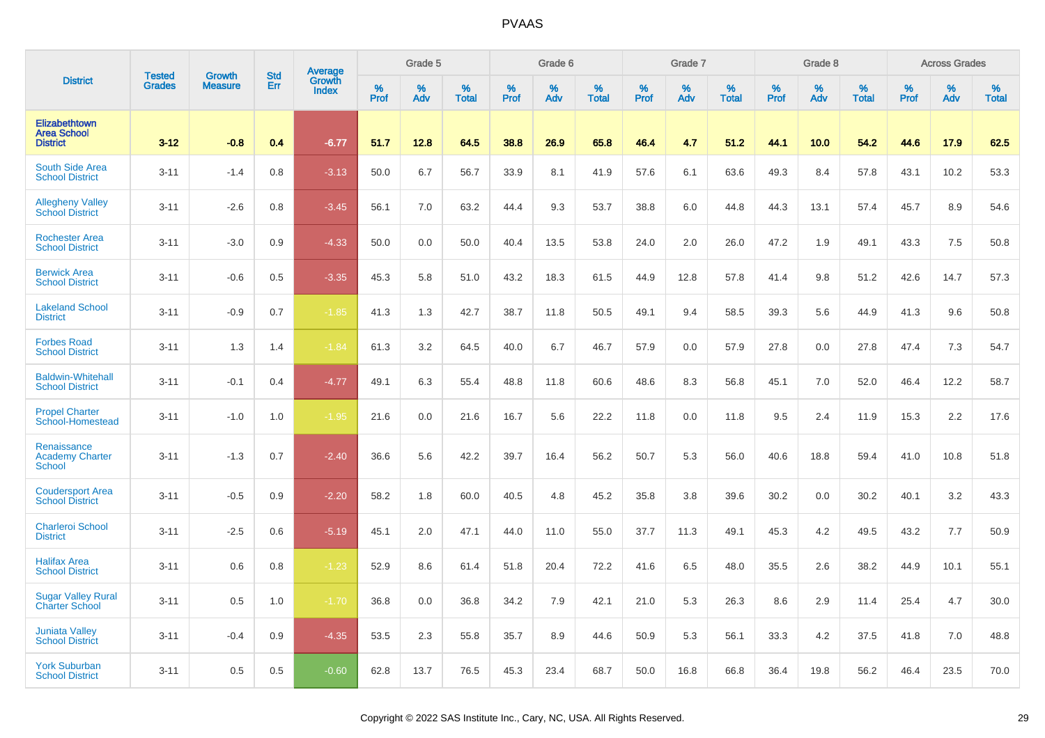# PVAAS

| District | Tested Grades | Growth Measure | Std Err | Average Growth Index | Grade 5 | | | Grade 6 | | | Grade 7 | | | Grade 8 | | | Across Grades | | |
|---|---|---|---|---|---|---|---|---|---|---|---|---|---|---|---|---|---|---|---|
| | | | | | % Prof | % Adv | % Total | % Prof | % Adv | % Total | % Prof | % Adv | % Total | % Prof | % Adv | % Total | % Prof | % Adv | % Total |
| **Elizabethtown Area School District** | **3-12** | **-0.8** | **0.4** | **-6.77** | **51.7** | **12.8** | **64.5** | **38.8** | **26.9** | **65.8** | **46.4** | **4.7** | **51.2** | **44.1** | **10.0** | **54.2** | **44.6** | **17.9** | **62.5** |
| South Side Area School District | 3-11 | -1.4 | 0.8 | -3.13 | 50.0 | 6.7 | 56.7 | 33.9 | 8.1 | 41.9 | 57.6 | 6.1 | 63.6 | 49.3 | 8.4 | 57.8 | 43.1 | 10.2 | 53.3 |
| Allegheny Valley School District | 3-11 | -2.6 | 0.8 | -3.45 | 56.1 | 7.0 | 63.2 | 44.4 | 9.3 | 53.7 | 38.8 | 6.0 | 44.8 | 44.3 | 13.1 | 57.4 | 45.7 | 8.9 | 54.6 |
| Rochester Area School District | 3-11 | -3.0 | 0.9 | -4.33 | 50.0 | 0.0 | 50.0 | 40.4 | 13.5 | 53.8 | 24.0 | 2.0 | 26.0 | 47.2 | 1.9 | 49.1 | 43.3 | 7.5 | 50.8 |
| Berwick Area School District | 3-11 | -0.6 | 0.5 | -3.35 | 45.3 | 5.8 | 51.0 | 43.2 | 18.3 | 61.5 | 44.9 | 12.8 | 57.8 | 41.4 | 9.8 | 51.2 | 42.6 | 14.7 | 57.3 |
| Lakeland School District | 3-11 | -0.9 | 0.7 | -1.85 | 41.3 | 1.3 | 42.7 | 38.7 | 11.8 | 50.5 | 49.1 | 9.4 | 58.5 | 39.3 | 5.6 | 44.9 | 41.3 | 9.6 | 50.8 |
| Forbes Road School District | 3-11 | 1.3 | 1.4 | -1.84 | 61.3 | 3.2 | 64.5 | 40.0 | 6.7 | 46.7 | 57.9 | 0.0 | 57.9 | 27.8 | 0.0 | 27.8 | 47.4 | 7.3 | 54.7 |
| Baldwin-Whitehall School District | 3-11 | -0.1 | 0.4 | -4.77 | 49.1 | 6.3 | 55.4 | 48.8 | 11.8 | 60.6 | 48.6 | 8.3 | 56.8 | 45.1 | 7.0 | 52.0 | 46.4 | 12.2 | 58.7 |
| Propel Charter School-Homestead | 3-11 | -1.0 | 1.0 | -1.95 | 21.6 | 0.0 | 21.6 | 16.7 | 5.6 | 22.2 | 11.8 | 0.0 | 11.8 | 9.5 | 2.4 | 11.9 | 15.3 | 2.2 | 17.6 |
| Renaissance Academy Charter School | 3-11 | -1.3 | 0.7 | -2.40 | 36.6 | 5.6 | 42.2 | 39.7 | 16.4 | 56.2 | 50.7 | 5.3 | 56.0 | 40.6 | 18.8 | 59.4 | 41.0 | 10.8 | 51.8 |
| Coudersport Area School District | 3-11 | -0.5 | 0.9 | -2.20 | 58.2 | 1.8 | 60.0 | 40.5 | 4.8 | 45.2 | 35.8 | 3.8 | 39.6 | 30.2 | 0.0 | 30.2 | 40.1 | 3.2 | 43.3 |
| Charleroi School District | 3-11 | -2.5 | 0.6 | -5.19 | 45.1 | 2.0 | 47.1 | 44.0 | 11.0 | 55.0 | 37.7 | 11.3 | 49.1 | 45.3 | 4.2 | 49.5 | 43.2 | 7.7 | 50.9 |
| Halifax Area School District | 3-11 | 0.6 | 0.8 | -1.23 | 52.9 | 8.6 | 61.4 | 51.8 | 20.4 | 72.2 | 41.6 | 6.5 | 48.0 | 35.5 | 2.6 | 38.2 | 44.9 | 10.1 | 55.1 |
| Sugar Valley Rural Charter School | 3-11 | 0.5 | 1.0 | -1.70 | 36.8 | 0.0 | 36.8 | 34.2 | 7.9 | 42.1 | 21.0 | 5.3 | 26.3 | 8.6 | 2.9 | 11.4 | 25.4 | 4.7 | 30.0 |
| Juniata Valley School District | 3-11 | -0.4 | 0.9 | -4.35 | 53.5 | 2.3 | 55.8 | 35.7 | 8.9 | 44.6 | 50.9 | 5.3 | 56.1 | 33.3 | 4.2 | 37.5 | 41.8 | 7.0 | 48.8 |
| York Suburban School District | 3-11 | 0.5 | 0.5 | -0.60 | 62.8 | 13.7 | 76.5 | 45.3 | 23.4 | 68.7 | 50.0 | 16.8 | 66.8 | 36.4 | 19.8 | 56.2 | 46.4 | 23.5 | 70.0 |

Copyright © 2022 SAS Institute Inc., Cary, NC, USA. All Rights Reserved.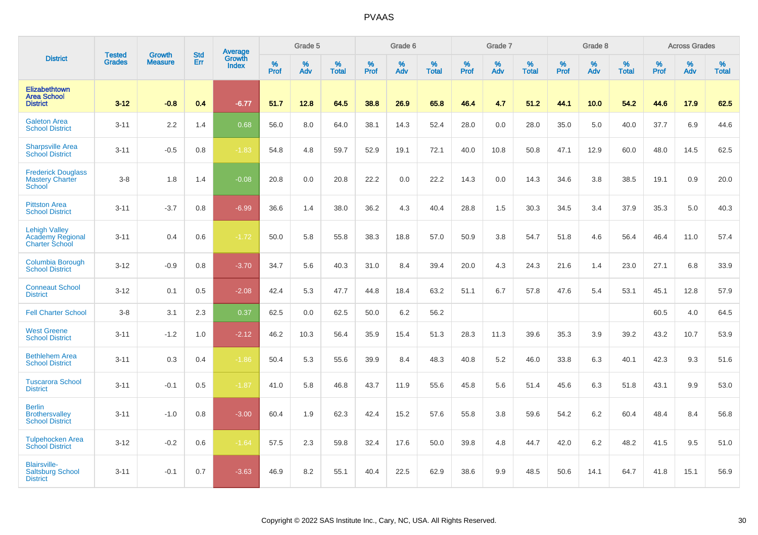# PVAAS

| District | Tested Grades | Growth Measure | Std Err | Average Growth Index | Grade 5 | | | Grade 6 | | | Grade 7 | | | Grade 8 | | | Across Grades | | |
|---|---|---|---|---|---|---|---|---|---|---|---|---|---|---|---|---|---|---|---|
| | | | | | % Prof | % Adv | % Total | % Prof | % Adv | % Total | % Prof | % Adv | % Total | % Prof | % Adv | % Total | % Prof | % Adv | % Total |
| **Elizabethtown Area School District** | **3-12** | **-0.8** | **0.4** | **-6.77** | **51.7** | **12.8** | **64.5** | **38.8** | **26.9** | **65.8** | **46.4** | **4.7** | **51.2** | **44.1** | **10.0** | **54.2** | **44.6** | **17.9** | **62.5** |
| Galeton Area School District | 3-11 | 2.2 | 1.4 | 0.68 | 56.0 | 8.0 | 64.0 | 38.1 | 14.3 | 52.4 | 28.0 | 0.0 | 28.0 | 35.0 | 5.0 | 40.0 | 37.7 | 6.9 | 44.6 |
| Sharpsville Area School District | 3-11 | -0.5 | 0.8 | -1.83 | 54.8 | 4.8 | 59.7 | 52.9 | 19.1 | 72.1 | 40.0 | 10.8 | 50.8 | 47.1 | 12.9 | 60.0 | 48.0 | 14.5 | 62.5 |
| Frederick Douglass Mastery Charter School | 3-8 | 1.8 | 1.4 | -0.08 | 20.8 | 0.0 | 20.8 | 22.2 | 0.0 | 22.2 | 14.3 | 0.0 | 14.3 | 34.6 | 3.8 | 38.5 | 19.1 | 0.9 | 20.0 |
| Pittston Area School District | 3-11 | -3.7 | 0.8 | -6.99 | 36.6 | 1.4 | 38.0 | 36.2 | 4.3 | 40.4 | 28.8 | 1.5 | 30.3 | 34.5 | 3.4 | 37.9 | 35.3 | 5.0 | 40.3 |
| Lehigh Valley Academy Regional Charter School | 3-11 | 0.4 | 0.6 | -1.72 | 50.0 | 5.8 | 55.8 | 38.3 | 18.8 | 57.0 | 50.9 | 3.8 | 54.7 | 51.8 | 4.6 | 56.4 | 46.4 | 11.0 | 57.4 |
| Columbia Borough School District | 3-12 | -0.9 | 0.8 | -3.70 | 34.7 | 5.6 | 40.3 | 31.0 | 8.4 | 39.4 | 20.0 | 4.3 | 24.3 | 21.6 | 1.4 | 23.0 | 27.1 | 6.8 | 33.9 |
| Conneaut School District | 3-12 | 0.1 | 0.5 | -2.08 | 42.4 | 5.3 | 47.7 | 44.8 | 18.4 | 63.2 | 51.1 | 6.7 | 57.8 | 47.6 | 5.4 | 53.1 | 45.1 | 12.8 | 57.9 |
| Fell Charter School | 3-8 | 3.1 | 2.3 | 0.37 | 62.5 | 0.0 | 62.5 | 50.0 | 6.2 | 56.2 | | | | | | | 60.5 | 4.0 | 64.5 |
| West Greene School District | 3-11 | -1.2 | 1.0 | -2.12 | 46.2 | 10.3 | 56.4 | 35.9 | 15.4 | 51.3 | 28.3 | 11.3 | 39.6 | 35.3 | 3.9 | 39.2 | 43.2 | 10.7 | 53.9 |
| Bethlehem Area School District | 3-11 | 0.3 | 0.4 | -1.86 | 50.4 | 5.3 | 55.6 | 39.9 | 8.4 | 48.3 | 40.8 | 5.2 | 46.0 | 33.8 | 6.3 | 40.1 | 42.3 | 9.3 | 51.6 |
| Tuscarora School District | 3-11 | -0.1 | 0.5 | -1.87 | 41.0 | 5.8 | 46.8 | 43.7 | 11.9 | 55.6 | 45.8 | 5.6 | 51.4 | 45.6 | 6.3 | 51.8 | 43.1 | 9.9 | 53.0 |
| Berlin Brothersvalley School District | 3-11 | -1.0 | 0.8 | -3.00 | 60.4 | 1.9 | 62.3 | 42.4 | 15.2 | 57.6 | 55.8 | 3.8 | 59.6 | 54.2 | 6.2 | 60.4 | 48.4 | 8.4 | 56.8 |
| Tulpehocken Area School District | 3-12 | -0.2 | 0.6 | -1.64 | 57.5 | 2.3 | 59.8 | 32.4 | 17.6 | 50.0 | 39.8 | 4.8 | 44.7 | 42.0 | 6.2 | 48.2 | 41.5 | 9.5 | 51.0 |
| Blairsville-Saltsburg School District | 3-11 | -0.1 | 0.7 | -3.63 | 46.9 | 8.2 | 55.1 | 40.4 | 22.5 | 62.9 | 38.6 | 9.9 | 48.5 | 50.6 | 14.1 | 64.7 | 41.8 | 15.1 | 56.9 |

Copyright © 2022 SAS Institute Inc., Cary, NC, USA. All Rights Reserved.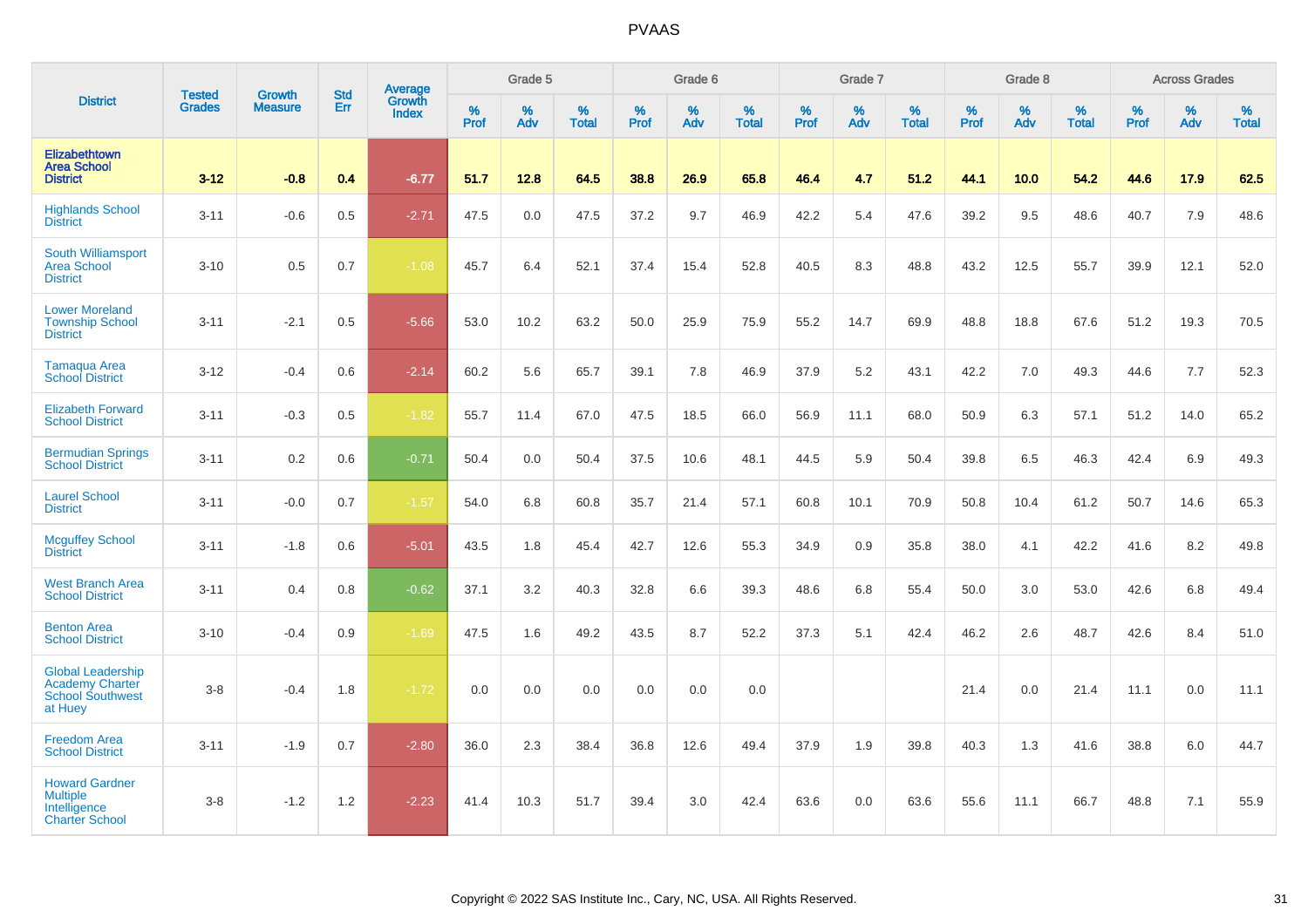| District | Tested Grades | Growth Measure | Std Err | Average Growth Index | Grade 5 | | | Grade 6 | | | Grade 7 | | | Grade 8 | | | Across Grades | | |
|---|---|---|---|---|---|---|---|---|---|---|---|---|---|---|---|---|---|---|---|
| | | | | | % Prof | % Adv | % Total | % Prof | % Adv | % Total | % Prof | % Adv | % Total | % Prof | % Adv | % Total | % Prof | % Adv | % Total |
| **Elizabethtown Area School District** | **3-12** | **-0.8** | **0.4** | **-6.77** | **51.7** | **12.8** | **64.5** | **38.8** | **26.9** | **65.8** | **46.4** | **4.7** | **51.2** | **44.1** | **10.0** | **54.2** | **44.6** | **17.9** | **62.5** |
| Highlands School District | 3-11 | -0.6 | 0.5 | -2.71 | 47.5 | 0.0 | 47.5 | 37.2 | 9.7 | 46.9 | 42.2 | 5.4 | 47.6 | 39.2 | 9.5 | 48.6 | 40.7 | 7.9 | 48.6 |
| South Williamsport Area School District | 3-10 | 0.5 | 0.7 | -1.08 | 45.7 | 6.4 | 52.1 | 37.4 | 15.4 | 52.8 | 40.5 | 8.3 | 48.8 | 43.2 | 12.5 | 55.7 | 39.9 | 12.1 | 52.0 |
| Lower Moreland Township School District | 3-11 | -2.1 | 0.5 | -5.66 | 53.0 | 10.2 | 63.2 | 50.0 | 25.9 | 75.9 | 55.2 | 14.7 | 69.9 | 48.8 | 18.8 | 67.6 | 51.2 | 19.3 | 70.5 |
| Tamaqua Area School District | 3-12 | -0.4 | 0.6 | -2.14 | 60.2 | 5.6 | 65.7 | 39.1 | 7.8 | 46.9 | 37.9 | 5.2 | 43.1 | 42.2 | 7.0 | 49.3 | 44.6 | 7.7 | 52.3 |
| Elizabeth Forward School District | 3-11 | -0.3 | 0.5 | -1.82 | 55.7 | 11.4 | 67.0 | 47.5 | 18.5 | 66.0 | 56.9 | 11.1 | 68.0 | 50.9 | 6.3 | 57.1 | 51.2 | 14.0 | 65.2 |
| Bermudian Springs School District | 3-11 | 0.2 | 0.6 | -0.71 | 50.4 | 0.0 | 50.4 | 37.5 | 10.6 | 48.1 | 44.5 | 5.9 | 50.4 | 39.8 | 6.5 | 46.3 | 42.4 | 6.9 | 49.3 |
| Laurel School District | 3-11 | -0.0 | 0.7 | -1.57 | 54.0 | 6.8 | 60.8 | 35.7 | 21.4 | 57.1 | 60.8 | 10.1 | 70.9 | 50.8 | 10.4 | 61.2 | 50.7 | 14.6 | 65.3 |
| Mcguffey School District | 3-11 | -1.8 | 0.6 | -5.01 | 43.5 | 1.8 | 45.4 | 42.7 | 12.6 | 55.3 | 34.9 | 0.9 | 35.8 | 38.0 | 4.1 | 42.2 | 41.6 | 8.2 | 49.8 |
| West Branch Area School District | 3-11 | 0.4 | 0.8 | -0.62 | 37.1 | 3.2 | 40.3 | 32.8 | 6.6 | 39.3 | 48.6 | 6.8 | 55.4 | 50.0 | 3.0 | 53.0 | 42.6 | 6.8 | 49.4 |
| Benton Area School District | 3-10 | -0.4 | 0.9 | -1.69 | 47.5 | 1.6 | 49.2 | 43.5 | 8.7 | 52.2 | 37.3 | 5.1 | 42.4 | 46.2 | 2.6 | 48.7 | 42.6 | 8.4 | 51.0 |
| Global Leadership Academy Charter School Southwest at Huey | 3-8 | -0.4 | 1.8 | -1.72 | 0.0 | 0.0 | 0.0 | 0.0 | 0.0 | 0.0 | | | | 21.4 | 0.0 | 21.4 | 11.1 | 0.0 | 11.1 |
| Freedom Area School District | 3-11 | -1.9 | 0.7 | -2.80 | 36.0 | 2.3 | 38.4 | 36.8 | 12.6 | 49.4 | 37.9 | 1.9 | 39.8 | 40.3 | 1.3 | 41.6 | 38.8 | 6.0 | 44.7 |
| Howard Gardner Multiple Intelligence Charter School | 3-8 | -1.2 | 1.2 | -2.23 | 41.4 | 10.3 | 51.7 | 39.4 | 3.0 | 42.4 | 63.6 | 0.0 | 63.6 | 55.6 | 11.1 | 66.7 | 48.8 | 7.1 | 55.9 |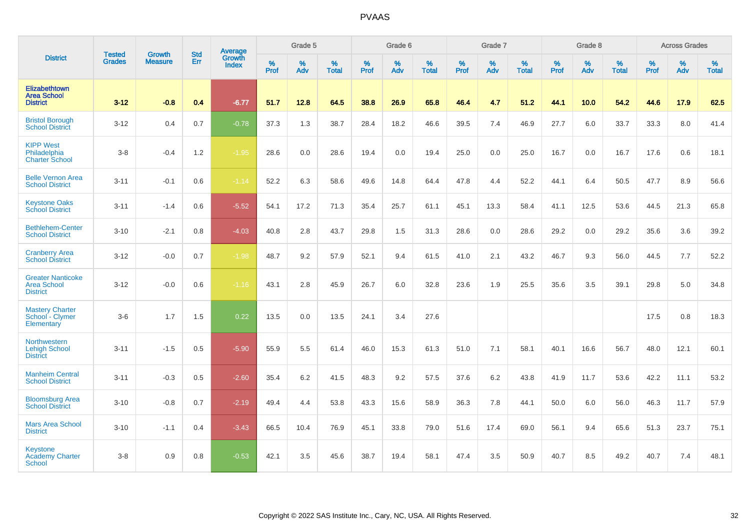# PVAAS

| District | Tested Grades | Growth Measure | Std Err | Average Growth Index | Grade 5 | | | Grade 6 | | | Grade 7 | | | Grade 8 | | | Across Grades | | |
|---|---|---|---|---|---|---|---|---|---|---|---|---|---|---|---|---|---|---|---|
| | | | | | % Prof | % Adv | % Total | % Prof | % Adv | % Total | % Prof | % Adv | % Total | % Prof | % Adv | % Total | % Prof | % Adv | % Total |
| **Elizabethtown Area School District** | **3-12** | **-0.8** | **0.4** | **-6.77** | **51.7** | **12.8** | **64.5** | **38.8** | **26.9** | **65.8** | **46.4** | **4.7** | **51.2** | **44.1** | **10.0** | **54.2** | **44.6** | **17.9** | **62.5** |
| Bristol Borough School District | 3-12 | 0.4 | 0.7 | -0.78 | 37.3 | 1.3 | 38.7 | 28.4 | 18.2 | 46.6 | 39.5 | 7.4 | 46.9 | 27.7 | 6.0 | 33.7 | 33.3 | 8.0 | 41.4 |
| KIPP West Philadelphia Charter School | 3-8 | -0.4 | 1.2 | -1.95 | 28.6 | 0.0 | 28.6 | 19.4 | 0.0 | 19.4 | 25.0 | 0.0 | 25.0 | 16.7 | 0.0 | 16.7 | 17.6 | 0.6 | 18.1 |
| Belle Vernon Area School District | 3-11 | -0.1 | 0.6 | -1.14 | 52.2 | 6.3 | 58.6 | 49.6 | 14.8 | 64.4 | 47.8 | 4.4 | 52.2 | 44.1 | 6.4 | 50.5 | 47.7 | 8.9 | 56.6 |
| Keystone Oaks School District | 3-11 | -1.4 | 0.6 | -5.52 | 54.1 | 17.2 | 71.3 | 35.4 | 25.7 | 61.1 | 45.1 | 13.3 | 58.4 | 41.1 | 12.5 | 53.6 | 44.5 | 21.3 | 65.8 |
| Bethlehem-Center School District | 3-10 | -2.1 | 0.8 | -4.03 | 40.8 | 2.8 | 43.7 | 29.8 | 1.5 | 31.3 | 28.6 | 0.0 | 28.6 | 29.2 | 0.0 | 29.2 | 35.6 | 3.6 | 39.2 |
| Cranberry Area School District | 3-12 | -0.0 | 0.7 | -1.98 | 48.7 | 9.2 | 57.9 | 52.1 | 9.4 | 61.5 | 41.0 | 2.1 | 43.2 | 46.7 | 9.3 | 56.0 | 44.5 | 7.7 | 52.2 |
| Greater Nanticoke Area School District | 3-12 | -0.0 | 0.6 | -1.16 | 43.1 | 2.8 | 45.9 | 26.7 | 6.0 | 32.8 | 23.6 | 1.9 | 25.5 | 35.6 | 3.5 | 39.1 | 29.8 | 5.0 | 34.8 |
| Mastery Charter School - Clymer Elementary | 3-6 | 1.7 | 1.5 | 0.22 | 13.5 | 0.0 | 13.5 | 24.1 | 3.4 | 27.6 | | | | | | | 17.5 | 0.8 | 18.3 |
| Northwestern Lehigh School District | 3-11 | -1.5 | 0.5 | -5.90 | 55.9 | 5.5 | 61.4 | 46.0 | 15.3 | 61.3 | 51.0 | 7.1 | 58.1 | 40.1 | 16.6 | 56.7 | 48.0 | 12.1 | 60.1 |
| Manheim Central School District | 3-11 | -0.3 | 0.5 | -2.60 | 35.4 | 6.2 | 41.5 | 48.3 | 9.2 | 57.5 | 37.6 | 6.2 | 43.8 | 41.9 | 11.7 | 53.6 | 42.2 | 11.1 | 53.2 |
| Bloomsburg Area School District | 3-10 | -0.8 | 0.7 | -2.19 | 49.4 | 4.4 | 53.8 | 43.3 | 15.6 | 58.9 | 36.3 | 7.8 | 44.1 | 50.0 | 6.0 | 56.0 | 46.3 | 11.7 | 57.9 |
| Mars Area School District | 3-10 | -1.1 | 0.4 | -3.43 | 66.5 | 10.4 | 76.9 | 45.1 | 33.8 | 79.0 | 51.6 | 17.4 | 69.0 | 56.1 | 9.4 | 65.6 | 51.3 | 23.7 | 75.1 |
| Keystone Academy Charter School | 3-8 | 0.9 | 0.8 | -0.53 | 42.1 | 3.5 | 45.6 | 38.7 | 19.4 | 58.1 | 47.4 | 3.5 | 50.9 | 40.7 | 8.5 | 49.2 | 40.7 | 7.4 | 48.1 |

Copyright © 2022 SAS Institute Inc., Cary, NC, USA. All Rights Reserved.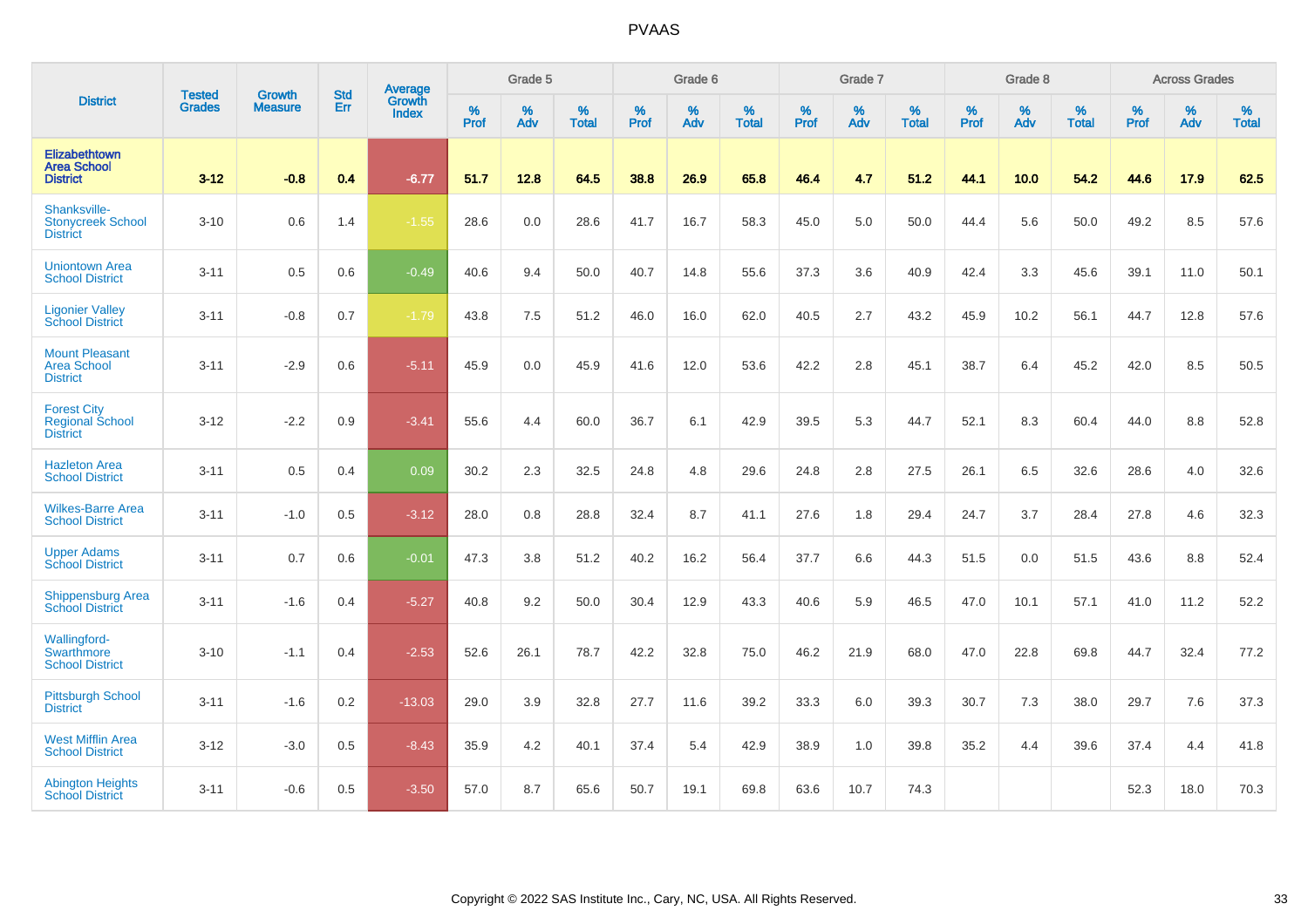# PVAAS

| District | Tested Grades | Growth Measure | Std Err | Average Growth Index | Grade 5 | | | Grade 6 | | | Grade 7 | | | Grade 8 | | | Across Grades | | |
|---|---|---|---|---|---|---|---|---|---|---|---|---|---|---|---|---|---|---|---|
| | | | | | % Prof | % Adv | % Total | % Prof | % Adv | % Total | % Prof | % Adv | % Total | % Prof | % Adv | % Total | % Prof | % Adv | % Total |
| **Elizabethtown Area School District** | **3-12** | **-0.8** | **0.4** | **-6.77** | **51.7** | **12.8** | **64.5** | **38.8** | **26.9** | **65.8** | **46.4** | **4.7** | **51.2** | **44.1** | **10.0** | **54.2** | **44.6** | **17.9** | **62.5** |
| Shanksville-Stonycreek School District | 3-10 | 0.6 | 1.4 | -1.55 | 28.6 | 0.0 | 28.6 | 41.7 | 16.7 | 58.3 | 45.0 | 5.0 | 50.0 | 44.4 | 5.6 | 50.0 | 49.2 | 8.5 | 57.6 |
| Uniontown Area School District | 3-11 | 0.5 | 0.6 | -0.49 | 40.6 | 9.4 | 50.0 | 40.7 | 14.8 | 55.6 | 37.3 | 3.6 | 40.9 | 42.4 | 3.3 | 45.6 | 39.1 | 11.0 | 50.1 |
| Ligonier Valley School District | 3-11 | -0.8 | 0.7 | -1.79 | 43.8 | 7.5 | 51.2 | 46.0 | 16.0 | 62.0 | 40.5 | 2.7 | 43.2 | 45.9 | 10.2 | 56.1 | 44.7 | 12.8 | 57.6 |
| Mount Pleasant Area School District | 3-11 | -2.9 | 0.6 | -5.11 | 45.9 | 0.0 | 45.9 | 41.6 | 12.0 | 53.6 | 42.2 | 2.8 | 45.1 | 38.7 | 6.4 | 45.2 | 42.0 | 8.5 | 50.5 |
| Forest City Regional School District | 3-12 | -2.2 | 0.9 | -3.41 | 55.6 | 4.4 | 60.0 | 36.7 | 6.1 | 42.9 | 39.5 | 5.3 | 44.7 | 52.1 | 8.3 | 60.4 | 44.0 | 8.8 | 52.8 |
| Hazleton Area School District | 3-11 | 0.5 | 0.4 | 0.09 | 30.2 | 2.3 | 32.5 | 24.8 | 4.8 | 29.6 | 24.8 | 2.8 | 27.5 | 26.1 | 6.5 | 32.6 | 28.6 | 4.0 | 32.6 |
| Wilkes-Barre Area School District | 3-11 | -1.0 | 0.5 | -3.12 | 28.0 | 0.8 | 28.8 | 32.4 | 8.7 | 41.1 | 27.6 | 1.8 | 29.4 | 24.7 | 3.7 | 28.4 | 27.8 | 4.6 | 32.3 |
| Upper Adams School District | 3-11 | 0.7 | 0.6 | -0.01 | 47.3 | 3.8 | 51.2 | 40.2 | 16.2 | 56.4 | 37.7 | 6.6 | 44.3 | 51.5 | 0.0 | 51.5 | 43.6 | 8.8 | 52.4 |
| Shippensburg Area School District | 3-11 | -1.6 | 0.4 | -5.27 | 40.8 | 9.2 | 50.0 | 30.4 | 12.9 | 43.3 | 40.6 | 5.9 | 46.5 | 47.0 | 10.1 | 57.1 | 41.0 | 11.2 | 52.2 |
| Wallingford-Swarthmore School District | 3-10 | -1.1 | 0.4 | -2.53 | 52.6 | 26.1 | 78.7 | 42.2 | 32.8 | 75.0 | 46.2 | 21.9 | 68.0 | 47.0 | 22.8 | 69.8 | 44.7 | 32.4 | 77.2 |
| Pittsburgh School District | 3-11 | -1.6 | 0.2 | -13.03 | 29.0 | 3.9 | 32.8 | 27.7 | 11.6 | 39.2 | 33.3 | 6.0 | 39.3 | 30.7 | 7.3 | 38.0 | 29.7 | 7.6 | 37.3 |
| West Mifflin Area School District | 3-12 | -3.0 | 0.5 | -8.43 | 35.9 | 4.2 | 40.1 | 37.4 | 5.4 | 42.9 | 38.9 | 1.0 | 39.8 | 35.2 | 4.4 | 39.6 | 37.4 | 4.4 | 41.8 |
| Abington Heights School District | 3-11 | -0.6 | 0.5 | -3.50 | 57.0 | 8.7 | 65.6 | 50.7 | 19.1 | 69.8 | 63.6 | 10.7 | 74.3 | | | | 52.3 | 18.0 | 70.3 |

Copyright © 2022 SAS Institute Inc., Cary, NC, USA. All Rights Reserved.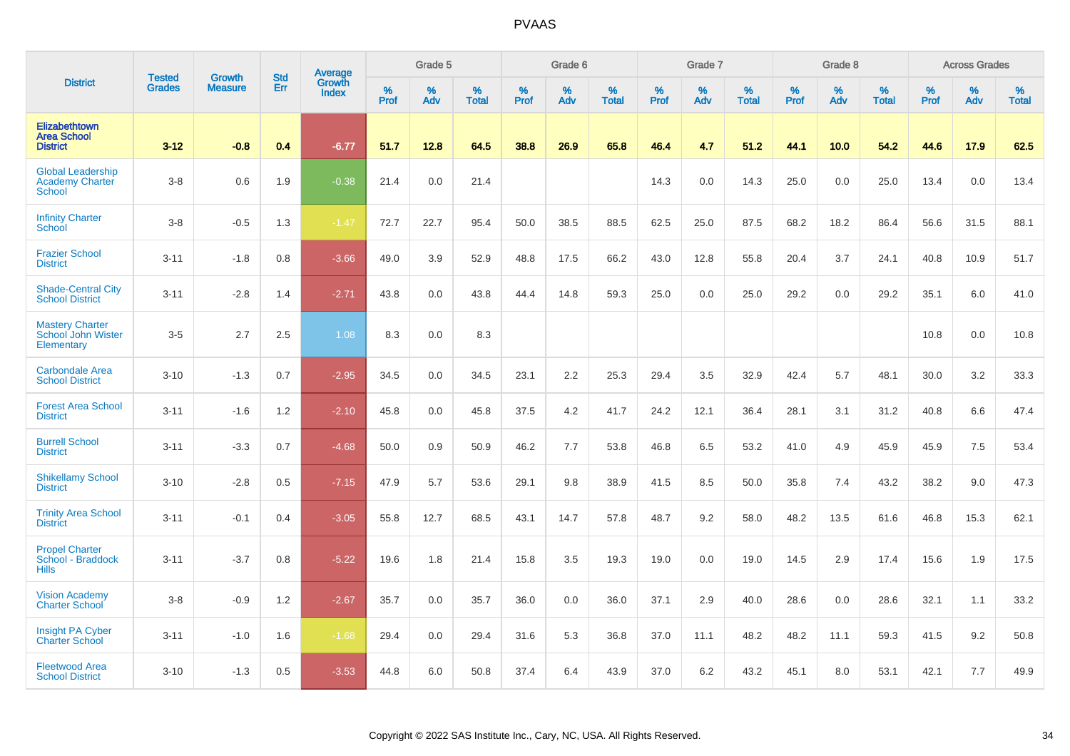# PVAAS

| District | Tested Grades | Growth Measure | Std Err | Average Growth Index | Grade 5 | | | Grade 6 | | | Grade 7 | | | Grade 8 | | | Across Grades | | |
|---|---|---|---|---|---|---|---|---|---|---|---|---|---|---|---|---|---|---|---|
| | | | | | % Prof | % Adv | % Total | % Prof | % Adv | % Total | % Prof | % Adv | % Total | % Prof | % Adv | % Total | % Prof | % Adv | % Total |
| **Elizabethtown Area School District** | **3-12** | **-0.8** | **0.4** | **-6.77** | **51.7** | **12.8** | **64.5** | **38.8** | **26.9** | **65.8** | **46.4** | **4.7** | **51.2** | **44.1** | **10.0** | **54.2** | **44.6** | **17.9** | **62.5** |
| Global Leadership Academy Charter School | 3-8 | 0.6 | 1.9 | -0.38 | 21.4 | 0.0 | 21.4 | | | | 14.3 | 0.0 | 14.3 | 25.0 | 0.0 | 25.0 | 13.4 | 0.0 | 13.4 |
| Infinity Charter School | 3-8 | -0.5 | 1.3 | -1.47 | 72.7 | 22.7 | 95.4 | 50.0 | 38.5 | 88.5 | 62.5 | 25.0 | 87.5 | 68.2 | 18.2 | 86.4 | 56.6 | 31.5 | 88.1 |
| Frazier School District | 3-11 | -1.8 | 0.8 | -3.66 | 49.0 | 3.9 | 52.9 | 48.8 | 17.5 | 66.2 | 43.0 | 12.8 | 55.8 | 20.4 | 3.7 | 24.1 | 40.8 | 10.9 | 51.7 |
| Shade-Central City School District | 3-11 | -2.8 | 1.4 | -2.71 | 43.8 | 0.0 | 43.8 | 44.4 | 14.8 | 59.3 | 25.0 | 0.0 | 25.0 | 29.2 | 0.0 | 29.2 | 35.1 | 6.0 | 41.0 |
| Mastery Charter School John Wister Elementary | 3-5 | 2.7 | 2.5 | 1.08 | 8.3 | 0.0 | 8.3 | | | | | | | | | | 10.8 | 0.0 | 10.8 |
| Carbondale Area School District | 3-10 | -1.3 | 0.7 | -2.95 | 34.5 | 0.0 | 34.5 | 23.1 | 2.2 | 25.3 | 29.4 | 3.5 | 32.9 | 42.4 | 5.7 | 48.1 | 30.0 | 3.2 | 33.3 |
| Forest Area School District | 3-11 | -1.6 | 1.2 | -2.10 | 45.8 | 0.0 | 45.8 | 37.5 | 4.2 | 41.7 | 24.2 | 12.1 | 36.4 | 28.1 | 3.1 | 31.2 | 40.8 | 6.6 | 47.4 |
| Burrell School District | 3-11 | -3.3 | 0.7 | -4.68 | 50.0 | 0.9 | 50.9 | 46.2 | 7.7 | 53.8 | 46.8 | 6.5 | 53.2 | 41.0 | 4.9 | 45.9 | 45.9 | 7.5 | 53.4 |
| Shikellamy School District | 3-10 | -2.8 | 0.5 | -7.15 | 47.9 | 5.7 | 53.6 | 29.1 | 9.8 | 38.9 | 41.5 | 8.5 | 50.0 | 35.8 | 7.4 | 43.2 | 38.2 | 9.0 | 47.3 |
| Trinity Area School District | 3-11 | -0.1 | 0.4 | -3.05 | 55.8 | 12.7 | 68.5 | 43.1 | 14.7 | 57.8 | 48.7 | 9.2 | 58.0 | 48.2 | 13.5 | 61.6 | 46.8 | 15.3 | 62.1 |
| Propel Charter School - Braddock Hills | 3-11 | -3.7 | 0.8 | -5.22 | 19.6 | 1.8 | 21.4 | 15.8 | 3.5 | 19.3 | 19.0 | 0.0 | 19.0 | 14.5 | 2.9 | 17.4 | 15.6 | 1.9 | 17.5 |
| Vision Academy Charter School | 3-8 | -0.9 | 1.2 | -2.67 | 35.7 | 0.0 | 35.7 | 36.0 | 0.0 | 36.0 | 37.1 | 2.9 | 40.0 | 28.6 | 0.0 | 28.6 | 32.1 | 1.1 | 33.2 |
| Insight PA Cyber Charter School | 3-11 | -1.0 | 1.6 | -1.68 | 29.4 | 0.0 | 29.4 | 31.6 | 5.3 | 36.8 | 37.0 | 11.1 | 48.2 | 48.2 | 11.1 | 59.3 | 41.5 | 9.2 | 50.8 |
| Fleetwood Area School District | 3-10 | -1.3 | 0.5 | -3.53 | 44.8 | 6.0 | 50.8 | 37.4 | 6.4 | 43.9 | 37.0 | 6.2 | 43.2 | 45.1 | 8.0 | 53.1 | 42.1 | 7.7 | 49.9 |

Copyright © 2022 SAS Institute Inc., Cary, NC, USA. All Rights Reserved.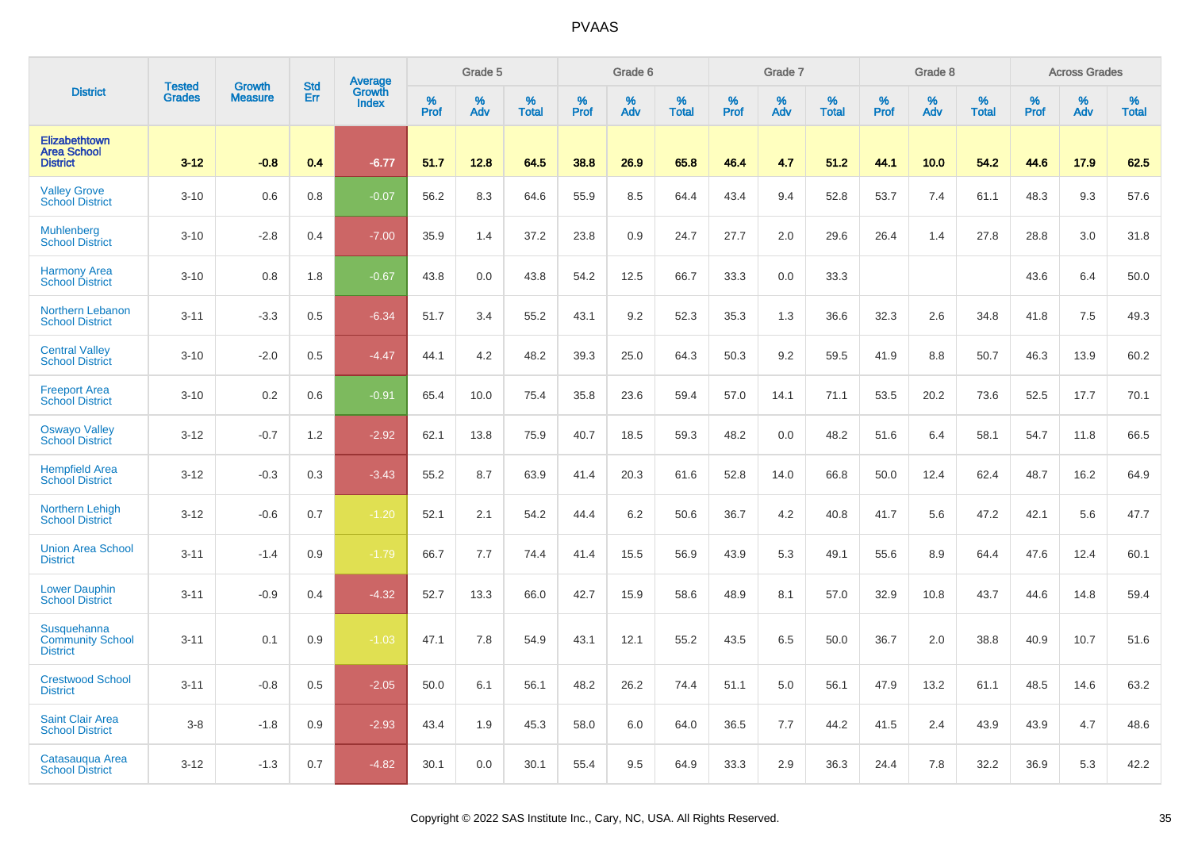PVAAS

| District | Tested Grades | Growth Measure | Std Err | Average Growth Index | Grade 5 | | | Grade 6 | | | Grade 7 | | | Grade 8 | | | Across Grades | | |
|---|---|---|---|---|---|---|---|---|---|---|---|---|---|---|---|---|---|---|---|
| | | | | | % Prof | % Adv | % Total | % Prof | % Adv | % Total | % Prof | % Adv | % Total | % Prof | % Adv | % Total | % Prof | % Adv | % Total |
| **Elizabethtown Area School District** | **3-12** | **-0.8** | **0.4** | **-6.77** | **51.7** | **12.8** | **64.5** | **38.8** | **26.9** | **65.8** | **46.4** | **4.7** | **51.2** | **44.1** | **10.0** | **54.2** | **44.6** | **17.9** | **62.5** |
| Valley Grove School District | 3-10 | 0.6 | 0.8 | -0.07 | 56.2 | 8.3 | 64.6 | 55.9 | 8.5 | 64.4 | 43.4 | 9.4 | 52.8 | 53.7 | 7.4 | 61.1 | 48.3 | 9.3 | 57.6 |
| Muhlenberg School District | 3-10 | -2.8 | 0.4 | -7.00 | 35.9 | 1.4 | 37.2 | 23.8 | 0.9 | 24.7 | 27.7 | 2.0 | 29.6 | 26.4 | 1.4 | 27.8 | 28.8 | 3.0 | 31.8 |
| Harmony Area School District | 3-10 | 0.8 | 1.8 | -0.67 | 43.8 | 0.0 | 43.8 | 54.2 | 12.5 | 66.7 | 33.3 | 0.0 | 33.3 | | | | 43.6 | 6.4 | 50.0 |
| Northern Lebanon School District | 3-11 | -3.3 | 0.5 | -6.34 | 51.7 | 3.4 | 55.2 | 43.1 | 9.2 | 52.3 | 35.3 | 1.3 | 36.6 | 32.3 | 2.6 | 34.8 | 41.8 | 7.5 | 49.3 |
| Central Valley School District | 3-10 | -2.0 | 0.5 | -4.47 | 44.1 | 4.2 | 48.2 | 39.3 | 25.0 | 64.3 | 50.3 | 9.2 | 59.5 | 41.9 | 8.8 | 50.7 | 46.3 | 13.9 | 60.2 |
| Freeport Area School District | 3-10 | 0.2 | 0.6 | -0.91 | 65.4 | 10.0 | 75.4 | 35.8 | 23.6 | 59.4 | 57.0 | 14.1 | 71.1 | 53.5 | 20.2 | 73.6 | 52.5 | 17.7 | 70.1 |
| Oswayo Valley School District | 3-12 | -0.7 | 1.2 | -2.92 | 62.1 | 13.8 | 75.9 | 40.7 | 18.5 | 59.3 | 48.2 | 0.0 | 48.2 | 51.6 | 6.4 | 58.1 | 54.7 | 11.8 | 66.5 |
| Hempfield Area School District | 3-12 | -0.3 | 0.3 | -3.43 | 55.2 | 8.7 | 63.9 | 41.4 | 20.3 | 61.6 | 52.8 | 14.0 | 66.8 | 50.0 | 12.4 | 62.4 | 48.7 | 16.2 | 64.9 |
| Northern Lehigh School District | 3-12 | -0.6 | 0.7 | -1.20 | 52.1 | 2.1 | 54.2 | 44.4 | 6.2 | 50.6 | 36.7 | 4.2 | 40.8 | 41.7 | 5.6 | 47.2 | 42.1 | 5.6 | 47.7 |
| Union Area School District | 3-11 | -1.4 | 0.9 | -1.79 | 66.7 | 7.7 | 74.4 | 41.4 | 15.5 | 56.9 | 43.9 | 5.3 | 49.1 | 55.6 | 8.9 | 64.4 | 47.6 | 12.4 | 60.1 |
| Lower Dauphin School District | 3-11 | -0.9 | 0.4 | -4.32 | 52.7 | 13.3 | 66.0 | 42.7 | 15.9 | 58.6 | 48.9 | 8.1 | 57.0 | 32.9 | 10.8 | 43.7 | 44.6 | 14.8 | 59.4 |
| Susquehanna Community School District | 3-11 | 0.1 | 0.9 | -1.03 | 47.1 | 7.8 | 54.9 | 43.1 | 12.1 | 55.2 | 43.5 | 6.5 | 50.0 | 36.7 | 2.0 | 38.8 | 40.9 | 10.7 | 51.6 |
| Crestwood School District | 3-11 | -0.8 | 0.5 | -2.05 | 50.0 | 6.1 | 56.1 | 48.2 | 26.2 | 74.4 | 51.1 | 5.0 | 56.1 | 47.9 | 13.2 | 61.1 | 48.5 | 14.6 | 63.2 |
| Saint Clair Area School District | 3-8 | -1.8 | 0.9 | -2.93 | 43.4 | 1.9 | 45.3 | 58.0 | 6.0 | 64.0 | 36.5 | 7.7 | 44.2 | 41.5 | 2.4 | 43.9 | 43.9 | 4.7 | 48.6 |
| Catasauqua Area School District | 3-12 | -1.3 | 0.7 | -4.82 | 30.1 | 0.0 | 30.1 | 55.4 | 9.5 | 64.9 | 33.3 | 2.9 | 36.3 | 24.4 | 7.8 | 32.2 | 36.9 | 5.3 | 42.2 |

Copyright © 2022 SAS Institute Inc., Cary, NC, USA. All Rights Reserved.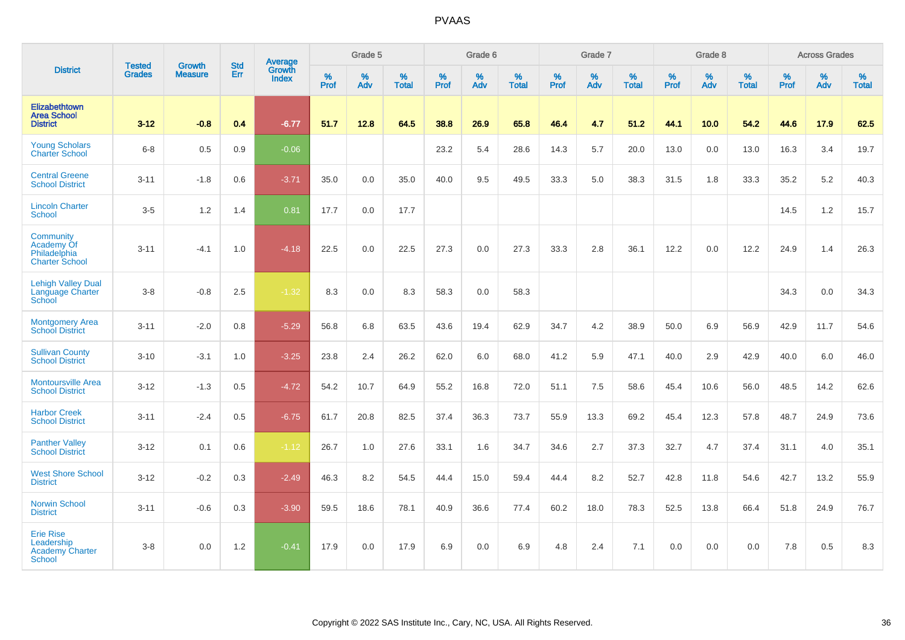# PVAAS

| District | Tested Grades | Growth Measure | Std Err | Average Growth Index | Grade 5 | | | Grade 6 | | | Grade 7 | | | Grade 8 | | | Across Grades | | |
|---|---|---|---|---|---|---|---|---|---|---|---|---|---|---|---|---|---|---|---|
| | | | | | % Prof | % Adv | % Total | % Prof | % Adv | % Total | % Prof | % Adv | % Total | % Prof | % Adv | % Total | % Prof | % Adv | % Total |
| **Elizabethtown Area School District** | **3-12** | **-0.8** | **0.4** | **-6.77** | **51.7** | **12.8** | **64.5** | **38.8** | **26.9** | **65.8** | **46.4** | **4.7** | **51.2** | **44.1** | **10.0** | **54.2** | **44.6** | **17.9** | **62.5** |
| Young Scholars Charter School | 6-8 | 0.5 | 0.9 | -0.06 | | | | 23.2 | 5.4 | 28.6 | 14.3 | 5.7 | 20.0 | 13.0 | 0.0 | 13.0 | 16.3 | 3.4 | 19.7 |
| Central Greene School District | 3-11 | -1.8 | 0.6 | -3.71 | 35.0 | 0.0 | 35.0 | 40.0 | 9.5 | 49.5 | 33.3 | 5.0 | 38.3 | 31.5 | 1.8 | 33.3 | 35.2 | 5.2 | 40.3 |
| Lincoln Charter School | 3-5 | 1.2 | 1.4 | 0.81 | 17.7 | 0.0 | 17.7 | | | | | | | | | | 14.5 | 1.2 | 15.7 |
| Community Academy Of Philadelphia Charter School | 3-11 | -4.1 | 1.0 | -4.18 | 22.5 | 0.0 | 22.5 | 27.3 | 0.0 | 27.3 | 33.3 | 2.8 | 36.1 | 12.2 | 0.0 | 12.2 | 24.9 | 1.4 | 26.3 |
| Lehigh Valley Dual Language Charter School | 3-8 | -0.8 | 2.5 | -1.32 | 8.3 | 0.0 | 8.3 | 58.3 | 0.0 | 58.3 | | | | | | | 34.3 | 0.0 | 34.3 |
| Montgomery Area School District | 3-11 | -2.0 | 0.8 | -5.29 | 56.8 | 6.8 | 63.5 | 43.6 | 19.4 | 62.9 | 34.7 | 4.2 | 38.9 | 50.0 | 6.9 | 56.9 | 42.9 | 11.7 | 54.6 |
| Sullivan County School District | 3-10 | -3.1 | 1.0 | -3.25 | 23.8 | 2.4 | 26.2 | 62.0 | 6.0 | 68.0 | 41.2 | 5.9 | 47.1 | 40.0 | 2.9 | 42.9 | 40.0 | 6.0 | 46.0 |
| Montoursville Area School District | 3-12 | -1.3 | 0.5 | -4.72 | 54.2 | 10.7 | 64.9 | 55.2 | 16.8 | 72.0 | 51.1 | 7.5 | 58.6 | 45.4 | 10.6 | 56.0 | 48.5 | 14.2 | 62.6 |
| Harbor Creek School District | 3-11 | -2.4 | 0.5 | -6.75 | 61.7 | 20.8 | 82.5 | 37.4 | 36.3 | 73.7 | 55.9 | 13.3 | 69.2 | 45.4 | 12.3 | 57.8 | 48.7 | 24.9 | 73.6 |
| Panther Valley School District | 3-12 | 0.1 | 0.6 | -1.12 | 26.7 | 1.0 | 27.6 | 33.1 | 1.6 | 34.7 | 34.6 | 2.7 | 37.3 | 32.7 | 4.7 | 37.4 | 31.1 | 4.0 | 35.1 |
| West Shore School District | 3-12 | -0.2 | 0.3 | -2.49 | 46.3 | 8.2 | 54.5 | 44.4 | 15.0 | 59.4 | 44.4 | 8.2 | 52.7 | 42.8 | 11.8 | 54.6 | 42.7 | 13.2 | 55.9 |
| Norwin School District | 3-11 | -0.6 | 0.3 | -3.90 | 59.5 | 18.6 | 78.1 | 40.9 | 36.6 | 77.4 | 60.2 | 18.0 | 78.3 | 52.5 | 13.8 | 66.4 | 51.8 | 24.9 | 76.7 |
| Erie Rise Leadership Academy Charter School | 3-8 | 0.0 | 1.2 | -0.41 | 17.9 | 0.0 | 17.9 | 6.9 | 0.0 | 6.9 | 4.8 | 2.4 | 7.1 | 0.0 | 0.0 | 0.0 | 7.8 | 0.5 | 8.3 |

Copyright © 2022 SAS Institute Inc., Cary, NC, USA. All Rights Reserved.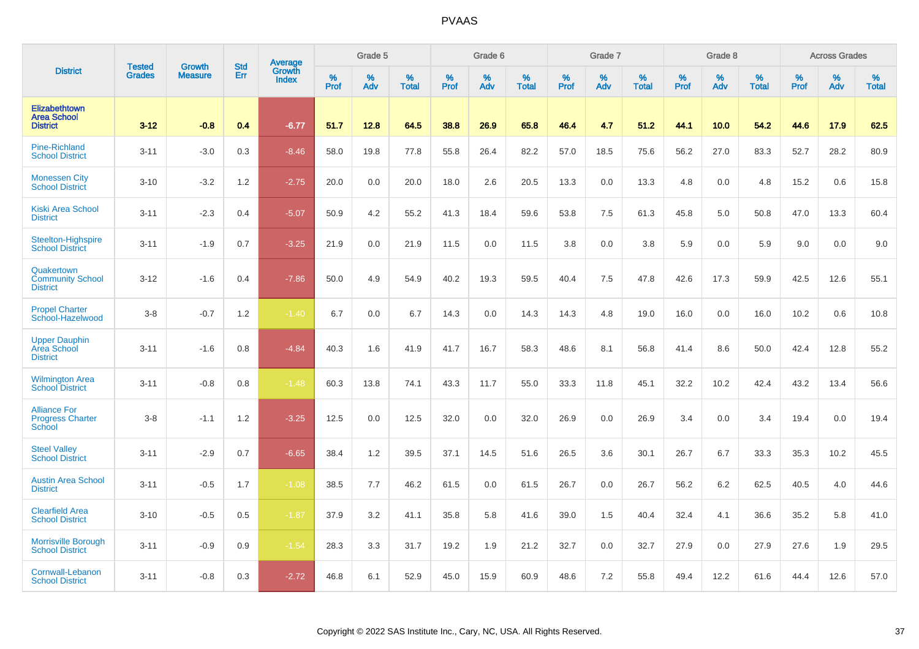# PVAAS

| District | Tested Grades | Growth Measure | Std Err | Average Growth Index | Grade 5 | | | Grade 6 | | | Grade 7 | | | Grade 8 | | | Across Grades | | |
|---|---|---|---|---|---|---|---|---|---|---|---|---|---|---|---|---|---|---|---|
| | | | | | % Prof | % Adv | % Total | % Prof | % Adv | % Total | % Prof | % Adv | % Total | % Prof | % Adv | % Total | % Prof | % Adv | % Total |
| **Elizabethtown Area School District** | **3-12** | **-0.8** | **0.4** | **-6.77** | **51.7** | **12.8** | **64.5** | **38.8** | **26.9** | **65.8** | **46.4** | **4.7** | **51.2** | **44.1** | **10.0** | **54.2** | **44.6** | **17.9** | **62.5** |
| Pine-Richland School District | 3-11 | -3.0 | 0.3 | -8.46 | 58.0 | 19.8 | 77.8 | 55.8 | 26.4 | 82.2 | 57.0 | 18.5 | 75.6 | 56.2 | 27.0 | 83.3 | 52.7 | 28.2 | 80.9 |
| Monessen City School District | 3-10 | -3.2 | 1.2 | -2.75 | 20.0 | 0.0 | 20.0 | 18.0 | 2.6 | 20.5 | 13.3 | 0.0 | 13.3 | 4.8 | 0.0 | 4.8 | 15.2 | 0.6 | 15.8 |
| Kiski Area School District | 3-11 | -2.3 | 0.4 | -5.07 | 50.9 | 4.2 | 55.2 | 41.3 | 18.4 | 59.6 | 53.8 | 7.5 | 61.3 | 45.8 | 5.0 | 50.8 | 47.0 | 13.3 | 60.4 |
| Steelton-Highspire School District | 3-11 | -1.9 | 0.7 | -3.25 | 21.9 | 0.0 | 21.9 | 11.5 | 0.0 | 11.5 | 3.8 | 0.0 | 3.8 | 5.9 | 0.0 | 5.9 | 9.0 | 0.0 | 9.0 |
| Quakertown Community School District | 3-12 | -1.6 | 0.4 | -7.86 | 50.0 | 4.9 | 54.9 | 40.2 | 19.3 | 59.5 | 40.4 | 7.5 | 47.8 | 42.6 | 17.3 | 59.9 | 42.5 | 12.6 | 55.1 |
| Propel Charter School-Hazelwood | 3-8 | -0.7 | 1.2 | -1.40 | 6.7 | 0.0 | 6.7 | 14.3 | 0.0 | 14.3 | 14.3 | 4.8 | 19.0 | 16.0 | 0.0 | 16.0 | 10.2 | 0.6 | 10.8 |
| Upper Dauphin Area School District | 3-11 | -1.6 | 0.8 | -4.84 | 40.3 | 1.6 | 41.9 | 41.7 | 16.7 | 58.3 | 48.6 | 8.1 | 56.8 | 41.4 | 8.6 | 50.0 | 42.4 | 12.8 | 55.2 |
| Wilmington Area School District | 3-11 | -0.8 | 0.8 | -1.48 | 60.3 | 13.8 | 74.1 | 43.3 | 11.7 | 55.0 | 33.3 | 11.8 | 45.1 | 32.2 | 10.2 | 42.4 | 43.2 | 13.4 | 56.6 |
| Alliance For Progress Charter School | 3-8 | -1.1 | 1.2 | -3.25 | 12.5 | 0.0 | 12.5 | 32.0 | 0.0 | 32.0 | 26.9 | 0.0 | 26.9 | 3.4 | 0.0 | 3.4 | 19.4 | 0.0 | 19.4 |
| Steel Valley School District | 3-11 | -2.9 | 0.7 | -6.65 | 38.4 | 1.2 | 39.5 | 37.1 | 14.5 | 51.6 | 26.5 | 3.6 | 30.1 | 26.7 | 6.7 | 33.3 | 35.3 | 10.2 | 45.5 |
| Austin Area School District | 3-11 | -0.5 | 1.7 | -1.08 | 38.5 | 7.7 | 46.2 | 61.5 | 0.0 | 61.5 | 26.7 | 0.0 | 26.7 | 56.2 | 6.2 | 62.5 | 40.5 | 4.0 | 44.6 |
| Clearfield Area School District | 3-10 | -0.5 | 0.5 | -1.87 | 37.9 | 3.2 | 41.1 | 35.8 | 5.8 | 41.6 | 39.0 | 1.5 | 40.4 | 32.4 | 4.1 | 36.6 | 35.2 | 5.8 | 41.0 |
| Morrisville Borough School District | 3-11 | -0.9 | 0.9 | -1.54 | 28.3 | 3.3 | 31.7 | 19.2 | 1.9 | 21.2 | 32.7 | 0.0 | 32.7 | 27.9 | 0.0 | 27.9 | 27.6 | 1.9 | 29.5 |
| Cornwall-Lebanon School District | 3-11 | -0.8 | 0.3 | -2.72 | 46.8 | 6.1 | 52.9 | 45.0 | 15.9 | 60.9 | 48.6 | 7.2 | 55.8 | 49.4 | 12.2 | 61.6 | 44.4 | 12.6 | 57.0 |

Copyright © 2022 SAS Institute Inc., Cary, NC, USA. All Rights Reserved.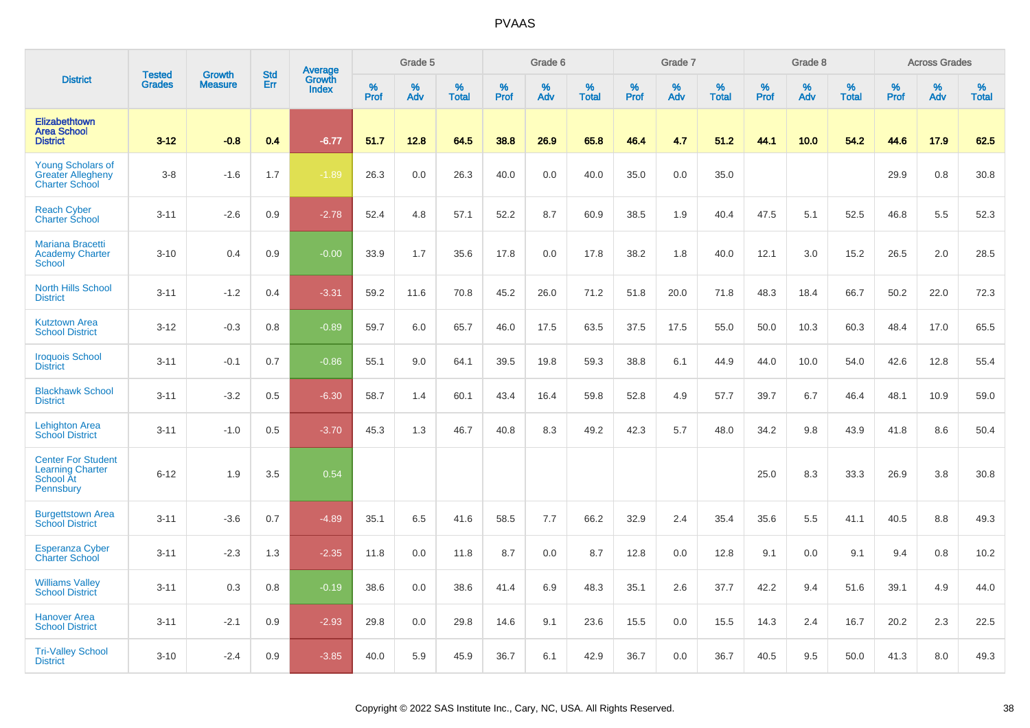# PVAAS

| District | Tested Grades | Growth Measure | Std Err | Average Growth Index | Grade 5 | | | Grade 6 | | | Grade 7 | | | Grade 8 | | | Across Grades | | |
|---|---|---|---|---|---|---|---|---|---|---|---|---|---|---|---|---|---|---|---|
| | | | | | % Prof | % Adv | % Total | % Prof | % Adv | % Total | % Prof | % Adv | % Total | % Prof | % Adv | % Total | % Prof | % Adv | % Total |
| **Elizabethtown Area School District** | **3-12** | **-0.8** | **0.4** | **-6.77** | **51.7** | **12.8** | **64.5** | **38.8** | **26.9** | **65.8** | **46.4** | **4.7** | **51.2** | **44.1** | **10.0** | **54.2** | **44.6** | **17.9** | **62.5** |
| Young Scholars of Greater Allegheny Charter School | 3-8 | -1.6 | 1.7 | -1.89 | 26.3 | 0.0 | 26.3 | 40.0 | 0.0 | 40.0 | 35.0 | 0.0 | 35.0 | | | | 29.9 | 0.8 | 30.8 |
| Reach Cyber Charter School | 3-11 | -2.6 | 0.9 | -2.78 | 52.4 | 4.8 | 57.1 | 52.2 | 8.7 | 60.9 | 38.5 | 1.9 | 40.4 | 47.5 | 5.1 | 52.5 | 46.8 | 5.5 | 52.3 |
| Mariana Bracetti Academy Charter School | 3-10 | 0.4 | 0.9 | -0.00 | 33.9 | 1.7 | 35.6 | 17.8 | 0.0 | 17.8 | 38.2 | 1.8 | 40.0 | 12.1 | 3.0 | 15.2 | 26.5 | 2.0 | 28.5 |
| North Hills School District | 3-11 | -1.2 | 0.4 | -3.31 | 59.2 | 11.6 | 70.8 | 45.2 | 26.0 | 71.2 | 51.8 | 20.0 | 71.8 | 48.3 | 18.4 | 66.7 | 50.2 | 22.0 | 72.3 |
| Kutztown Area School District | 3-12 | -0.3 | 0.8 | -0.89 | 59.7 | 6.0 | 65.7 | 46.0 | 17.5 | 63.5 | 37.5 | 17.5 | 55.0 | 50.0 | 10.3 | 60.3 | 48.4 | 17.0 | 65.5 |
| Iroquois School District | 3-11 | -0.1 | 0.7 | -0.86 | 55.1 | 9.0 | 64.1 | 39.5 | 19.8 | 59.3 | 38.8 | 6.1 | 44.9 | 44.0 | 10.0 | 54.0 | 42.6 | 12.8 | 55.4 |
| Blackhawk School District | 3-11 | -3.2 | 0.5 | -6.30 | 58.7 | 1.4 | 60.1 | 43.4 | 16.4 | 59.8 | 52.8 | 4.9 | 57.7 | 39.7 | 6.7 | 46.4 | 48.1 | 10.9 | 59.0 |
| Lehighton Area School District | 3-11 | -1.0 | 0.5 | -3.70 | 45.3 | 1.3 | 46.7 | 40.8 | 8.3 | 49.2 | 42.3 | 5.7 | 48.0 | 34.2 | 9.8 | 43.9 | 41.8 | 8.6 | 50.4 |
| Center For Student Learning Charter School At Pennsbury | 6-12 | 1.9 | 3.5 | 0.54 | | | | | | | | | | 25.0 | 8.3 | 33.3 | 26.9 | 3.8 | 30.8 |
| Burgettstown Area School District | 3-11 | -3.6 | 0.7 | -4.89 | 35.1 | 6.5 | 41.6 | 58.5 | 7.7 | 66.2 | 32.9 | 2.4 | 35.4 | 35.6 | 5.5 | 41.1 | 40.5 | 8.8 | 49.3 |
| Esperanza Cyber Charter School | 3-11 | -2.3 | 1.3 | -2.35 | 11.8 | 0.0 | 11.8 | 8.7 | 0.0 | 8.7 | 12.8 | 0.0 | 12.8 | 9.1 | 0.0 | 9.1 | 9.4 | 0.8 | 10.2 |
| Williams Valley School District | 3-11 | 0.3 | 0.8 | -0.19 | 38.6 | 0.0 | 38.6 | 41.4 | 6.9 | 48.3 | 35.1 | 2.6 | 37.7 | 42.2 | 9.4 | 51.6 | 39.1 | 4.9 | 44.0 |
| Hanover Area School District | 3-11 | -2.1 | 0.9 | -2.93 | 29.8 | 0.0 | 29.8 | 14.6 | 9.1 | 23.6 | 15.5 | 0.0 | 15.5 | 14.3 | 2.4 | 16.7 | 20.2 | 2.3 | 22.5 |
| Tri-Valley School District | 3-10 | -2.4 | 0.9 | -3.85 | 40.0 | 5.9 | 45.9 | 36.7 | 6.1 | 42.9 | 36.7 | 0.0 | 36.7 | 40.5 | 9.5 | 50.0 | 41.3 | 8.0 | 49.3 |

Copyright © 2022 SAS Institute Inc., Cary, NC, USA. All Rights Reserved.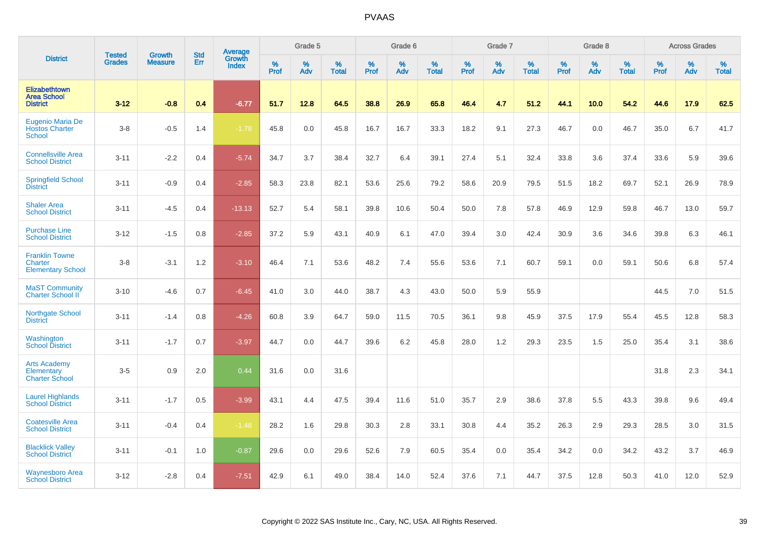# PVAAS

| District | Tested Grades | Growth Measure | Std Err | Average Growth Index | Grade 5 | | | Grade 6 | | | Grade 7 | | | Grade 8 | | | Across Grades | | |
|---|---|---|---|---|---|---|---|---|---|---|---|---|---|---|---|---|---|---|---|
| | | | | | % Prof | % Adv | % Total | % Prof | % Adv | % Total | % Prof | % Adv | % Total | % Prof | % Adv | % Total | % Prof | % Adv | % Total |
| **Elizabethtown Area School District** | **3-12** | **-0.8** | **0.4** | **-6.77** | **51.7** | **12.8** | **64.5** | **38.8** | **26.9** | **65.8** | **46.4** | **4.7** | **51.2** | **44.1** | **10.0** | **54.2** | **44.6** | **17.9** | **62.5** |
| Eugenio Maria De Hostos Charter School | 3-8 | -0.5 | 1.4 | -1.78 | 45.8 | 0.0 | 45.8 | 16.7 | 16.7 | 33.3 | 18.2 | 9.1 | 27.3 | 46.7 | 0.0 | 46.7 | 35.0 | 6.7 | 41.7 |
| Connellsville Area School District | 3-11 | -2.2 | 0.4 | -5.74 | 34.7 | 3.7 | 38.4 | 32.7 | 6.4 | 39.1 | 27.4 | 5.1 | 32.4 | 33.8 | 3.6 | 37.4 | 33.6 | 5.9 | 39.6 |
| Springfield School District | 3-11 | -0.9 | 0.4 | -2.85 | 58.3 | 23.8 | 82.1 | 53.6 | 25.6 | 79.2 | 58.6 | 20.9 | 79.5 | 51.5 | 18.2 | 69.7 | 52.1 | 26.9 | 78.9 |
| Shaler Area School District | 3-11 | -4.5 | 0.4 | -13.13 | 52.7 | 5.4 | 58.1 | 39.8 | 10.6 | 50.4 | 50.0 | 7.8 | 57.8 | 46.9 | 12.9 | 59.8 | 46.7 | 13.0 | 59.7 |
| Purchase Line School District | 3-12 | -1.5 | 0.8 | -2.85 | 37.2 | 5.9 | 43.1 | 40.9 | 6.1 | 47.0 | 39.4 | 3.0 | 42.4 | 30.9 | 3.6 | 34.6 | 39.8 | 6.3 | 46.1 |
| Franklin Towne Charter Elementary School | 3-8 | -3.1 | 1.2 | -3.10 | 46.4 | 7.1 | 53.6 | 48.2 | 7.4 | 55.6 | 53.6 | 7.1 | 60.7 | 59.1 | 0.0 | 59.1 | 50.6 | 6.8 | 57.4 |
| MaST Community Charter School II | 3-10 | -4.6 | 0.7 | -6.45 | 41.0 | 3.0 | 44.0 | 38.7 | 4.3 | 43.0 | 50.0 | 5.9 | 55.9 | | | | 44.5 | 7.0 | 51.5 |
| Northgate School District | 3-11 | -1.4 | 0.8 | -4.26 | 60.8 | 3.9 | 64.7 | 59.0 | 11.5 | 70.5 | 36.1 | 9.8 | 45.9 | 37.5 | 17.9 | 55.4 | 45.5 | 12.8 | 58.3 |
| Washington School District | 3-11 | -1.7 | 0.7 | -3.97 | 44.7 | 0.0 | 44.7 | 39.6 | 6.2 | 45.8 | 28.0 | 1.2 | 29.3 | 23.5 | 1.5 | 25.0 | 35.4 | 3.1 | 38.6 |
| Arts Academy Elementary Charter School | 3-5 | 0.9 | 2.0 | 0.44 | 31.6 | 0.0 | 31.6 | | | | | | | | | | 31.8 | 2.3 | 34.1 |
| Laurel Highlands School District | 3-11 | -1.7 | 0.5 | -3.99 | 43.1 | 4.4 | 47.5 | 39.4 | 11.6 | 51.0 | 35.7 | 2.9 | 38.6 | 37.8 | 5.5 | 43.3 | 39.8 | 9.6 | 49.4 |
| Coatesville Area School District | 3-11 | -0.4 | 0.4 | -1.48 | 28.2 | 1.6 | 29.8 | 30.3 | 2.8 | 33.1 | 30.8 | 4.4 | 35.2 | 26.3 | 2.9 | 29.3 | 28.5 | 3.0 | 31.5 |
| Blacklick Valley School District | 3-11 | -0.1 | 1.0 | -0.87 | 29.6 | 0.0 | 29.6 | 52.6 | 7.9 | 60.5 | 35.4 | 0.0 | 35.4 | 34.2 | 0.0 | 34.2 | 43.2 | 3.7 | 46.9 |
| Waynesboro Area School District | 3-12 | -2.8 | 0.4 | -7.51 | 42.9 | 6.1 | 49.0 | 38.4 | 14.0 | 52.4 | 37.6 | 7.1 | 44.7 | 37.5 | 12.8 | 50.3 | 41.0 | 12.0 | 52.9 |

Copyright © 2022 SAS Institute Inc., Cary, NC, USA. All Rights Reserved.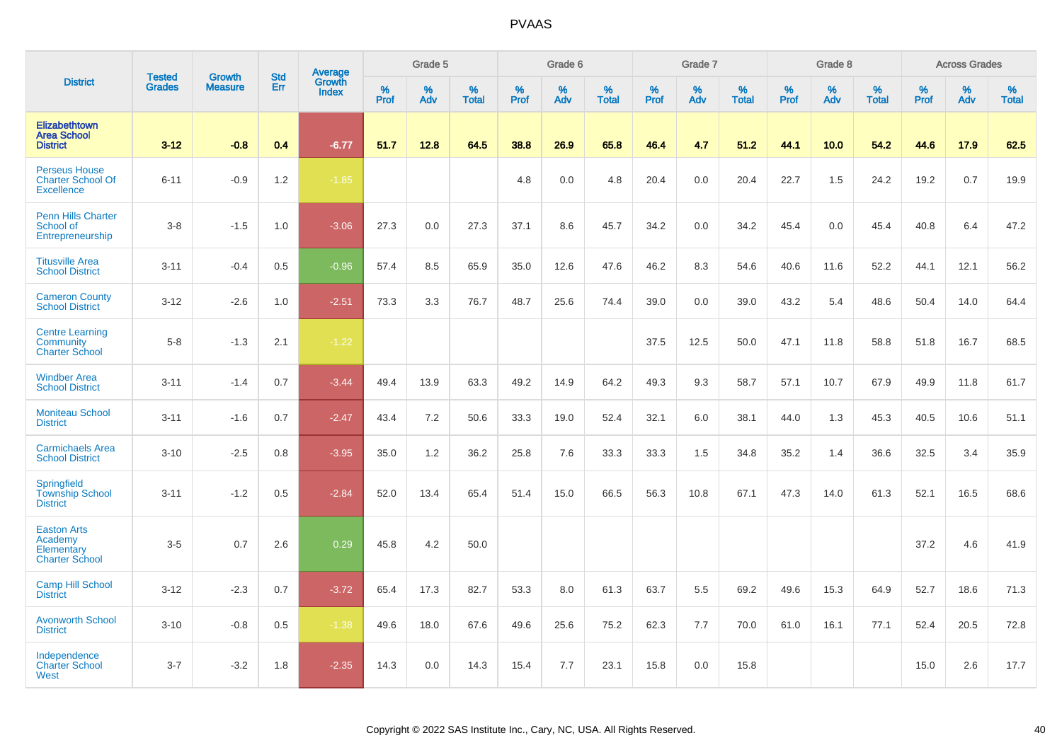# PVAAS

| District | Tested Grades | Growth Measure | Std Err | Average Growth Index | Grade 5 | | | Grade 6 | | | Grade 7 | | | Grade 8 | | | Across Grades | | |
|---|---|---|---|---|---|---|---|---|---|---|---|---|---|---|---|---|---|---|---|
| | | | | | % Prof | % Adv | % Total | % Prof | % Adv | % Total | % Prof | % Adv | % Total | % Prof | % Adv | % Total | % Prof | % Adv | % Total |
| **Elizabethtown Area School District** | **3-12** | **-0.8** | **0.4** | **-6.77** | **51.7** | **12.8** | **64.5** | **38.8** | **26.9** | **65.8** | **46.4** | **4.7** | **51.2** | **44.1** | **10.0** | **54.2** | **44.6** | **17.9** | **62.5** |
| Perseus House Charter School Of Excellence | 6-11 | -0.9 | 1.2 | -1.85 | | | | 4.8 | 0.0 | 4.8 | 20.4 | 0.0 | 20.4 | 22.7 | 1.5 | 24.2 | 19.2 | 0.7 | 19.9 |
| Penn Hills Charter School of Entrepreneurship | 3-8 | -1.5 | 1.0 | -3.06 | 27.3 | 0.0 | 27.3 | 37.1 | 8.6 | 45.7 | 34.2 | 0.0 | 34.2 | 45.4 | 0.0 | 45.4 | 40.8 | 6.4 | 47.2 |
| Titusville Area School District | 3-11 | -0.4 | 0.5 | -0.96 | 57.4 | 8.5 | 65.9 | 35.0 | 12.6 | 47.6 | 46.2 | 8.3 | 54.6 | 40.6 | 11.6 | 52.2 | 44.1 | 12.1 | 56.2 |
| Cameron County School District | 3-12 | -2.6 | 1.0 | -2.51 | 73.3 | 3.3 | 76.7 | 48.7 | 25.6 | 74.4 | 39.0 | 0.0 | 39.0 | 43.2 | 5.4 | 48.6 | 50.4 | 14.0 | 64.4 |
| Centre Learning Community Charter School | 5-8 | -1.3 | 2.1 | -1.22 | | | | | | | 37.5 | 12.5 | 50.0 | 47.1 | 11.8 | 58.8 | 51.8 | 16.7 | 68.5 |
| Windber Area School District | 3-11 | -1.4 | 0.7 | -3.44 | 49.4 | 13.9 | 63.3 | 49.2 | 14.9 | 64.2 | 49.3 | 9.3 | 58.7 | 57.1 | 10.7 | 67.9 | 49.9 | 11.8 | 61.7 |
| Moniteau School District | 3-11 | -1.6 | 0.7 | -2.47 | 43.4 | 7.2 | 50.6 | 33.3 | 19.0 | 52.4 | 32.1 | 6.0 | 38.1 | 44.0 | 1.3 | 45.3 | 40.5 | 10.6 | 51.1 |
| Carmichaels Area School District | 3-10 | -2.5 | 0.8 | -3.95 | 35.0 | 1.2 | 36.2 | 25.8 | 7.6 | 33.3 | 33.3 | 1.5 | 34.8 | 35.2 | 1.4 | 36.6 | 32.5 | 3.4 | 35.9 |
| Springfield Township School District | 3-11 | -1.2 | 0.5 | -2.84 | 52.0 | 13.4 | 65.4 | 51.4 | 15.0 | 66.5 | 56.3 | 10.8 | 67.1 | 47.3 | 14.0 | 61.3 | 52.1 | 16.5 | 68.6 |
| Easton Arts Academy Elementary Charter School | 3-5 | 0.7 | 2.6 | 0.29 | 45.8 | 4.2 | 50.0 | | | | | | | | | | 37.2 | 4.6 | 41.9 |
| Camp Hill School District | 3-12 | -2.3 | 0.7 | -3.72 | 65.4 | 17.3 | 82.7 | 53.3 | 8.0 | 61.3 | 63.7 | 5.5 | 69.2 | 49.6 | 15.3 | 64.9 | 52.7 | 18.6 | 71.3 |
| Avonworth School District | 3-10 | -0.8 | 0.5 | -1.38 | 49.6 | 18.0 | 67.6 | 49.6 | 25.6 | 75.2 | 62.3 | 7.7 | 70.0 | 61.0 | 16.1 | 77.1 | 52.4 | 20.5 | 72.8 |
| Independence Charter School West | 3-7 | -3.2 | 1.8 | -2.35 | 14.3 | 0.0 | 14.3 | 15.4 | 7.7 | 23.1 | 15.8 | 0.0 | 15.8 | | | | 15.0 | 2.6 | 17.7 |

Copyright © 2022 SAS Institute Inc., Cary, NC, USA. All Rights Reserved.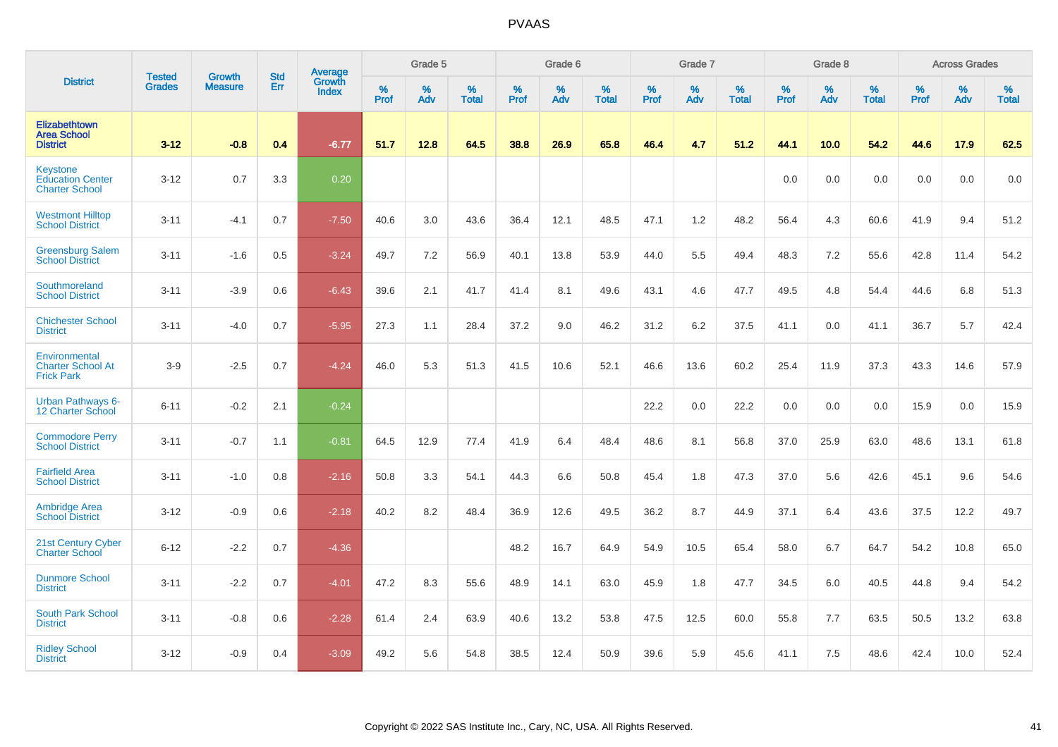# PVAAS

| District | Tested Grades | Growth Measure | Std Err | Average Growth Index | Grade 5 | | | Grade 6 | | | Grade 7 | | | Grade 8 | | | Across Grades | | |
|---|---|---|---|---|---|---|---|---|---|---|---|---|---|---|---|---|---|---|---|
| | | | | | % Prof | % Adv | % Total | % Prof | % Adv | % Total | % Prof | % Adv | % Total | % Prof | % Adv | % Total | % Prof | % Adv | % Total |
| **Elizabethtown Area School District** | **3-12** | **-0.8** | **0.4** | **-6.77** | **51.7** | **12.8** | **64.5** | **38.8** | **26.9** | **65.8** | **46.4** | **4.7** | **51.2** | **44.1** | **10.0** | **54.2** | **44.6** | **17.9** | **62.5** |
| Keystone Education Center Charter School | 3-12 | 0.7 | 3.3 | 0.20 | | | | | | | | | | 0.0 | 0.0 | 0.0 | 0.0 | 0.0 | 0.0 |
| Westmont Hilltop School District | 3-11 | -4.1 | 0.7 | -7.50 | 40.6 | 3.0 | 43.6 | 36.4 | 12.1 | 48.5 | 47.1 | 1.2 | 48.2 | 56.4 | 4.3 | 60.6 | 41.9 | 9.4 | 51.2 |
| Greensburg Salem School District | 3-11 | -1.6 | 0.5 | -3.24 | 49.7 | 7.2 | 56.9 | 40.1 | 13.8 | 53.9 | 44.0 | 5.5 | 49.4 | 48.3 | 7.2 | 55.6 | 42.8 | 11.4 | 54.2 |
| Southmoreland School District | 3-11 | -3.9 | 0.6 | -6.43 | 39.6 | 2.1 | 41.7 | 41.4 | 8.1 | 49.6 | 43.1 | 4.6 | 47.7 | 49.5 | 4.8 | 54.4 | 44.6 | 6.8 | 51.3 |
| Chichester School District | 3-11 | -4.0 | 0.7 | -5.95 | 27.3 | 1.1 | 28.4 | 37.2 | 9.0 | 46.2 | 31.2 | 6.2 | 37.5 | 41.1 | 0.0 | 41.1 | 36.7 | 5.7 | 42.4 |
| Environmental Charter School At Frick Park | 3-9 | -2.5 | 0.7 | -4.24 | 46.0 | 5.3 | 51.3 | 41.5 | 10.6 | 52.1 | 46.6 | 13.6 | 60.2 | 25.4 | 11.9 | 37.3 | 43.3 | 14.6 | 57.9 |
| Urban Pathways 6-12 Charter School | 6-11 | -0.2 | 2.1 | -0.24 | | | | | | | 22.2 | 0.0 | 22.2 | 0.0 | 0.0 | 0.0 | 15.9 | 0.0 | 15.9 |
| Commodore Perry School District | 3-11 | -0.7 | 1.1 | -0.81 | 64.5 | 12.9 | 77.4 | 41.9 | 6.4 | 48.4 | 48.6 | 8.1 | 56.8 | 37.0 | 25.9 | 63.0 | 48.6 | 13.1 | 61.8 |
| Fairfield Area School District | 3-11 | -1.0 | 0.8 | -2.16 | 50.8 | 3.3 | 54.1 | 44.3 | 6.6 | 50.8 | 45.4 | 1.8 | 47.3 | 37.0 | 5.6 | 42.6 | 45.1 | 9.6 | 54.6 |
| Ambridge Area School District | 3-12 | -0.9 | 0.6 | -2.18 | 40.2 | 8.2 | 48.4 | 36.9 | 12.6 | 49.5 | 36.2 | 8.7 | 44.9 | 37.1 | 6.4 | 43.6 | 37.5 | 12.2 | 49.7 |
| 21st Century Cyber Charter School | 6-12 | -2.2 | 0.7 | -4.36 | | | | 48.2 | 16.7 | 64.9 | 54.9 | 10.5 | 65.4 | 58.0 | 6.7 | 64.7 | 54.2 | 10.8 | 65.0 |
| Dunmore School District | 3-11 | -2.2 | 0.7 | -4.01 | 47.2 | 8.3 | 55.6 | 48.9 | 14.1 | 63.0 | 45.9 | 1.8 | 47.7 | 34.5 | 6.0 | 40.5 | 44.8 | 9.4 | 54.2 |
| South Park School District | 3-11 | -0.8 | 0.6 | -2.28 | 61.4 | 2.4 | 63.9 | 40.6 | 13.2 | 53.8 | 47.5 | 12.5 | 60.0 | 55.8 | 7.7 | 63.5 | 50.5 | 13.2 | 63.8 |
| Ridley School District | 3-12 | -0.9 | 0.4 | -3.09 | 49.2 | 5.6 | 54.8 | 38.5 | 12.4 | 50.9 | 39.6 | 5.9 | 45.6 | 41.1 | 7.5 | 48.6 | 42.4 | 10.0 | 52.4 |

Copyright © 2022 SAS Institute Inc., Cary, NC, USA. All Rights Reserved.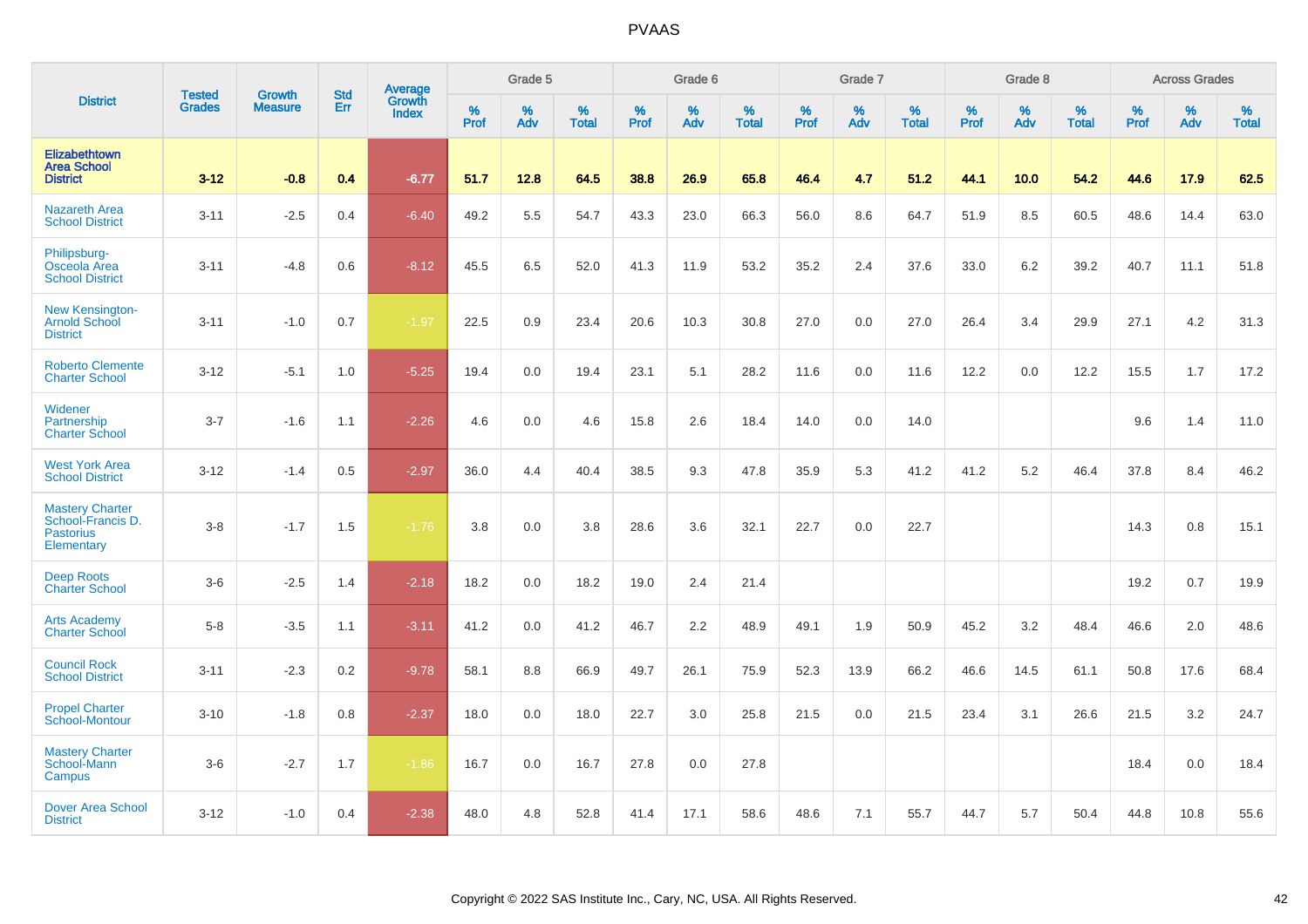# PVAAS

| District | Tested Grades | Growth Measure | Std Err | Average Growth Index | Grade 5 | | | Grade 6 | | | Grade 7 | | | Grade 8 | | | Across Grades | | |
|---|---|---|---|---|---|---|---|---|---|---|---|---|---|---|---|---|---|---|---|
| | | | | | % Prof | % Adv | % Total | % Prof | % Adv | % Total | % Prof | % Adv | % Total | % Prof | % Adv | % Total | % Prof | % Adv | % Total |
| **Elizabethtown Area School District** | **3-12** | **-0.8** | **0.4** | **-6.77** | **51.7** | **12.8** | **64.5** | **38.8** | **26.9** | **65.8** | **46.4** | **4.7** | **51.2** | **44.1** | **10.0** | **54.2** | **44.6** | **17.9** | **62.5** |
| Nazareth Area School District | 3-11 | -2.5 | 0.4 | -6.40 | 49.2 | 5.5 | 54.7 | 43.3 | 23.0 | 66.3 | 56.0 | 8.6 | 64.7 | 51.9 | 8.5 | 60.5 | 48.6 | 14.4 | 63.0 |
| Philipsburg-Osceola Area School District | 3-11 | -4.8 | 0.6 | -8.12 | 45.5 | 6.5 | 52.0 | 41.3 | 11.9 | 53.2 | 35.2 | 2.4 | 37.6 | 33.0 | 6.2 | 39.2 | 40.7 | 11.1 | 51.8 |
| New Kensington-Arnold School District | 3-11 | -1.0 | 0.7 | -1.97 | 22.5 | 0.9 | 23.4 | 20.6 | 10.3 | 30.8 | 27.0 | 0.0 | 27.0 | 26.4 | 3.4 | 29.9 | 27.1 | 4.2 | 31.3 |
| Roberto Clemente Charter School | 3-12 | -5.1 | 1.0 | -5.25 | 19.4 | 0.0 | 19.4 | 23.1 | 5.1 | 28.2 | 11.6 | 0.0 | 11.6 | 12.2 | 0.0 | 12.2 | 15.5 | 1.7 | 17.2 |
| Widener Partnership Charter School | 3-7 | -1.6 | 1.1 | -2.26 | 4.6 | 0.0 | 4.6 | 15.8 | 2.6 | 18.4 | 14.0 | 0.0 | 14.0 | | | | 9.6 | 1.4 | 11.0 |
| West York Area School District | 3-12 | -1.4 | 0.5 | -2.97 | 36.0 | 4.4 | 40.4 | 38.5 | 9.3 | 47.8 | 35.9 | 5.3 | 41.2 | 41.2 | 5.2 | 46.4 | 37.8 | 8.4 | 46.2 |
| Mastery Charter School-Francis D. Pastorius Elementary | 3-8 | -1.7 | 1.5 | -1.76 | 3.8 | 0.0 | 3.8 | 28.6 | 3.6 | 32.1 | 22.7 | 0.0 | 22.7 | | | | 14.3 | 0.8 | 15.1 |
| Deep Roots Charter School | 3-6 | -2.5 | 1.4 | -2.18 | 18.2 | 0.0 | 18.2 | 19.0 | 2.4 | 21.4 | | | | | | | 19.2 | 0.7 | 19.9 |
| Arts Academy Charter School | 5-8 | -3.5 | 1.1 | -3.11 | 41.2 | 0.0 | 41.2 | 46.7 | 2.2 | 48.9 | 49.1 | 1.9 | 50.9 | 45.2 | 3.2 | 48.4 | 46.6 | 2.0 | 48.6 |
| Council Rock School District | 3-11 | -2.3 | 0.2 | -9.78 | 58.1 | 8.8 | 66.9 | 49.7 | 26.1 | 75.9 | 52.3 | 13.9 | 66.2 | 46.6 | 14.5 | 61.1 | 50.8 | 17.6 | 68.4 |
| Propel Charter School-Montour | 3-10 | -1.8 | 0.8 | -2.37 | 18.0 | 0.0 | 18.0 | 22.7 | 3.0 | 25.8 | 21.5 | 0.0 | 21.5 | 23.4 | 3.1 | 26.6 | 21.5 | 3.2 | 24.7 |
| Mastery Charter School-Mann Campus | 3-6 | -2.7 | 1.7 | -1.86 | 16.7 | 0.0 | 16.7 | 27.8 | 0.0 | 27.8 | | | | | | | 18.4 | 0.0 | 18.4 |
| Dover Area School District | 3-12 | -1.0 | 0.4 | -2.38 | 48.0 | 4.8 | 52.8 | 41.4 | 17.1 | 58.6 | 48.6 | 7.1 | 55.7 | 44.7 | 5.7 | 50.4 | 44.8 | 10.8 | 55.6 |

Copyright © 2022 SAS Institute Inc., Cary, NC, USA. All Rights Reserved.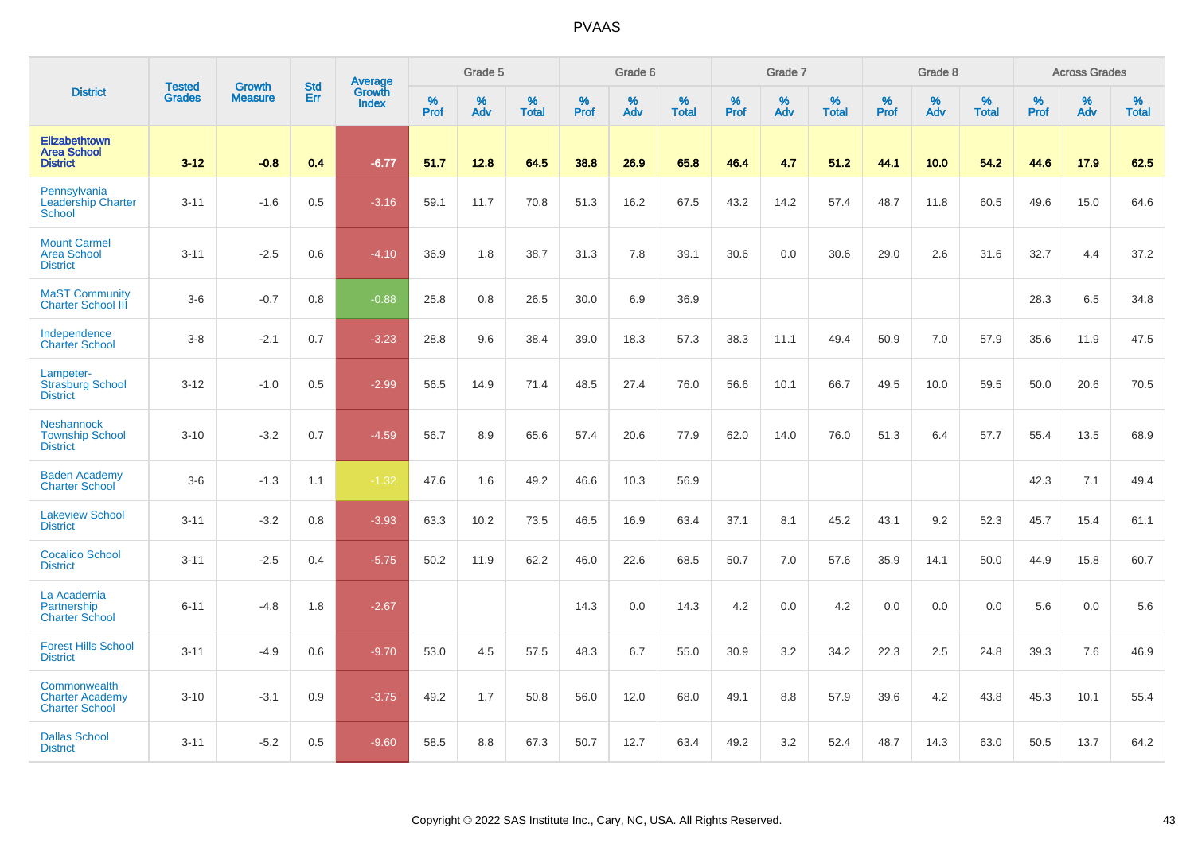| District | Tested Grades | Growth Measure | Std Err | Average Growth Index | Grade 5 | | | Grade 6 | | | Grade 7 | | | Grade 8 | | | Across Grades | | |
|---|---|---|---|---|---|---|---|---|---|---|---|---|---|---|---|---|---|---|---|
| | | | | | % Prof | % Adv | % Total | % Prof | % Adv | % Total | % Prof | % Adv | % Total | % Prof | % Adv | % Total | % Prof | % Adv | % Total |
| **Elizabethtown Area School District** | **3-12** | **-0.8** | **0.4** | **-6.77** | **51.7** | **12.8** | **64.5** | **38.8** | **26.9** | **65.8** | **46.4** | **4.7** | **51.2** | **44.1** | **10.0** | **54.2** | **44.6** | **17.9** | **62.5** |
| Pennsylvania Leadership Charter School | 3-11 | -1.6 | 0.5 | -3.16 | 59.1 | 11.7 | 70.8 | 51.3 | 16.2 | 67.5 | 43.2 | 14.2 | 57.4 | 48.7 | 11.8 | 60.5 | 49.6 | 15.0 | 64.6 |
| Mount Carmel Area School District | 3-11 | -2.5 | 0.6 | -4.10 | 36.9 | 1.8 | 38.7 | 31.3 | 7.8 | 39.1 | 30.6 | 0.0 | 30.6 | 29.0 | 2.6 | 31.6 | 32.7 | 4.4 | 37.2 |
| MaST Community Charter School III | 3-6 | -0.7 | 0.8 | -0.88 | 25.8 | 0.8 | 26.5 | 30.0 | 6.9 | 36.9 | | | | | | | 28.3 | 6.5 | 34.8 |
| Independence Charter School | 3-8 | -2.1 | 0.7 | -3.23 | 28.8 | 9.6 | 38.4 | 39.0 | 18.3 | 57.3 | 38.3 | 11.1 | 49.4 | 50.9 | 7.0 | 57.9 | 35.6 | 11.9 | 47.5 |
| Lampeter-Strasburg School District | 3-12 | -1.0 | 0.5 | -2.99 | 56.5 | 14.9 | 71.4 | 48.5 | 27.4 | 76.0 | 56.6 | 10.1 | 66.7 | 49.5 | 10.0 | 59.5 | 50.0 | 20.6 | 70.5 |
| Neshannock Township School District | 3-10 | -3.2 | 0.7 | -4.59 | 56.7 | 8.9 | 65.6 | 57.4 | 20.6 | 77.9 | 62.0 | 14.0 | 76.0 | 51.3 | 6.4 | 57.7 | 55.4 | 13.5 | 68.9 |
| Baden Academy Charter School | 3-6 | -1.3 | 1.1 | -1.32 | 47.6 | 1.6 | 49.2 | 46.6 | 10.3 | 56.9 | | | | | | | 42.3 | 7.1 | 49.4 |
| Lakeview School District | 3-11 | -3.2 | 0.8 | -3.93 | 63.3 | 10.2 | 73.5 | 46.5 | 16.9 | 63.4 | 37.1 | 8.1 | 45.2 | 43.1 | 9.2 | 52.3 | 45.7 | 15.4 | 61.1 |
| Cocalico School District | 3-11 | -2.5 | 0.4 | -5.75 | 50.2 | 11.9 | 62.2 | 46.0 | 22.6 | 68.5 | 50.7 | 7.0 | 57.6 | 35.9 | 14.1 | 50.0 | 44.9 | 15.8 | 60.7 |
| La Academia Partnership Charter School | 6-11 | -4.8 | 1.8 | -2.67 | | | | 14.3 | 0.0 | 14.3 | 4.2 | 0.0 | 4.2 | 0.0 | 0.0 | 0.0 | 5.6 | 0.0 | 5.6 |
| Forest Hills School District | 3-11 | -4.9 | 0.6 | -9.70 | 53.0 | 4.5 | 57.5 | 48.3 | 6.7 | 55.0 | 30.9 | 3.2 | 34.2 | 22.3 | 2.5 | 24.8 | 39.3 | 7.6 | 46.9 |
| Commonwealth Charter Academy Charter School | 3-10 | -3.1 | 0.9 | -3.75 | 49.2 | 1.7 | 50.8 | 56.0 | 12.0 | 68.0 | 49.1 | 8.8 | 57.9 | 39.6 | 4.2 | 43.8 | 45.3 | 10.1 | 55.4 |
| Dallas School District | 3-11 | -5.2 | 0.5 | -9.60 | 58.5 | 8.8 | 67.3 | 50.7 | 12.7 | 63.4 | 49.2 | 3.2 | 52.4 | 48.7 | 14.3 | 63.0 | 50.5 | 13.7 | 64.2 |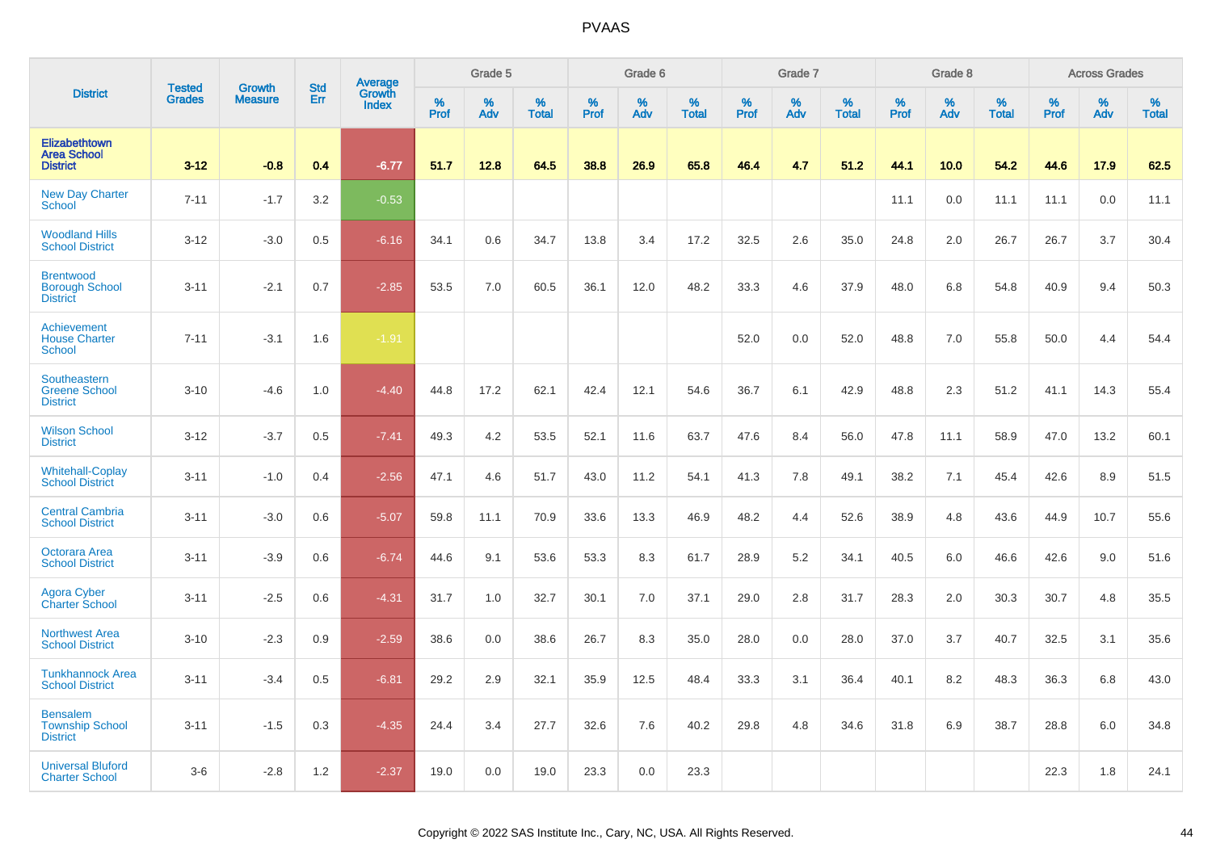# PVAAS

| District | Tested Grades | Growth Measure | Std Err | Average Growth Index | Grade 5 | | | Grade 6 | | | Grade 7 | | | Grade 8 | | | Across Grades | | |
|---|---|---|---|---|---|---|---|---|---|---|---|---|---|---|---|---|---|---|---|
| | | | | | % Prof | % Adv | % Total | % Prof | % Adv | % Total | % Prof | % Adv | % Total | % Prof | % Adv | % Total | % Prof | % Adv | % Total |
| **Elizabethtown Area School District** | **3-12** | **-0.8** | **0.4** | **-6.77** | **51.7** | **12.8** | **64.5** | **38.8** | **26.9** | **65.8** | **46.4** | **4.7** | **51.2** | **44.1** | **10.0** | **54.2** | **44.6** | **17.9** | **62.5** |
| New Day Charter School | 7-11 | -1.7 | 3.2 | -0.53 | | | | | | | | | | 11.1 | 0.0 | 11.1 | 11.1 | 0.0 | 11.1 |
| Woodland Hills School District | 3-12 | -3.0 | 0.5 | -6.16 | 34.1 | 0.6 | 34.7 | 13.8 | 3.4 | 17.2 | 32.5 | 2.6 | 35.0 | 24.8 | 2.0 | 26.7 | 26.7 | 3.7 | 30.4 |
| Brentwood Borough School District | 3-11 | -2.1 | 0.7 | -2.85 | 53.5 | 7.0 | 60.5 | 36.1 | 12.0 | 48.2 | 33.3 | 4.6 | 37.9 | 48.0 | 6.8 | 54.8 | 40.9 | 9.4 | 50.3 |
| Achievement House Charter School | 7-11 | -3.1 | 1.6 | -1.91 | | | | | | | 52.0 | 0.0 | 52.0 | 48.8 | 7.0 | 55.8 | 50.0 | 4.4 | 54.4 |
| Southeastern Greene School District | 3-10 | -4.6 | 1.0 | -4.40 | 44.8 | 17.2 | 62.1 | 42.4 | 12.1 | 54.6 | 36.7 | 6.1 | 42.9 | 48.8 | 2.3 | 51.2 | 41.1 | 14.3 | 55.4 |
| Wilson School District | 3-12 | -3.7 | 0.5 | -7.41 | 49.3 | 4.2 | 53.5 | 52.1 | 11.6 | 63.7 | 47.6 | 8.4 | 56.0 | 47.8 | 11.1 | 58.9 | 47.0 | 13.2 | 60.1 |
| Whitehall-Coplay School District | 3-11 | -1.0 | 0.4 | -2.56 | 47.1 | 4.6 | 51.7 | 43.0 | 11.2 | 54.1 | 41.3 | 7.8 | 49.1 | 38.2 | 7.1 | 45.4 | 42.6 | 8.9 | 51.5 |
| Central Cambria School District | 3-11 | -3.0 | 0.6 | -5.07 | 59.8 | 11.1 | 70.9 | 33.6 | 13.3 | 46.9 | 48.2 | 4.4 | 52.6 | 38.9 | 4.8 | 43.6 | 44.9 | 10.7 | 55.6 |
| Octorara Area School District | 3-11 | -3.9 | 0.6 | -6.74 | 44.6 | 9.1 | 53.6 | 53.3 | 8.3 | 61.7 | 28.9 | 5.2 | 34.1 | 40.5 | 6.0 | 46.6 | 42.6 | 9.0 | 51.6 |
| Agora Cyber Charter School | 3-11 | -2.5 | 0.6 | -4.31 | 31.7 | 1.0 | 32.7 | 30.1 | 7.0 | 37.1 | 29.0 | 2.8 | 31.7 | 28.3 | 2.0 | 30.3 | 30.7 | 4.8 | 35.5 |
| Northwest Area School District | 3-10 | -2.3 | 0.9 | -2.59 | 38.6 | 0.0 | 38.6 | 26.7 | 8.3 | 35.0 | 28.0 | 0.0 | 28.0 | 37.0 | 3.7 | 40.7 | 32.5 | 3.1 | 35.6 |
| Tunkhannock Area School District | 3-11 | -3.4 | 0.5 | -6.81 | 29.2 | 2.9 | 32.1 | 35.9 | 12.5 | 48.4 | 33.3 | 3.1 | 36.4 | 40.1 | 8.2 | 48.3 | 36.3 | 6.8 | 43.0 |
| Bensalem Township School District | 3-11 | -1.5 | 0.3 | -4.35 | 24.4 | 3.4 | 27.7 | 32.6 | 7.6 | 40.2 | 29.8 | 4.8 | 34.6 | 31.8 | 6.9 | 38.7 | 28.8 | 6.0 | 34.8 |
| Universal Bluford Charter School | 3-6 | -2.8 | 1.2 | -2.37 | 19.0 | 0.0 | 19.0 | 23.3 | 0.0 | 23.3 | | | | | | | 22.3 | 1.8 | 24.1 |

Copyright © 2022 SAS Institute Inc., Cary, NC, USA. All Rights Reserved.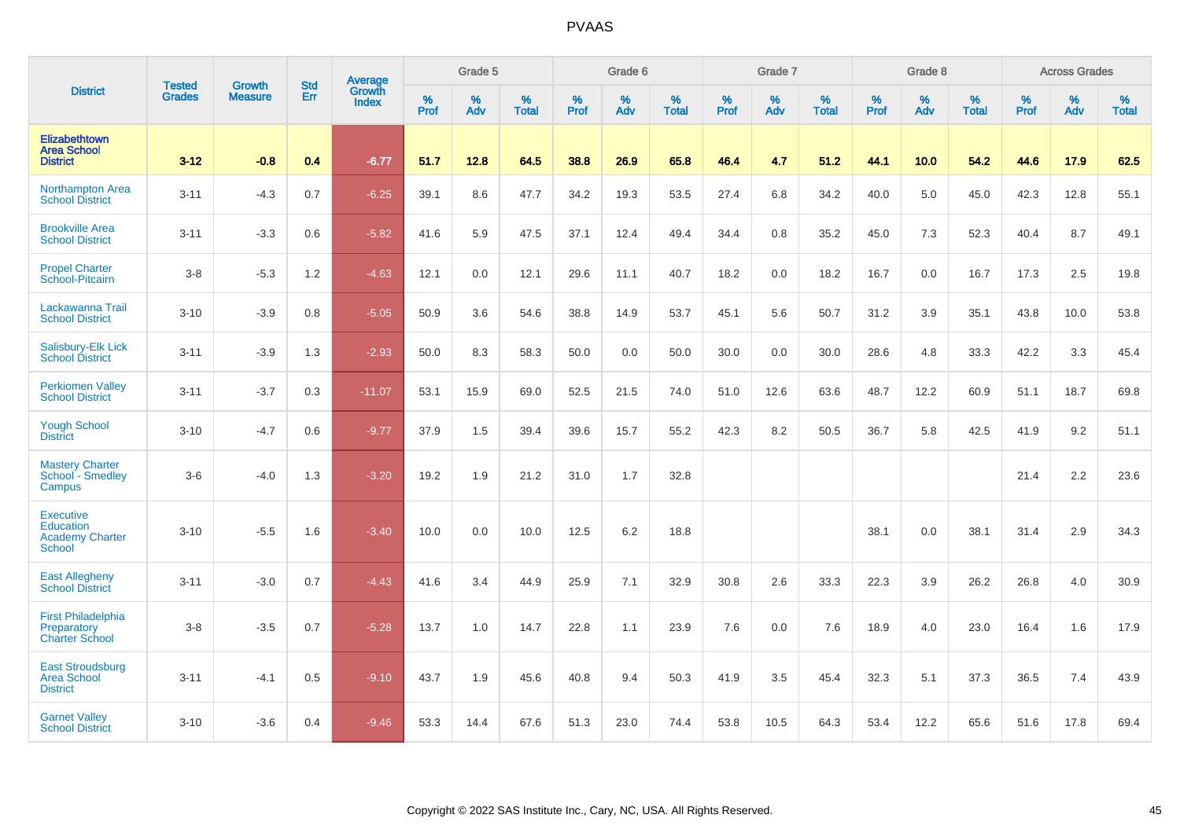# PVAAS

| District | Tested Grades | Growth Measure | Std Err | Average Growth Index | Grade 5 | | | Grade 6 | | | Grade 7 | | | Grade 8 | | | Across Grades | | |
|---|---|---|---|---|---|---|---|---|---|---|---|---|---|---|---|---|---|---|---|
| | | | | | % Prof | % Adv | % Total | % Prof | % Adv | % Total | % Prof | % Adv | % Total | % Prof | % Adv | % Total | % Prof | % Adv | % Total |
| **Elizabethtown Area School District** | **3-12** | **-0.8** | **0.4** | **-6.77** | **51.7** | **12.8** | **64.5** | **38.8** | **26.9** | **65.8** | **46.4** | **4.7** | **51.2** | **44.1** | **10.0** | **54.2** | **44.6** | **17.9** | **62.5** |
| Northampton Area School District | 3-11 | -4.3 | 0.7 | -6.25 | 39.1 | 8.6 | 47.7 | 34.2 | 19.3 | 53.5 | 27.4 | 6.8 | 34.2 | 40.0 | 5.0 | 45.0 | 42.3 | 12.8 | 55.1 |
| Brookville Area School District | 3-11 | -3.3 | 0.6 | -5.82 | 41.6 | 5.9 | 47.5 | 37.1 | 12.4 | 49.4 | 34.4 | 0.8 | 35.2 | 45.0 | 7.3 | 52.3 | 40.4 | 8.7 | 49.1 |
| Propel Charter School-Pitcairn | 3-8 | -5.3 | 1.2 | -4.63 | 12.1 | 0.0 | 12.1 | 29.6 | 11.1 | 40.7 | 18.2 | 0.0 | 18.2 | 16.7 | 0.0 | 16.7 | 17.3 | 2.5 | 19.8 |
| Lackawanna Trail School District | 3-10 | -3.9 | 0.8 | -5.05 | 50.9 | 3.6 | 54.6 | 38.8 | 14.9 | 53.7 | 45.1 | 5.6 | 50.7 | 31.2 | 3.9 | 35.1 | 43.8 | 10.0 | 53.8 |
| Salisbury-Elk Lick School District | 3-11 | -3.9 | 1.3 | -2.93 | 50.0 | 8.3 | 58.3 | 50.0 | 0.0 | 50.0 | 30.0 | 0.0 | 30.0 | 28.6 | 4.8 | 33.3 | 42.2 | 3.3 | 45.4 |
| Perkiomen Valley School District | 3-11 | -3.7 | 0.3 | -11.07 | 53.1 | 15.9 | 69.0 | 52.5 | 21.5 | 74.0 | 51.0 | 12.6 | 63.6 | 48.7 | 12.2 | 60.9 | 51.1 | 18.7 | 69.8 |
| Yough School District | 3-10 | -4.7 | 0.6 | -9.77 | 37.9 | 1.5 | 39.4 | 39.6 | 15.7 | 55.2 | 42.3 | 8.2 | 50.5 | 36.7 | 5.8 | 42.5 | 41.9 | 9.2 | 51.1 |
| Mastery Charter School - Smedley Campus | 3-6 | -4.0 | 1.3 | -3.20 | 19.2 | 1.9 | 21.2 | 31.0 | 1.7 | 32.8 | | | | | | | 21.4 | 2.2 | 23.6 |
| Executive Education Academy Charter School | 3-10 | -5.5 | 1.6 | -3.40 | 10.0 | 0.0 | 10.0 | 12.5 | 6.2 | 18.8 | | | | 38.1 | 0.0 | 38.1 | 31.4 | 2.9 | 34.3 |
| East Allegheny School District | 3-11 | -3.0 | 0.7 | -4.43 | 41.6 | 3.4 | 44.9 | 25.9 | 7.1 | 32.9 | 30.8 | 2.6 | 33.3 | 22.3 | 3.9 | 26.2 | 26.8 | 4.0 | 30.9 |
| First Philadelphia Preparatory Charter School | 3-8 | -3.5 | 0.7 | -5.28 | 13.7 | 1.0 | 14.7 | 22.8 | 1.1 | 23.9 | 7.6 | 0.0 | 7.6 | 18.9 | 4.0 | 23.0 | 16.4 | 1.6 | 17.9 |
| East Stroudsburg Area School District | 3-11 | -4.1 | 0.5 | -9.10 | 43.7 | 1.9 | 45.6 | 40.8 | 9.4 | 50.3 | 41.9 | 3.5 | 45.4 | 32.3 | 5.1 | 37.3 | 36.5 | 7.4 | 43.9 |
| Garnet Valley School District | 3-10 | -3.6 | 0.4 | -9.46 | 53.3 | 14.4 | 67.6 | 51.3 | 23.0 | 74.4 | 53.8 | 10.5 | 64.3 | 53.4 | 12.2 | 65.6 | 51.6 | 17.8 | 69.4 |

Copyright © 2022 SAS Institute Inc., Cary, NC, USA. All Rights Reserved.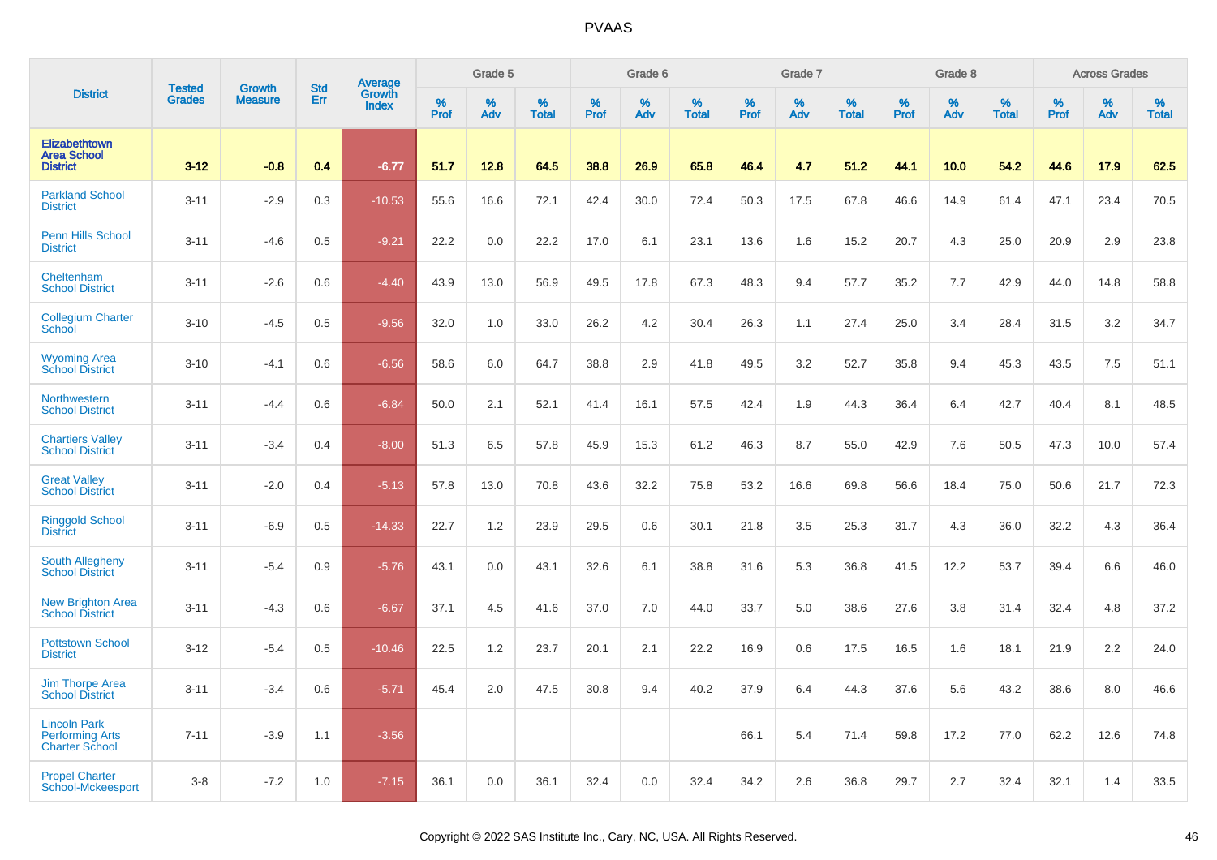# PVAAS

| District | Tested Grades | Growth Measure | Std Err | Average Growth Index | Grade 5 | | | Grade 6 | | | Grade 7 | | | Grade 8 | | | Across Grades | | |
|---|---|---|---|---|---|---|---|---|---|---|---|---|---|---|---|---|---|---|---|
| | | | | | % Prof | % Adv | % Total | % Prof | % Adv | % Total | % Prof | % Adv | % Total | % Prof | % Adv | % Total | % Prof | % Adv | % Total |
| **Elizabethtown Area School District** | **3-12** | **-0.8** | **0.4** | **-6.77** | **51.7** | **12.8** | **64.5** | **38.8** | **26.9** | **65.8** | **46.4** | **4.7** | **51.2** | **44.1** | **10.0** | **54.2** | **44.6** | **17.9** | **62.5** |
| Parkland School District | 3-11 | -2.9 | 0.3 | -10.53 | 55.6 | 16.6 | 72.1 | 42.4 | 30.0 | 72.4 | 50.3 | 17.5 | 67.8 | 46.6 | 14.9 | 61.4 | 47.1 | 23.4 | 70.5 |
| Penn Hills School District | 3-11 | -4.6 | 0.5 | -9.21 | 22.2 | 0.0 | 22.2 | 17.0 | 6.1 | 23.1 | 13.6 | 1.6 | 15.2 | 20.7 | 4.3 | 25.0 | 20.9 | 2.9 | 23.8 |
| Cheltenham School District | 3-11 | -2.6 | 0.6 | -4.40 | 43.9 | 13.0 | 56.9 | 49.5 | 17.8 | 67.3 | 48.3 | 9.4 | 57.7 | 35.2 | 7.7 | 42.9 | 44.0 | 14.8 | 58.8 |
| Collegium Charter School | 3-10 | -4.5 | 0.5 | -9.56 | 32.0 | 1.0 | 33.0 | 26.2 | 4.2 | 30.4 | 26.3 | 1.1 | 27.4 | 25.0 | 3.4 | 28.4 | 31.5 | 3.2 | 34.7 |
| Wyoming Area School District | 3-10 | -4.1 | 0.6 | -6.56 | 58.6 | 6.0 | 64.7 | 38.8 | 2.9 | 41.8 | 49.5 | 3.2 | 52.7 | 35.8 | 9.4 | 45.3 | 43.5 | 7.5 | 51.1 |
| Northwestern School District | 3-11 | -4.4 | 0.6 | -6.84 | 50.0 | 2.1 | 52.1 | 41.4 | 16.1 | 57.5 | 42.4 | 1.9 | 44.3 | 36.4 | 6.4 | 42.7 | 40.4 | 8.1 | 48.5 |
| Chartiers Valley School District | 3-11 | -3.4 | 0.4 | -8.00 | 51.3 | 6.5 | 57.8 | 45.9 | 15.3 | 61.2 | 46.3 | 8.7 | 55.0 | 42.9 | 7.6 | 50.5 | 47.3 | 10.0 | 57.4 |
| Great Valley School District | 3-11 | -2.0 | 0.4 | -5.13 | 57.8 | 13.0 | 70.8 | 43.6 | 32.2 | 75.8 | 53.2 | 16.6 | 69.8 | 56.6 | 18.4 | 75.0 | 50.6 | 21.7 | 72.3 |
| Ringgold School District | 3-11 | -6.9 | 0.5 | -14.33 | 22.7 | 1.2 | 23.9 | 29.5 | 0.6 | 30.1 | 21.8 | 3.5 | 25.3 | 31.7 | 4.3 | 36.0 | 32.2 | 4.3 | 36.4 |
| South Allegheny School District | 3-11 | -5.4 | 0.9 | -5.76 | 43.1 | 0.0 | 43.1 | 32.6 | 6.1 | 38.8 | 31.6 | 5.3 | 36.8 | 41.5 | 12.2 | 53.7 | 39.4 | 6.6 | 46.0 |
| New Brighton Area School District | 3-11 | -4.3 | 0.6 | -6.67 | 37.1 | 4.5 | 41.6 | 37.0 | 7.0 | 44.0 | 33.7 | 5.0 | 38.6 | 27.6 | 3.8 | 31.4 | 32.4 | 4.8 | 37.2 |
| Pottstown School District | 3-12 | -5.4 | 0.5 | -10.46 | 22.5 | 1.2 | 23.7 | 20.1 | 2.1 | 22.2 | 16.9 | 0.6 | 17.5 | 16.5 | 1.6 | 18.1 | 21.9 | 2.2 | 24.0 |
| Jim Thorpe Area School District | 3-11 | -3.4 | 0.6 | -5.71 | 45.4 | 2.0 | 47.5 | 30.8 | 9.4 | 40.2 | 37.9 | 6.4 | 44.3 | 37.6 | 5.6 | 43.2 | 38.6 | 8.0 | 46.6 |
| Lincoln Park Performing Arts Charter School | 7-11 | -3.9 | 1.1 | -3.56 | | | | | | | 66.1 | 5.4 | 71.4 | 59.8 | 17.2 | 77.0 | 62.2 | 12.6 | 74.8 |
| Propel Charter School-Mckeesport | 3-8 | -7.2 | 1.0 | -7.15 | 36.1 | 0.0 | 36.1 | 32.4 | 0.0 | 32.4 | 34.2 | 2.6 | 36.8 | 29.7 | 2.7 | 32.4 | 32.1 | 1.4 | 33.5 |

Copyright © 2022 SAS Institute Inc., Cary, NC, USA. All Rights Reserved.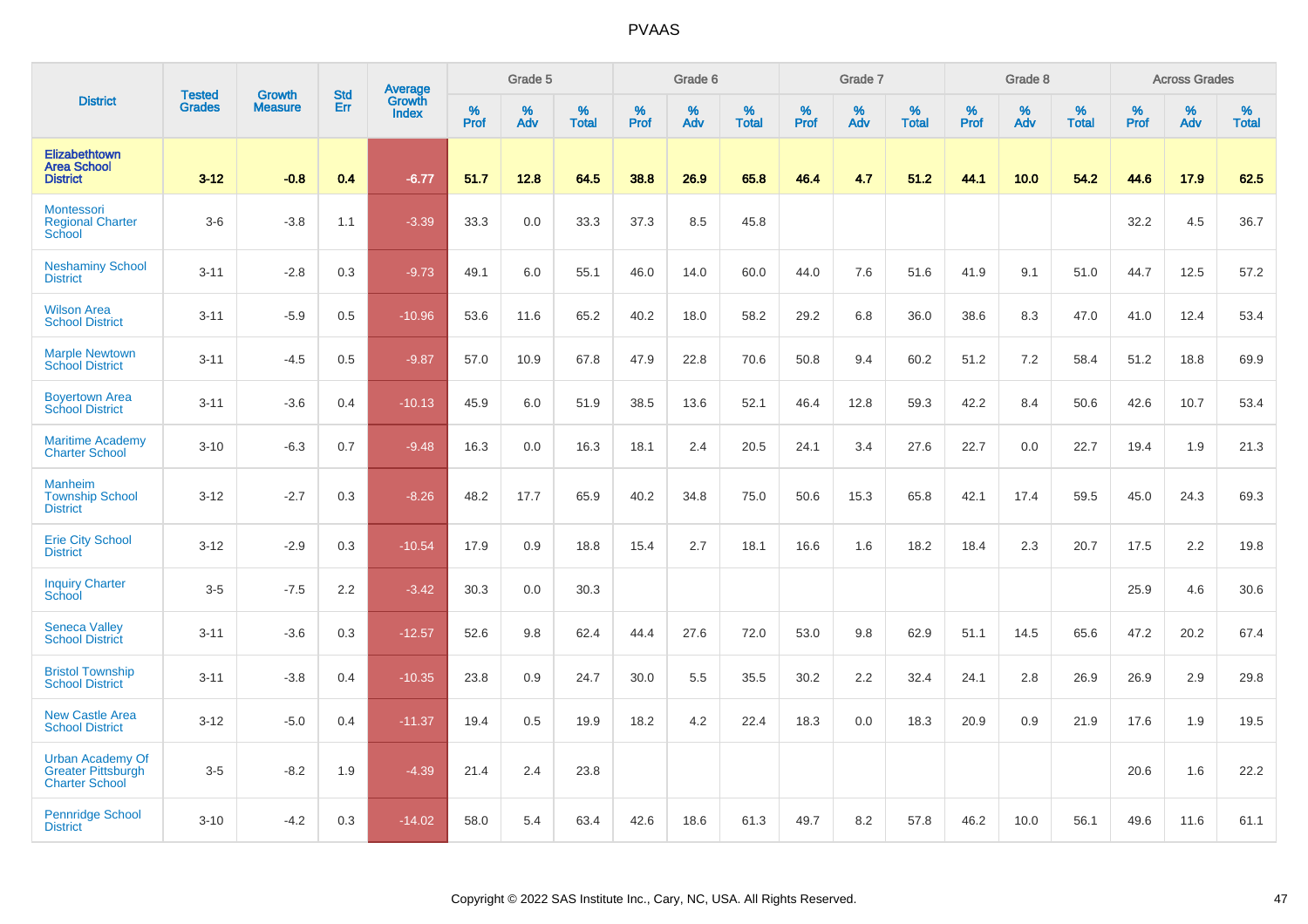# PVAAS

| District | Tested Grades | Growth Measure | Std Err | Average Growth Index | Grade 5 | | | Grade 6 | | | Grade 7 | | | Grade 8 | | | Across Grades | | |
|---|---|---|---|---|---|---|---|---|---|---|---|---|---|---|---|---|---|---|---|
| | | | | | % Prof | % Adv | % Total | % Prof | % Adv | % Total | % Prof | % Adv | % Total | % Prof | % Adv | % Total | % Prof | % Adv | % Total |
| **Elizabethtown Area School District** | **3-12** | **-0.8** | **0.4** | **-6.77** | **51.7** | **12.8** | **64.5** | **38.8** | **26.9** | **65.8** | **46.4** | **4.7** | **51.2** | **44.1** | **10.0** | **54.2** | **44.6** | **17.9** | **62.5** |
| Montessori Regional Charter School | 3-6 | -3.8 | 1.1 | -3.39 | 33.3 | 0.0 | 33.3 | 37.3 | 8.5 | 45.8 | | | | | | | 32.2 | 4.5 | 36.7 |
| Neshaminy School District | 3-11 | -2.8 | 0.3 | -9.73 | 49.1 | 6.0 | 55.1 | 46.0 | 14.0 | 60.0 | 44.0 | 7.6 | 51.6 | 41.9 | 9.1 | 51.0 | 44.7 | 12.5 | 57.2 |
| Wilson Area School District | 3-11 | -5.9 | 0.5 | -10.96 | 53.6 | 11.6 | 65.2 | 40.2 | 18.0 | 58.2 | 29.2 | 6.8 | 36.0 | 38.6 | 8.3 | 47.0 | 41.0 | 12.4 | 53.4 |
| Marple Newtown School District | 3-11 | -4.5 | 0.5 | -9.87 | 57.0 | 10.9 | 67.8 | 47.9 | 22.8 | 70.6 | 50.8 | 9.4 | 60.2 | 51.2 | 7.2 | 58.4 | 51.2 | 18.8 | 69.9 |
| Boyertown Area School District | 3-11 | -3.6 | 0.4 | -10.13 | 45.9 | 6.0 | 51.9 | 38.5 | 13.6 | 52.1 | 46.4 | 12.8 | 59.3 | 42.2 | 8.4 | 50.6 | 42.6 | 10.7 | 53.4 |
| Maritime Academy Charter School | 3-10 | -6.3 | 0.7 | -9.48 | 16.3 | 0.0 | 16.3 | 18.1 | 2.4 | 20.5 | 24.1 | 3.4 | 27.6 | 22.7 | 0.0 | 22.7 | 19.4 | 1.9 | 21.3 |
| Manheim Township School District | 3-12 | -2.7 | 0.3 | -8.26 | 48.2 | 17.7 | 65.9 | 40.2 | 34.8 | 75.0 | 50.6 | 15.3 | 65.8 | 42.1 | 17.4 | 59.5 | 45.0 | 24.3 | 69.3 |
| Erie City School District | 3-12 | -2.9 | 0.3 | -10.54 | 17.9 | 0.9 | 18.8 | 15.4 | 2.7 | 18.1 | 16.6 | 1.6 | 18.2 | 18.4 | 2.3 | 20.7 | 17.5 | 2.2 | 19.8 |
| Inquiry Charter School | 3-5 | -7.5 | 2.2 | -3.42 | 30.3 | 0.0 | 30.3 | | | | | | | | | | 25.9 | 4.6 | 30.6 |
| Seneca Valley School District | 3-11 | -3.6 | 0.3 | -12.57 | 52.6 | 9.8 | 62.4 | 44.4 | 27.6 | 72.0 | 53.0 | 9.8 | 62.9 | 51.1 | 14.5 | 65.6 | 47.2 | 20.2 | 67.4 |
| Bristol Township School District | 3-11 | -3.8 | 0.4 | -10.35 | 23.8 | 0.9 | 24.7 | 30.0 | 5.5 | 35.5 | 30.2 | 2.2 | 32.4 | 24.1 | 2.8 | 26.9 | 26.9 | 2.9 | 29.8 |
| New Castle Area School District | 3-12 | -5.0 | 0.4 | -11.37 | 19.4 | 0.5 | 19.9 | 18.2 | 4.2 | 22.4 | 18.3 | 0.0 | 18.3 | 20.9 | 0.9 | 21.9 | 17.6 | 1.9 | 19.5 |
| Urban Academy Of Greater Pittsburgh Charter School | 3-5 | -8.2 | 1.9 | -4.39 | 21.4 | 2.4 | 23.8 | | | | | | | | | | 20.6 | 1.6 | 22.2 |
| Pennridge School District | 3-10 | -4.2 | 0.3 | -14.02 | 58.0 | 5.4 | 63.4 | 42.6 | 18.6 | 61.3 | 49.7 | 8.2 | 57.8 | 46.2 | 10.0 | 56.1 | 49.6 | 11.6 | 61.1 |

Copyright © 2022 SAS Institute Inc., Cary, NC, USA. All Rights Reserved.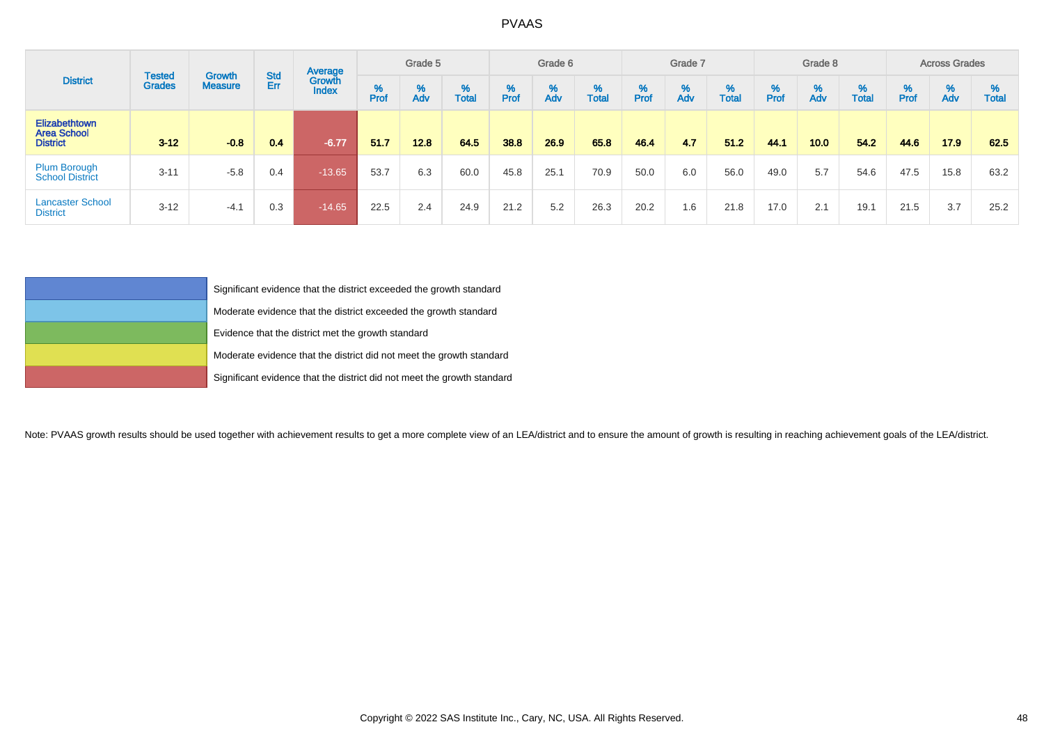# PVAAS

| District | Tested Grades | Growth Measure | Std Err | Average Growth Index | Grade 5 | | | Grade 6 | | | Grade 7 | | | Grade 8 | | | Across Grades | | |
|---|---|---|---|---|---|---|---|---|---|---|---|---|---|---|---|---|---|---|---|
| | | | | | % Prof | % Adv | % Total | % Prof | % Adv | % Total | % Prof | % Adv | % Total | % Prof | % Adv | % Total | % Prof | % Adv | % Total |
| **Elizabethtown Area School District** | **3-12** | **-0.8** | **0.4** | **-6.77** | **51.7** | **12.8** | **64.5** | **38.8** | **26.9** | **65.8** | **46.4** | **4.7** | **51.2** | **44.1** | **10.0** | **54.2** | **44.6** | **17.9** | **62.5** |
| Plum Borough School District | 3-11 | -5.8 | 0.4 | -13.65 | 53.7 | 6.3 | 60.0 | 45.8 | 25.1 | 70.9 | 50.0 | 6.0 | 56.0 | 49.0 | 5.7 | 54.6 | 47.5 | 15.8 | 63.2 |
| Lancaster School District | 3-12 | -4.1 | 0.3 | -14.65 | 22.5 | 2.4 | 24.9 | 21.2 | 5.2 | 26.3 | 20.2 | 1.6 | 21.8 | 17.0 | 2.1 | 19.1 | 21.5 | 3.7 | 25.2 |

- Significant evidence that the district exceeded the growth standard
- Moderate evidence that the district exceeded the growth standard
- Evidence that the district met the growth standard
- Moderate evidence that the district did not meet the growth standard
- Significant evidence that the district did not meet the growth standard

Note: PVAAS growth results should be used together with achievement results to get a more complete view of an LEA/district and to ensure the amount of growth is resulting in reaching achievement goals of the LEA/district.

Copyright © 2022 SAS Institute Inc., Cary, NC, USA. All Rights Reserved.